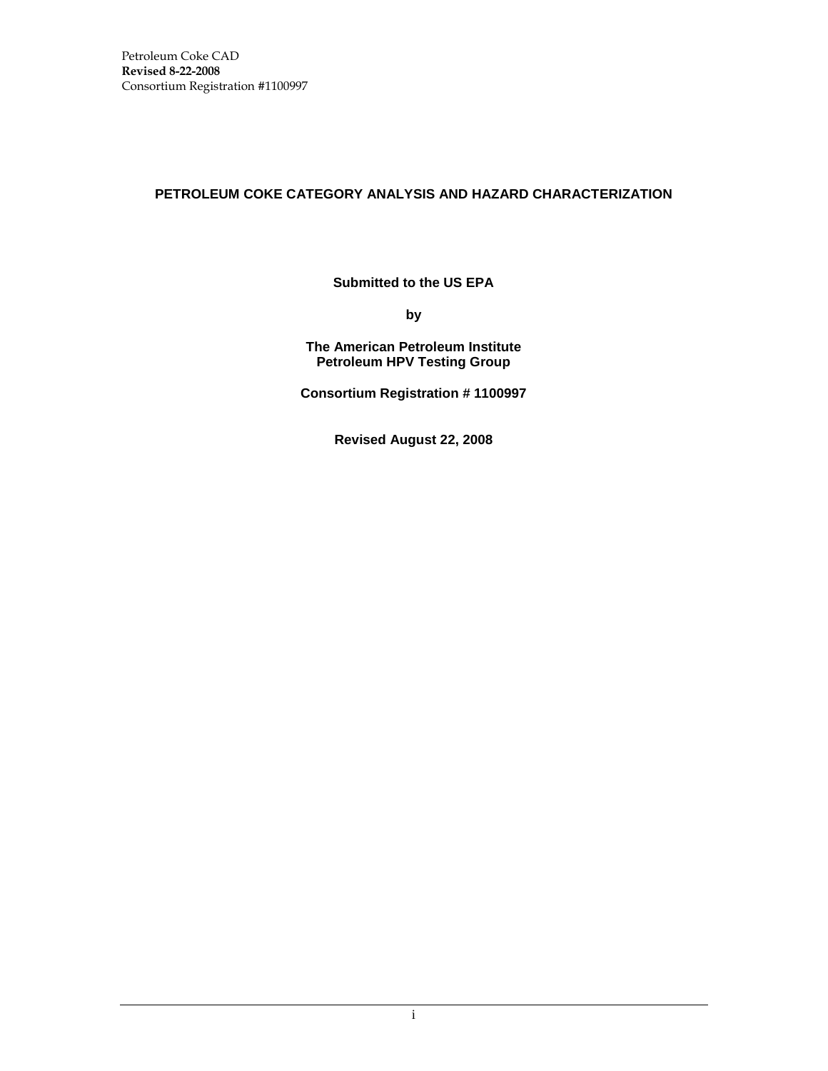# PETROLEUM COKE CATEGORY ANALYSIS AND HAZARD CHARACTERIZATION

**Submitted to the US EPA**

**by**

**The American Petroleum Institute**
**Petroleum HPV Testing Group**

**Consortium Registration # 1100997**

**Revised August 22, 2008**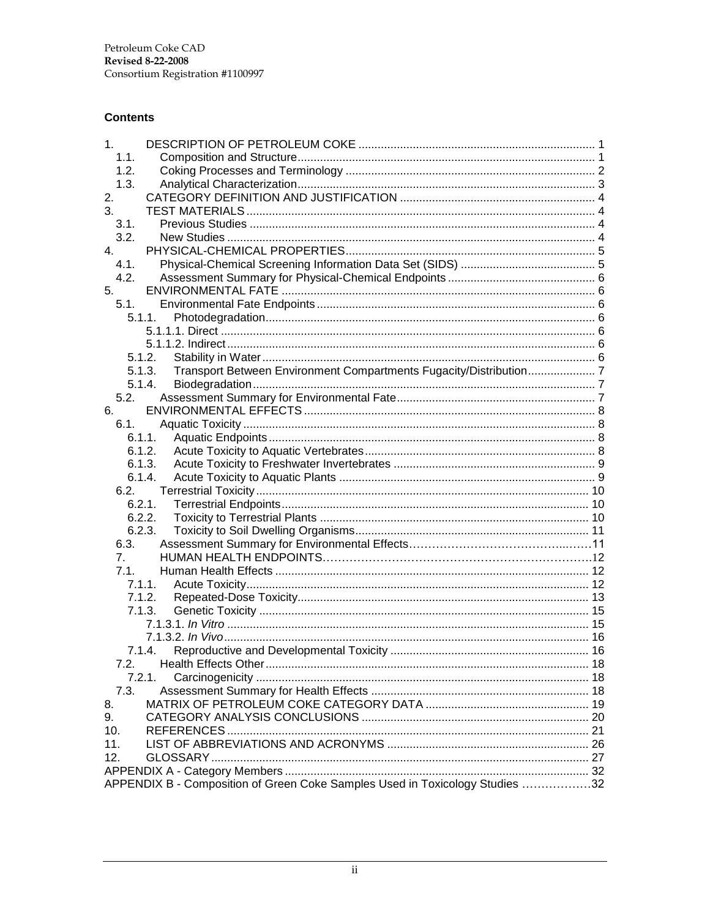## Contents

1. DESCRIPTION OF PETROLEUM COKE ... 1
   - 1.1. Composition and Structure ... 1
   - 1.2. Coking Processes and Terminology ... 2
   - 1.3. Analytical Characterization ... 3
2. CATEGORY DEFINITION AND JUSTIFICATION ... 4
3. TEST MATERIALS ... 4
   - 3.1. Previous Studies ... 4
   - 3.2. New Studies ... 4
4. PHYSICAL-CHEMICAL PROPERTIES ... 5
   - 4.1. Physical-Chemical Screening Information Data Set (SIDS) ... 5
   - 4.2. Assessment Summary for Physical-Chemical Endpoints ... 6
5. ENVIRONMENTAL FATE ... 6
   - 5.1. Environmental Fate Endpoints ... 6
     - 5.1.1. Photodegradation ... 6
       - 5.1.1.1. Direct ... 6
       - 5.1.1.2. Indirect ... 6
     - 5.1.2. Stability in Water ... 6
     - 5.1.3. Transport Between Environment Compartments Fugacity/Distribution ... 7
     - 5.1.4. Biodegradation ... 7
   - 5.2. Assessment Summary for Environmental Fate ... 7
6. ENVIRONMENTAL EFFECTS ... 8
   - 6.1. Aquatic Toxicity ... 8
     - 6.1.1. Aquatic Endpoints ... 8
     - 6.1.2. Acute Toxicity to Aquatic Vertebrates ... 8
     - 6.1.3. Acute Toxicity to Freshwater Invertebrates ... 9
     - 6.1.4. Acute Toxicity to Aquatic Plants ... 9
   - 6.2. Terrestrial Toxicity ... 10
     - 6.2.1. Terrestrial Endpoints ... 10
     - 6.2.2. Toxicity to Terrestrial Plants ... 10
     - 6.2.3. Toxicity to Soil Dwelling Organisms ... 11
   - 6.3. Assessment Summary for Environmental Effects ... 11
7. HUMAN HEALTH ENDPOINTS ... 12
   - 7.1. Human Health Effects ... 12
     - 7.1.1. Acute Toxicity ... 12
     - 7.1.2. Repeated-Dose Toxicity ... 13
     - 7.1.3. Genetic Toxicity ... 15
       - 7.1.3.1. *In Vitro* ... 15
       - 7.1.3.2. *In Vivo* ... 16
     - 7.1.4. Reproductive and Developmental Toxicity ... 16
   - 7.2. Health Effects Other ... 18
     - 7.2.1. Carcinogenicity ... 18
   - 7.3. Assessment Summary for Health Effects ... 18
8. MATRIX OF PETROLEUM COKE CATEGORY DATA ... 19
9. CATEGORY ANALYSIS CONCLUSIONS ... 20
10. REFERENCES ... 21
11. LIST OF ABBREVIATIONS AND ACRONYMS ... 26
12. GLOSSARY ... 27

APPENDIX A - Category Members ... 32

APPENDIX B - Composition of Green Coke Samples Used in Toxicology Studies ... 32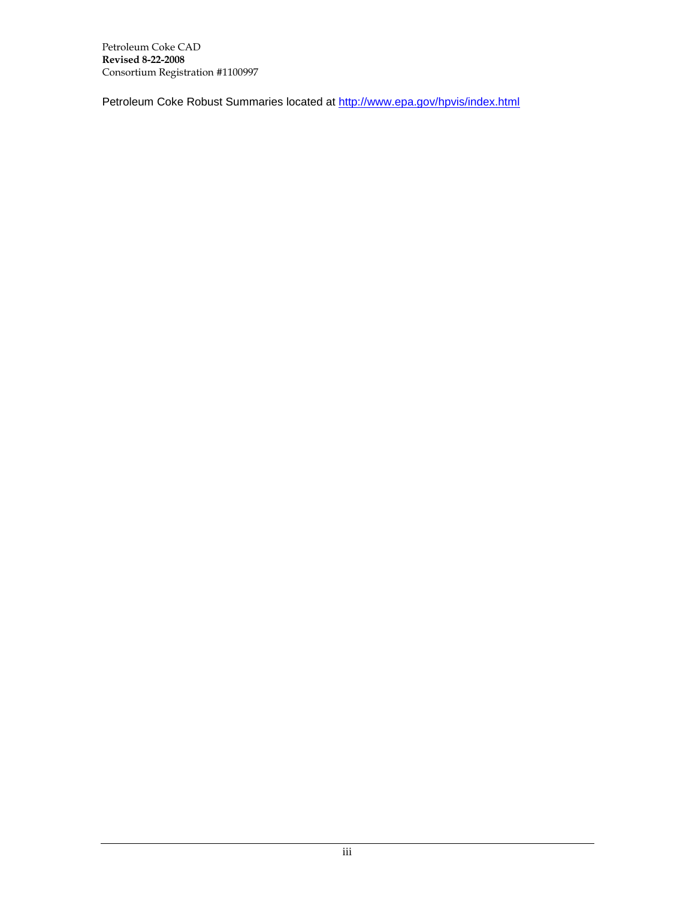Petroleum Coke Robust Summaries located at http://www.epa.gov/hpvis/index.html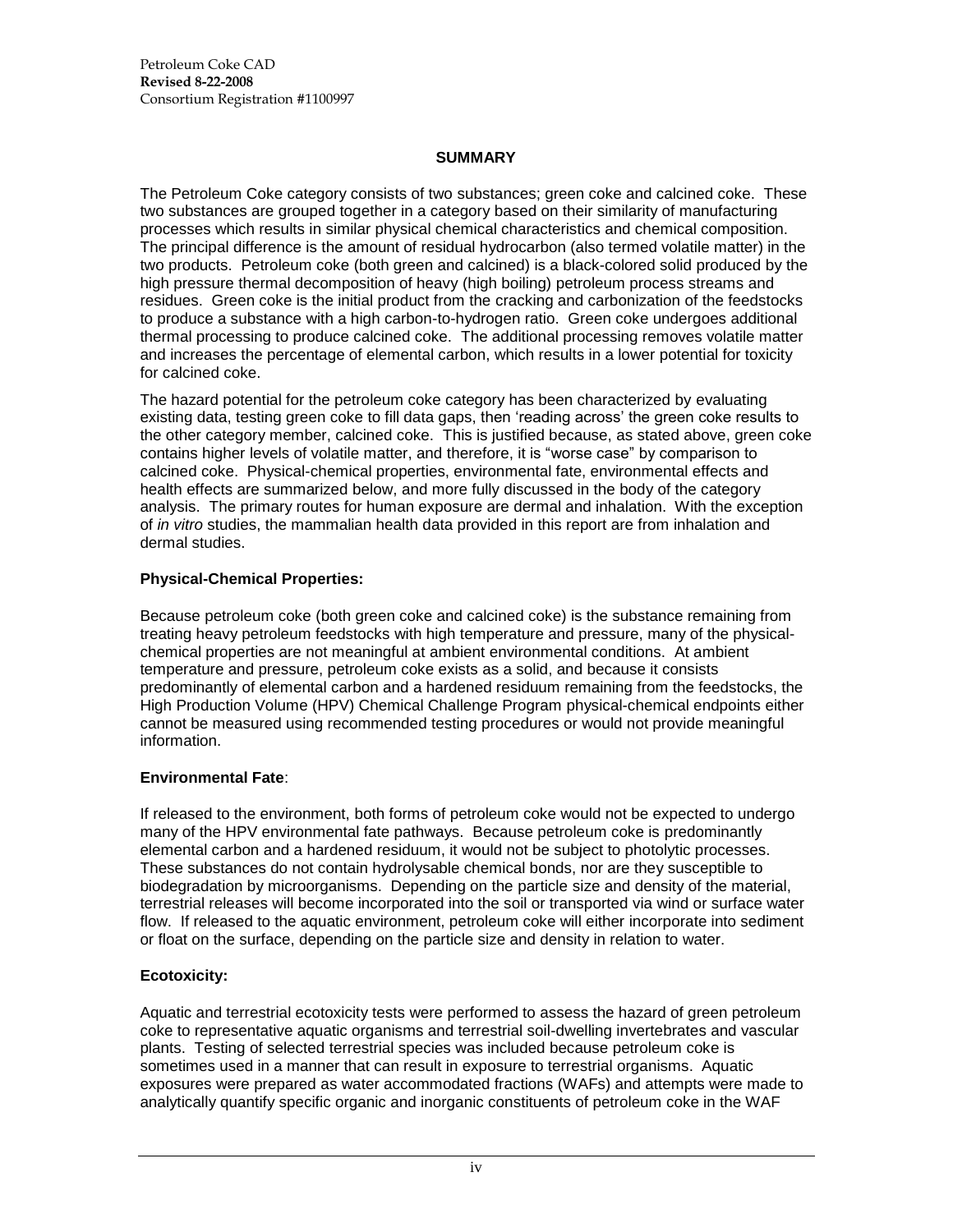## SUMMARY

The Petroleum Coke category consists of two substances; green coke and calcined coke. These two substances are grouped together in a category based on their similarity of manufacturing processes which results in similar physical chemical characteristics and chemical composition. The principal difference is the amount of residual hydrocarbon (also termed volatile matter) in the two products. Petroleum coke (both green and calcined) is a black-colored solid produced by the high pressure thermal decomposition of heavy (high boiling) petroleum process streams and residues. Green coke is the initial product from the cracking and carbonization of the feedstocks to produce a substance with a high carbon-to-hydrogen ratio. Green coke undergoes additional thermal processing to produce calcined coke. The additional processing removes volatile matter and increases the percentage of elemental carbon, which results in a lower potential for toxicity for calcined coke.

The hazard potential for the petroleum coke category has been characterized by evaluating existing data, testing green coke to fill data gaps, then 'reading across' the green coke results to the other category member, calcined coke. This is justified because, as stated above, green coke contains higher levels of volatile matter, and therefore, it is "worse case" by comparison to calcined coke. Physical-chemical properties, environmental fate, environmental effects and health effects are summarized below, and more fully discussed in the body of the category analysis. The primary routes for human exposure are dermal and inhalation. With the exception of *in vitro* studies, the mammalian health data provided in this report are from inhalation and dermal studies.

### Physical-Chemical Properties:

Because petroleum coke (both green coke and calcined coke) is the substance remaining from treating heavy petroleum feedstocks with high temperature and pressure, many of the physical-chemical properties are not meaningful at ambient environmental conditions. At ambient temperature and pressure, petroleum coke exists as a solid, and because it consists predominantly of elemental carbon and a hardened residuum remaining from the feedstocks, the High Production Volume (HPV) Chemical Challenge Program physical-chemical endpoints either cannot be measured using recommended testing procedures or would not provide meaningful information.

### Environmental Fate:

If released to the environment, both forms of petroleum coke would not be expected to undergo many of the HPV environmental fate pathways. Because petroleum coke is predominantly elemental carbon and a hardened residuum, it would not be subject to photolytic processes. These substances do not contain hydrolysable chemical bonds, nor are they susceptible to biodegradation by microorganisms. Depending on the particle size and density of the material, terrestrial releases will become incorporated into the soil or transported via wind or surface water flow. If released to the aquatic environment, petroleum coke will either incorporate into sediment or float on the surface, depending on the particle size and density in relation to water.

### Ecotoxicity:

Aquatic and terrestrial ecotoxicity tests were performed to assess the hazard of green petroleum coke to representative aquatic organisms and terrestrial soil-dwelling invertebrates and vascular plants. Testing of selected terrestrial species was included because petroleum coke is sometimes used in a manner that can result in exposure to terrestrial organisms. Aquatic exposures were prepared as water accommodated fractions (WAFs) and attempts were made to analytically quantify specific organic and inorganic constituents of petroleum coke in the WAF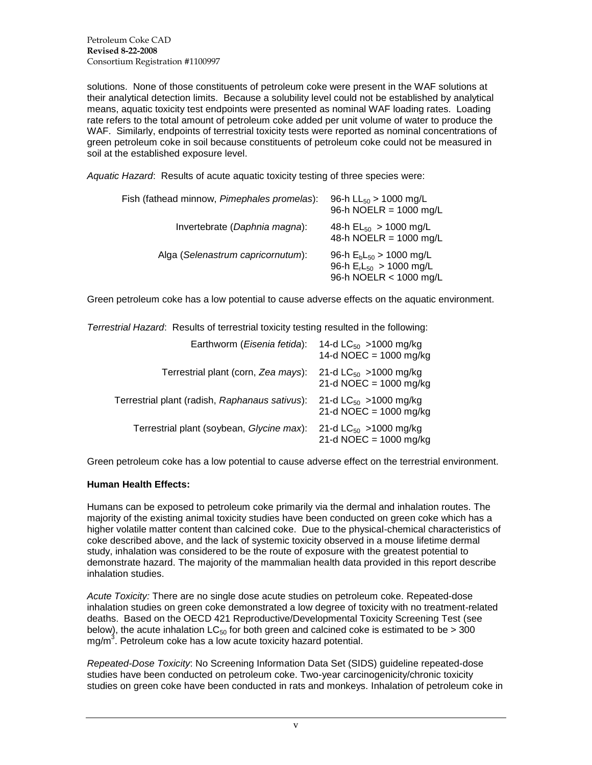solutions. None of those constituents of petroleum coke were present in the WAF solutions at their analytical detection limits. Because a solubility level could not be established by analytical means, aquatic toxicity test endpoints were presented as nominal WAF loading rates. Loading rate refers to the total amount of petroleum coke added per unit volume of water to produce the WAF. Similarly, endpoints of terrestrial toxicity tests were reported as nominal concentrations of green petroleum coke in soil because constituents of petroleum coke could not be measured in soil at the established exposure level.

*Aquatic Hazard*: Results of acute aquatic toxicity testing of three species were:

| | |
|---|---|
| Fish (fathead minnow, *Pimephales promelas*): | 96-h $LL_{50}$ > 1000 mg/L<br>96-h NOELR = 1000 mg/L |
| Invertebrate (*Daphnia magna*): | 48-h $EL_{50}$ > 1000 mg/L<br>48-h NOELR = 1000 mg/L |
| Alga (*Selenastrum capricornutum*): | 96-h $E_bL_{50}$ > 1000 mg/L<br>96-h $E_rL_{50}$ > 1000 mg/L<br>96-h NOELR < 1000 mg/L |

Green petroleum coke has a low potential to cause adverse effects on the aquatic environment.

*Terrestrial Hazard*: Results of terrestrial toxicity testing resulted in the following:

| | |
|---|---|
| Earthworm (*Eisenia fetida*): | 14-d $LC_{50}$ >1000 mg/kg<br>14-d NOEC = 1000 mg/kg |
| Terrestrial plant (corn, *Zea mays*): | 21-d $LC_{50}$ >1000 mg/kg<br>21-d NOEC = 1000 mg/kg |
| Terrestrial plant (radish, *Raphanaus sativus*): | 21-d $LC_{50}$ >1000 mg/kg<br>21-d NOEC = 1000 mg/kg |
| Terrestrial plant (soybean, *Glycine max*): | 21-d $LC_{50}$ >1000 mg/kg<br>21-d NOEC = 1000 mg/kg |

Green petroleum coke has a low potential to cause adverse effect on the terrestrial environment.

**Human Health Effects:**

Humans can be exposed to petroleum coke primarily via the dermal and inhalation routes. The majority of the existing animal toxicity studies have been conducted on green coke which has a higher volatile matter content than calcined coke. Due to the physical-chemical characteristics of coke described above, and the lack of systemic toxicity observed in a mouse lifetime dermal study, inhalation was considered to be the route of exposure with the greatest potential to demonstrate hazard. The majority of the mammalian health data provided in this report describe inhalation studies.

*Acute Toxicity:* There are no single dose acute studies on petroleum coke. Repeated-dose inhalation studies on green coke demonstrated a low degree of toxicity with no treatment-related deaths. Based on the OECD 421 Reproductive/Developmental Toxicity Screening Test (see below), the acute inhalation $LC_{50}$ for both green and calcined coke is estimated to be > 300 $mg/m^3$. Petroleum coke has a low acute toxicity hazard potential.

*Repeated-Dose Toxicity*: No Screening Information Data Set (SIDS) guideline repeated-dose studies have been conducted on petroleum coke. Two-year carcinogenicity/chronic toxicity studies on green coke have been conducted in rats and monkeys. Inhalation of petroleum coke in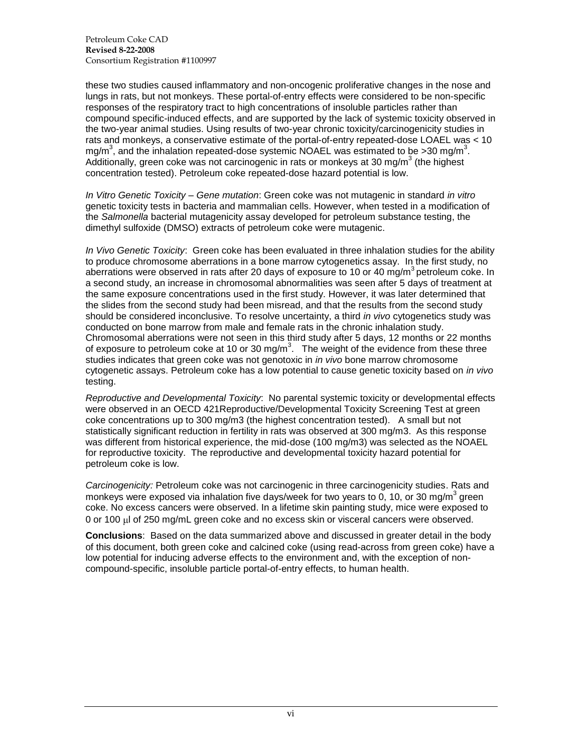these two studies caused inflammatory and non-oncogenic proliferative changes in the nose and lungs in rats, but not monkeys. These portal-of-entry effects were considered to be non-specific responses of the respiratory tract to high concentrations of insoluble particles rather than compound specific-induced effects, and are supported by the lack of systemic toxicity observed in the two-year animal studies. Using results of two-year chronic toxicity/carcinogenicity studies in rats and monkeys, a conservative estimate of the portal-of-entry repeated-dose LOAEL was < 10 $mg/m^3$, and the inhalation repeated-dose systemic NOAEL was estimated to be >30 $mg/m^3$. Additionally, green coke was not carcinogenic in rats or monkeys at 30 $mg/m^3$ (the highest concentration tested). Petroleum coke repeated-dose hazard potential is low.

*In Vitro Genetic Toxicity – Gene mutation*: Green coke was not mutagenic in standard *in vitro* genetic toxicity tests in bacteria and mammalian cells. However, when tested in a modification of the *Salmonella* bacterial mutagenicity assay developed for petroleum substance testing, the dimethyl sulfoxide (DMSO) extracts of petroleum coke were mutagenic.

*In Vivo Genetic Toxicity*: Green coke has been evaluated in three inhalation studies for the ability to produce chromosome aberrations in a bone marrow cytogenetics assay. In the first study, no aberrations were observed in rats after 20 days of exposure to 10 or 40 $mg/m^3$ petroleum coke. In a second study, an increase in chromosomal abnormalities was seen after 5 days of treatment at the same exposure concentrations used in the first study. However, it was later determined that the slides from the second study had been misread, and that the results from the second study should be considered inconclusive. To resolve uncertainty, a third *in vivo* cytogenetics study was conducted on bone marrow from male and female rats in the chronic inhalation study. Chromosomal aberrations were not seen in this third study after 5 days, 12 months or 22 months of exposure to petroleum coke at 10 or 30 $mg/m^3$. The weight of the evidence from these three studies indicates that green coke was not genotoxic in *in vivo* bone marrow chromosome cytogenetic assays. Petroleum coke has a low potential to cause genetic toxicity based on *in vivo* testing.

*Reproductive and Developmental Toxicity*: No parental systemic toxicity or developmental effects were observed in an OECD 421Reproductive/Developmental Toxicity Screening Test at green coke concentrations up to 300 mg/m3 (the highest concentration tested). A small but not statistically significant reduction in fertility in rats was observed at 300 mg/m3. As this response was different from historical experience, the mid-dose (100 mg/m3) was selected as the NOAEL for reproductive toxicity. The reproductive and developmental toxicity hazard potential for petroleum coke is low.

*Carcinogenicity:* Petroleum coke was not carcinogenic in three carcinogenicity studies. Rats and monkeys were exposed via inhalation five days/week for two years to 0, 10, or 30 $mg/m^3$ green coke. No excess cancers were observed. In a lifetime skin painting study, mice were exposed to 0 or 100 μl of 250 mg/mL green coke and no excess skin or visceral cancers were observed.

**Conclusions**: Based on the data summarized above and discussed in greater detail in the body of this document, both green coke and calcined coke (using read-across from green coke) have a low potential for inducing adverse effects to the environment and, with the exception of non-compound-specific, insoluble particle portal-of-entry effects, to human health.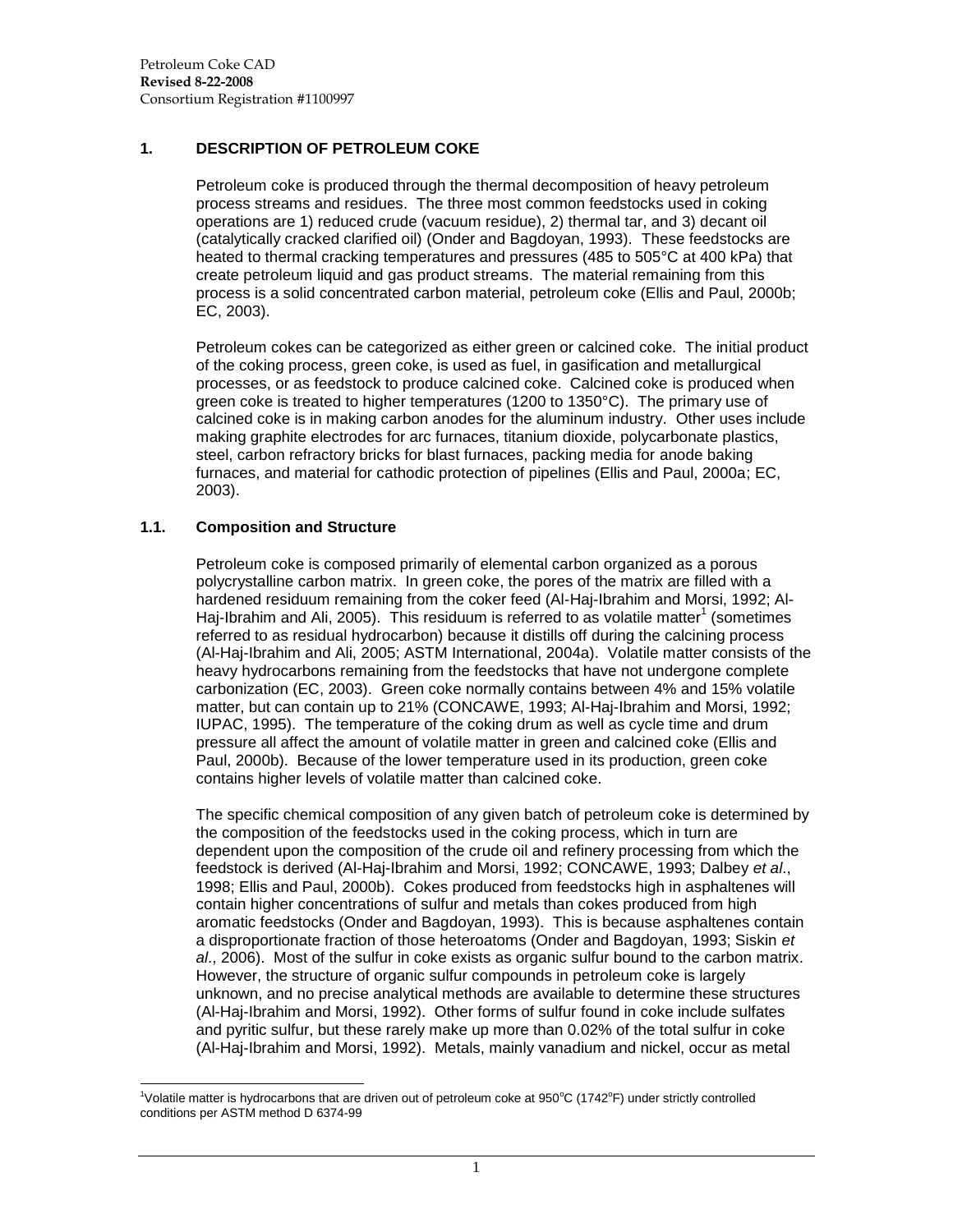## 1. DESCRIPTION OF PETROLEUM COKE

Petroleum coke is produced through the thermal decomposition of heavy petroleum process streams and residues. The three most common feedstocks used in coking operations are 1) reduced crude (vacuum residue), 2) thermal tar, and 3) decant oil (catalytically cracked clarified oil) (Onder and Bagdoyan, 1993). These feedstocks are heated to thermal cracking temperatures and pressures (485 to 505°C at 400 kPa) that create petroleum liquid and gas product streams. The material remaining from this process is a solid concentrated carbon material, petroleum coke (Ellis and Paul, 2000b; EC, 2003).

Petroleum cokes can be categorized as either green or calcined coke. The initial product of the coking process, green coke, is used as fuel, in gasification and metallurgical processes, or as feedstock to produce calcined coke. Calcined coke is produced when green coke is treated to higher temperatures (1200 to 1350°C). The primary use of calcined coke is in making carbon anodes for the aluminum industry. Other uses include making graphite electrodes for arc furnaces, titanium dioxide, polycarbonate plastics, steel, carbon refractory bricks for blast furnaces, packing media for anode baking furnaces, and material for cathodic protection of pipelines (Ellis and Paul, 2000a; EC, 2003).

### 1.1. Composition and Structure

Petroleum coke is composed primarily of elemental carbon organized as a porous polycrystalline carbon matrix. In green coke, the pores of the matrix are filled with a hardened residuum remaining from the coker feed (Al-Haj-Ibrahim and Morsi, 1992; Al-Haj-Ibrahim and Ali, 2005). This residuum is referred to as volatile matter[1] (sometimes referred to as residual hydrocarbon) because it distills off during the calcining process (Al-Haj-Ibrahim and Ali, 2005; ASTM International, 2004a). Volatile matter consists of the heavy hydrocarbons remaining from the feedstocks that have not undergone complete carbonization (EC, 2003). Green coke normally contains between 4% and 15% volatile matter, but can contain up to 21% (CONCAWE, 1993; Al-Haj-Ibrahim and Morsi, 1992; IUPAC, 1995). The temperature of the coking drum as well as cycle time and drum pressure all affect the amount of volatile matter in green and calcined coke (Ellis and Paul, 2000b). Because of the lower temperature used in its production, green coke contains higher levels of volatile matter than calcined coke.

The specific chemical composition of any given batch of petroleum coke is determined by the composition of the feedstocks used in the coking process, which in turn are dependent upon the composition of the crude oil and refinery processing from which the feedstock is derived (Al-Haj-Ibrahim and Morsi, 1992; CONCAWE, 1993; Dalbey *et al*., 1998; Ellis and Paul, 2000b). Cokes produced from feedstocks high in asphaltenes will contain higher concentrations of sulfur and metals than cokes produced from high aromatic feedstocks (Onder and Bagdoyan, 1993). This is because asphaltenes contain a disproportionate fraction of those heteroatoms (Onder and Bagdoyan, 1993; Siskin *et al*., 2006). Most of the sulfur in coke exists as organic sulfur bound to the carbon matrix. However, the structure of organic sulfur compounds in petroleum coke is largely unknown, and no precise analytical methods are available to determine these structures (Al-Haj-Ibrahim and Morsi, 1992). Other forms of sulfur found in coke include sulfates and pyritic sulfur, but these rarely make up more than 0.02% of the total sulfur in coke (Al-Haj-Ibrahim and Morsi, 1992). Metals, mainly vanadium and nickel, occur as metal

[1] Volatile matter is hydrocarbons that are driven out of petroleum coke at 950°C (1742°F) under strictly controlled conditions per ASTM method D 6374-99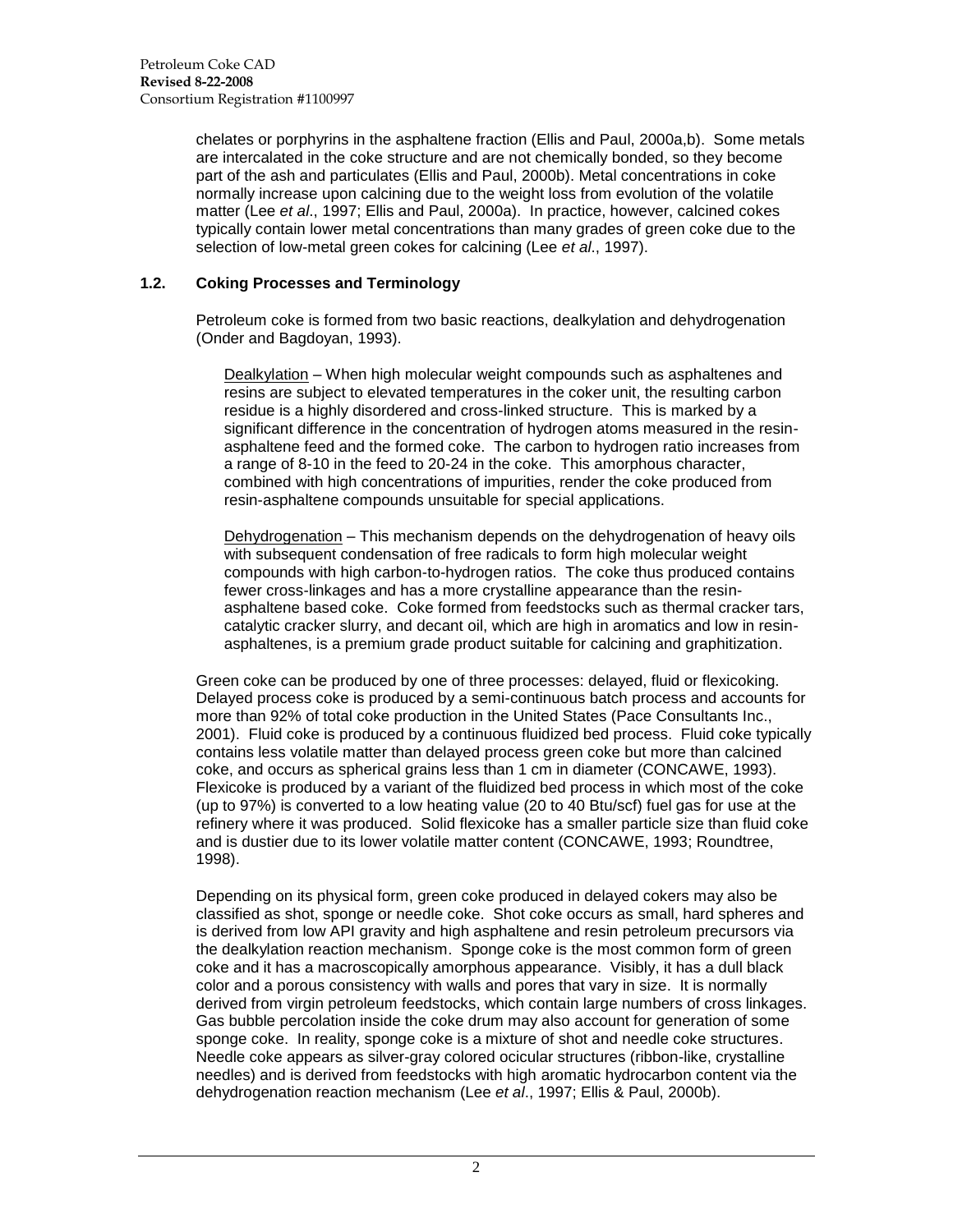chelates or porphyrins in the asphaltene fraction (Ellis and Paul, 2000a,b). Some metals are intercalated in the coke structure and are not chemically bonded, so they become part of the ash and particulates (Ellis and Paul, 2000b). Metal concentrations in coke normally increase upon calcining due to the weight loss from evolution of the volatile matter (Lee *et al*., 1997; Ellis and Paul, 2000a). In practice, however, calcined cokes typically contain lower metal concentrations than many grades of green coke due to the selection of low-metal green cokes for calcining (Lee *et al*., 1997).

## 1.2. Coking Processes and Terminology

Petroleum coke is formed from two basic reactions, dealkylation and dehydrogenation (Onder and Bagdoyan, 1993).

Dealkylation – When high molecular weight compounds such as asphaltenes and resins are subject to elevated temperatures in the coker unit, the resulting carbon residue is a highly disordered and cross-linked structure. This is marked by a significant difference in the concentration of hydrogen atoms measured in the resin-asphaltene feed and the formed coke. The carbon to hydrogen ratio increases from a range of 8-10 in the feed to 20-24 in the coke. This amorphous character, combined with high concentrations of impurities, render the coke produced from resin-asphaltene compounds unsuitable for special applications.

Dehydrogenation – This mechanism depends on the dehydrogenation of heavy oils with subsequent condensation of free radicals to form high molecular weight compounds with high carbon-to-hydrogen ratios. The coke thus produced contains fewer cross-linkages and has a more crystalline appearance than the resin-asphaltene based coke. Coke formed from feedstocks such as thermal cracker tars, catalytic cracker slurry, and decant oil, which are high in aromatics and low in resin-asphaltenes, is a premium grade product suitable for calcining and graphitization.

Green coke can be produced by one of three processes: delayed, fluid or flexicoking. Delayed process coke is produced by a semi-continuous batch process and accounts for more than 92% of total coke production in the United States (Pace Consultants Inc., 2001). Fluid coke is produced by a continuous fluidized bed process. Fluid coke typically contains less volatile matter than delayed process green coke but more than calcined coke, and occurs as spherical grains less than 1 cm in diameter (CONCAWE, 1993). Flexicoke is produced by a variant of the fluidized bed process in which most of the coke (up to 97%) is converted to a low heating value (20 to 40 Btu/scf) fuel gas for use at the refinery where it was produced. Solid flexicoke has a smaller particle size than fluid coke and is dustier due to its lower volatile matter content (CONCAWE, 1993; Roundtree, 1998).

Depending on its physical form, green coke produced in delayed cokers may also be classified as shot, sponge or needle coke. Shot coke occurs as small, hard spheres and is derived from low API gravity and high asphaltene and resin petroleum precursors via the dealkylation reaction mechanism. Sponge coke is the most common form of green coke and it has a macroscopically amorphous appearance. Visibly, it has a dull black color and a porous consistency with walls and pores that vary in size. It is normally derived from virgin petroleum feedstocks, which contain large numbers of cross linkages. Gas bubble percolation inside the coke drum may also account for generation of some sponge coke. In reality, sponge coke is a mixture of shot and needle coke structures. Needle coke appears as silver-gray colored ocicular structures (ribbon-like, crystalline needles) and is derived from feedstocks with high aromatic hydrocarbon content via the dehydrogenation reaction mechanism (Lee *et al*., 1997; Ellis & Paul, 2000b).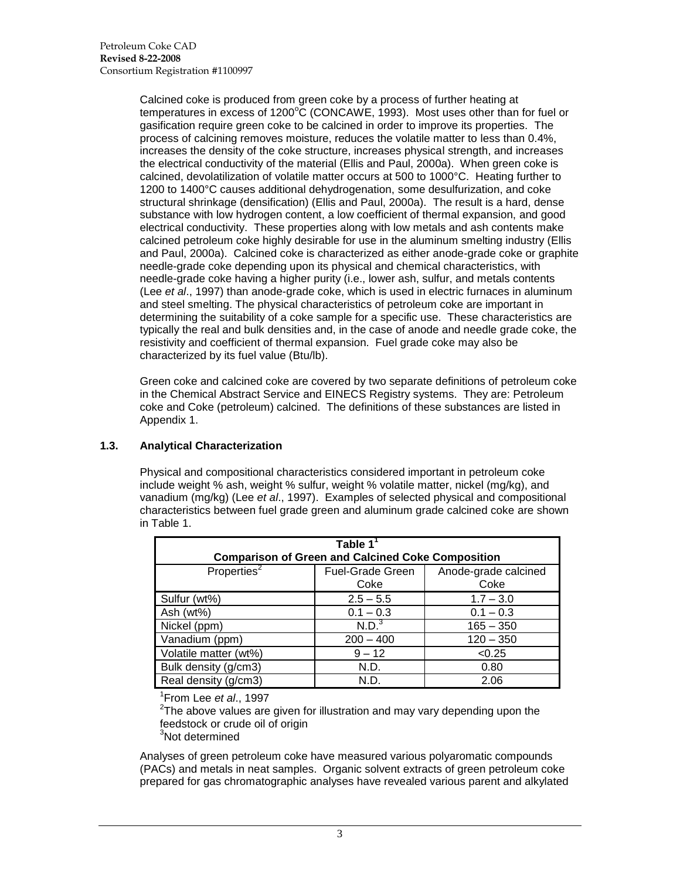Calcined coke is produced from green coke by a process of further heating at temperatures in excess of 1200°C (CONCAWE, 1993). Most uses other than for fuel or gasification require green coke to be calcined in order to improve its properties. The process of calcining removes moisture, reduces the volatile matter to less than 0.4%, increases the density of the coke structure, increases physical strength, and increases the electrical conductivity of the material (Ellis and Paul, 2000a). When green coke is calcined, devolatilization of volatile matter occurs at 500 to 1000°C. Heating further to 1200 to 1400°C causes additional dehydrogenation, some desulfurization, and coke structural shrinkage (densification) (Ellis and Paul, 2000a). The result is a hard, dense substance with low hydrogen content, a low coefficient of thermal expansion, and good electrical conductivity. These properties along with low metals and ash contents make calcined petroleum coke highly desirable for use in the aluminum smelting industry (Ellis and Paul, 2000a). Calcined coke is characterized as either anode-grade coke or graphite needle-grade coke depending upon its physical and chemical characteristics, with needle-grade coke having a higher purity (i.e., lower ash, sulfur, and metals contents (Lee *et al*., 1997) than anode-grade coke, which is used in electric furnaces in aluminum and steel smelting. The physical characteristics of petroleum coke are important in determining the suitability of a coke sample for a specific use. These characteristics are typically the real and bulk densities and, in the case of anode and needle grade coke, the resistivity and coefficient of thermal expansion. Fuel grade coke may also be characterized by its fuel value (Btu/lb).

Green coke and calcined coke are covered by two separate definitions of petroleum coke in the Chemical Abstract Service and EINECS Registry systems. They are: Petroleum coke and Coke (petroleum) calcined. The definitions of these substances are listed in Appendix 1.

### 1.3. Analytical Characterization

Physical and compositional characteristics considered important in petroleum coke include weight % ash, weight % sulfur, weight % volatile matter, nickel (mg/kg), and vanadium (mg/kg) (Lee *et al*., 1997). Examples of selected physical and compositional characteristics between fuel grade green and aluminum grade calcined coke are shown in Table 1.

**Table 1[1]**
**Comparison of Green and Calcined Coke Composition**

| Properties[2] | Fuel-Grade Green Coke | Anode-grade calcined Coke |
|---|---|---|
| Sulfur (wt%) | 2.5 – 5.5 | 1.7 – 3.0 |
| Ash (wt%) | 0.1 – 0.3 | 0.1 – 0.3 |
| Nickel (ppm) | N.D.[3] | 165 – 350 |
| Vanadium (ppm) | 200 – 400 | 120 – 350 |
| Volatile matter (wt%) | 9 – 12 | <0.25 |
| Bulk density (g/cm3) | N.D. | 0.80 |
| Real density (g/cm3) | N.D. | 2.06 |

[1]From Lee *et al*., 1997
[2]The above values are given for illustration and may vary depending upon the feedstock or crude oil of origin
[3]Not determined

Analyses of green petroleum coke have measured various polyaromatic compounds (PACs) and metals in neat samples. Organic solvent extracts of green petroleum coke prepared for gas chromatographic analyses have revealed various parent and alkylated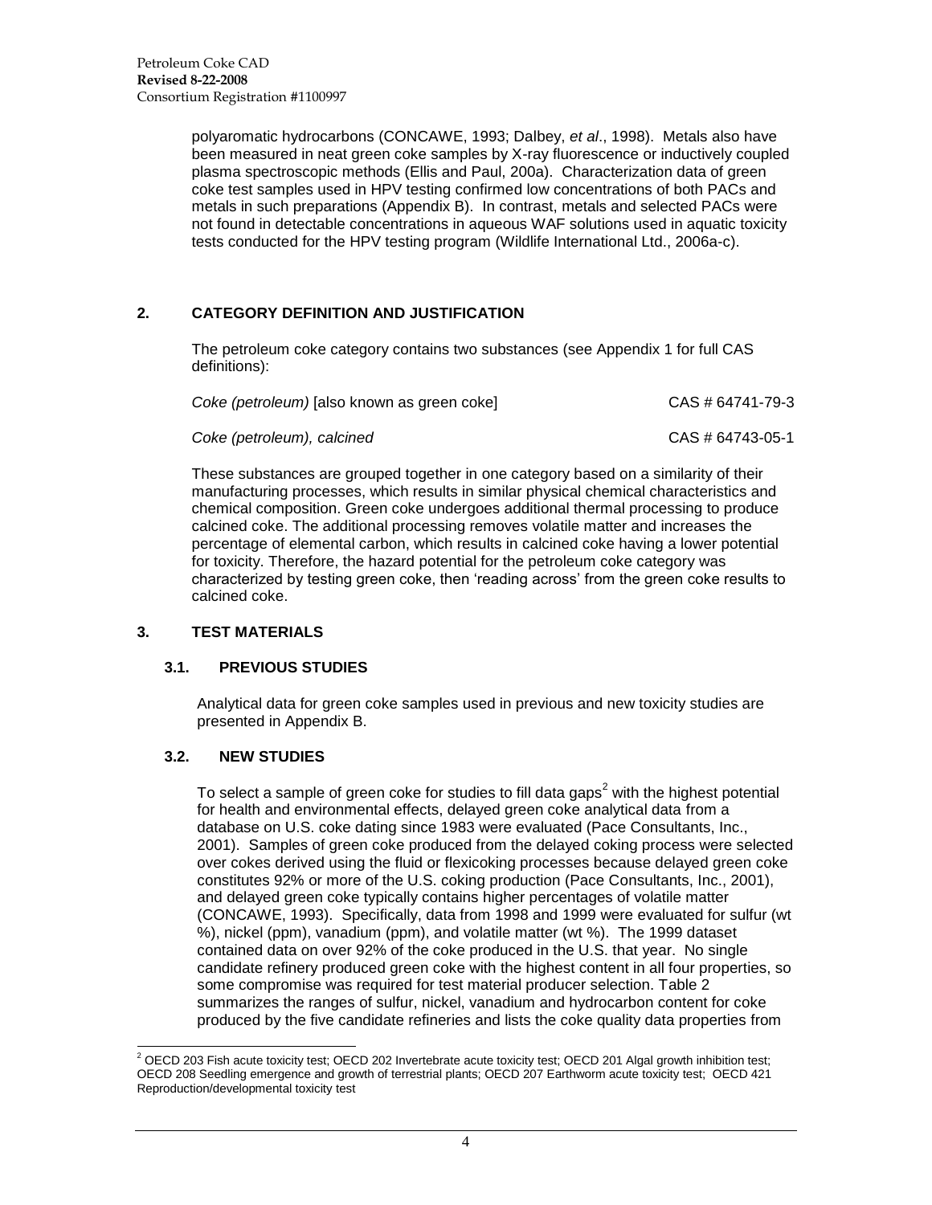polyaromatic hydrocarbons (CONCAWE, 1993; Dalbey, *et al*., 1998). Metals also have been measured in neat green coke samples by X-ray fluorescence or inductively coupled plasma spectroscopic methods (Ellis and Paul, 200a). Characterization data of green coke test samples used in HPV testing confirmed low concentrations of both PACs and metals in such preparations (Appendix B). In contrast, metals and selected PACs were not found in detectable concentrations in aqueous WAF solutions used in aquatic toxicity tests conducted for the HPV testing program (Wildlife International Ltd., 2006a-c).

## 2. CATEGORY DEFINITION AND JUSTIFICATION

The petroleum coke category contains two substances (see Appendix 1 for full CAS definitions):

| | |
|---|---|
| *Coke (petroleum)* [also known as green coke] | CAS # 64741-79-3 |
| *Coke (petroleum), calcined* | CAS # 64743-05-1 |

These substances are grouped together in one category based on a similarity of their manufacturing processes, which results in similar physical chemical characteristics and chemical composition. Green coke undergoes additional thermal processing to produce calcined coke. The additional processing removes volatile matter and increases the percentage of elemental carbon, which results in calcined coke having a lower potential for toxicity. Therefore, the hazard potential for the petroleum coke category was characterized by testing green coke, then 'reading across' from the green coke results to calcined coke.

## 3. TEST MATERIALS

### 3.1. PREVIOUS STUDIES

Analytical data for green coke samples used in previous and new toxicity studies are presented in Appendix B.

### 3.2. NEW STUDIES

To select a sample of green coke for studies to fill data gaps[2] with the highest potential for health and environmental effects, delayed green coke analytical data from a database on U.S. coke dating since 1983 were evaluated (Pace Consultants, Inc., 2001). Samples of green coke produced from the delayed coking process were selected over cokes derived using the fluid or flexicoking processes because delayed green coke constitutes 92% or more of the U.S. coking production (Pace Consultants, Inc., 2001), and delayed green coke typically contains higher percentages of volatile matter (CONCAWE, 1993). Specifically, data from 1998 and 1999 were evaluated for sulfur (wt %), nickel (ppm), vanadium (ppm), and volatile matter (wt %). The 1999 dataset contained data on over 92% of the coke produced in the U.S. that year. No single candidate refinery produced green coke with the highest content in all four properties, so some compromise was required for test material producer selection. Table 2 summarizes the ranges of sulfur, nickel, vanadium and hydrocarbon content for coke produced by the five candidate refineries and lists the coke quality data properties from

[2] OECD 203 Fish acute toxicity test; OECD 202 Invertebrate acute toxicity test; OECD 201 Algal growth inhibition test; OECD 208 Seedling emergence and growth of terrestrial plants; OECD 207 Earthworm acute toxicity test; OECD 421 Reproduction/developmental toxicity test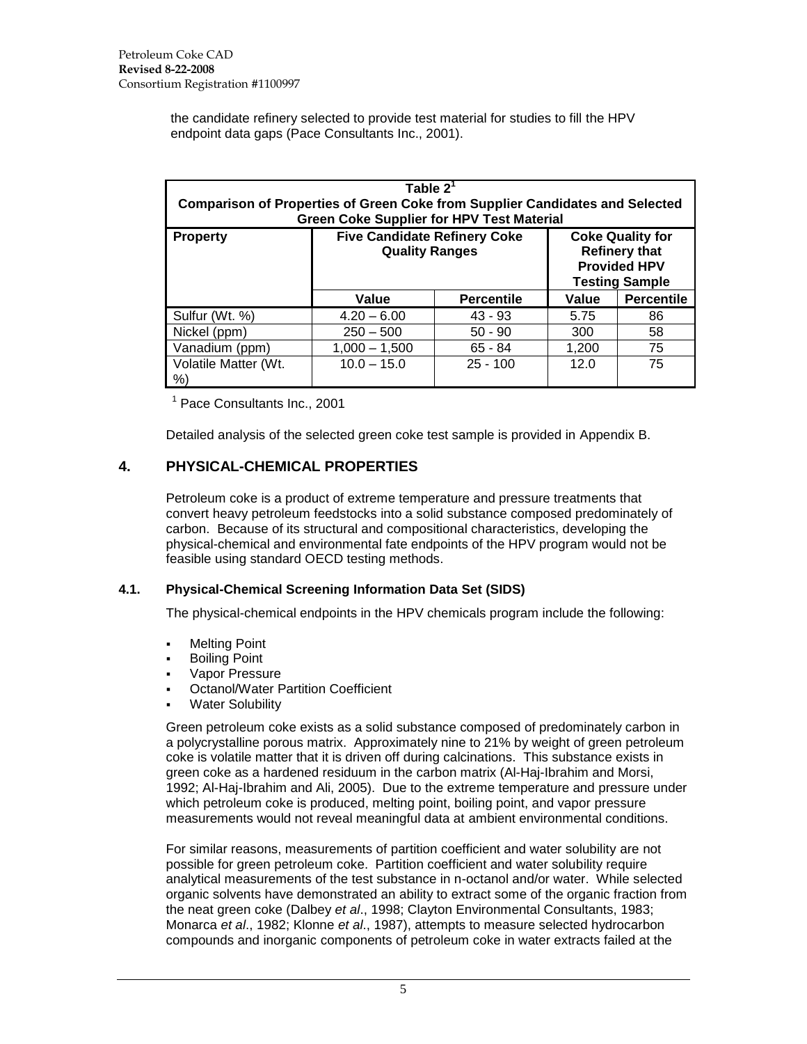the candidate refinery selected to provide test material for studies to fill the HPV endpoint data gaps (Pace Consultants Inc., 2001).

**Table 2[1]**
**Comparison of Properties of Green Coke from Supplier Candidates and Selected Green Coke Supplier for HPV Test Material**

| Property | Five Candidate Refinery Coke Quality Ranges | | Coke Quality for Refinery that Provided HPV Testing Sample | |
|---|---|---|---|---|
| | Value | Percentile | Value | Percentile |
| Sulfur (Wt. %) | 4.20 – 6.00 | 43 - 93 | 5.75 | 86 |
| Nickel (ppm) | 250 – 500 | 50 - 90 | 300 | 58 |
| Vanadium (ppm) | 1,000 – 1,500 | 65 - 84 | 1,200 | 75 |
| Volatile Matter (Wt. %) | 10.0 – 15.0 | 25 - 100 | 12.0 | 75 |

[1] Pace Consultants Inc., 2001

Detailed analysis of the selected green coke test sample is provided in Appendix B.

## 4. PHYSICAL-CHEMICAL PROPERTIES

Petroleum coke is a product of extreme temperature and pressure treatments that convert heavy petroleum feedstocks into a solid substance composed predominately of carbon. Because of its structural and compositional characteristics, developing the physical-chemical and environmental fate endpoints of the HPV program would not be feasible using standard OECD testing methods.

### 4.1. Physical-Chemical Screening Information Data Set (SIDS)

The physical-chemical endpoints in the HPV chemicals program include the following:

- Melting Point
- Boiling Point
- Vapor Pressure
- Octanol/Water Partition Coefficient
- Water Solubility

Green petroleum coke exists as a solid substance composed of predominately carbon in a polycrystalline porous matrix. Approximately nine to 21% by weight of green petroleum coke is volatile matter that it is driven off during calcinations. This substance exists in green coke as a hardened residuum in the carbon matrix (Al-Haj-Ibrahim and Morsi, 1992; Al-Haj-Ibrahim and Ali, 2005). Due to the extreme temperature and pressure under which petroleum coke is produced, melting point, boiling point, and vapor pressure measurements would not reveal meaningful data at ambient environmental conditions.

For similar reasons, measurements of partition coefficient and water solubility are not possible for green petroleum coke. Partition coefficient and water solubility require analytical measurements of the test substance in n-octanol and/or water. While selected organic solvents have demonstrated an ability to extract some of the organic fraction from the neat green coke (Dalbey *et al*., 1998; Clayton Environmental Consultants, 1983; Monarca *et al*., 1982; Klonne *et al*., 1987), attempts to measure selected hydrocarbon compounds and inorganic components of petroleum coke in water extracts failed at the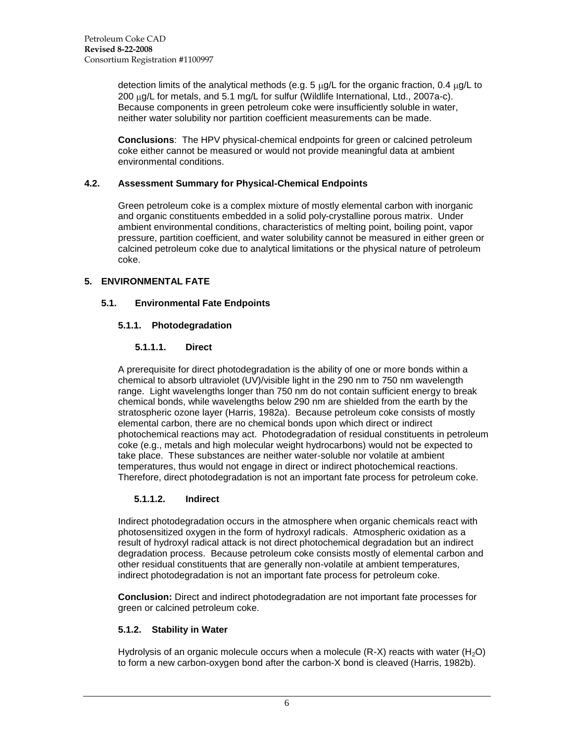detection limits of the analytical methods (e.g. 5 μg/L for the organic fraction, 0.4 μg/L to 200 μg/L for metals, and 5.1 mg/L for sulfur (Wildlife International, Ltd., 2007a-c). Because components in green petroleum coke were insufficiently soluble in water, neither water solubility nor partition coefficient measurements can be made.

**Conclusions**: The HPV physical-chemical endpoints for green or calcined petroleum coke either cannot be measured or would not provide meaningful data at ambient environmental conditions.

### 4.2. Assessment Summary for Physical-Chemical Endpoints

Green petroleum coke is a complex mixture of mostly elemental carbon with inorganic and organic constituents embedded in a solid poly-crystalline porous matrix. Under ambient environmental conditions, characteristics of melting point, boiling point, vapor pressure, partition coefficient, and water solubility cannot be measured in either green or calcined petroleum coke due to analytical limitations or the physical nature of petroleum coke.

## 5. ENVIRONMENTAL FATE

### 5.1. Environmental Fate Endpoints

#### 5.1.1. Photodegradation

##### 5.1.1.1. Direct

A prerequisite for direct photodegradation is the ability of one or more bonds within a chemical to absorb ultraviolet (UV)/visible light in the 290 nm to 750 nm wavelength range. Light wavelengths longer than 750 nm do not contain sufficient energy to break chemical bonds, while wavelengths below 290 nm are shielded from the earth by the stratospheric ozone layer (Harris, 1982a). Because petroleum coke consists of mostly elemental carbon, there are no chemical bonds upon which direct or indirect photochemical reactions may act. Photodegradation of residual constituents in petroleum coke (e.g., metals and high molecular weight hydrocarbons) would not be expected to take place. These substances are neither water-soluble nor volatile at ambient temperatures, thus would not engage in direct or indirect photochemical reactions. Therefore, direct photodegradation is not an important fate process for petroleum coke.

##### 5.1.1.2. Indirect

Indirect photodegradation occurs in the atmosphere when organic chemicals react with photosensitized oxygen in the form of hydroxyl radicals. Atmospheric oxidation as a result of hydroxyl radical attack is not direct photochemical degradation but an indirect degradation process. Because petroleum coke consists mostly of elemental carbon and other residual constituents that are generally non-volatile at ambient temperatures, indirect photodegradation is not an important fate process for petroleum coke.

**Conclusion:** Direct and indirect photodegradation are not important fate processes for green or calcined petroleum coke.

#### 5.1.2. Stability in Water

Hydrolysis of an organic molecule occurs when a molecule (R-X) reacts with water ($H_2O$) to form a new carbon-oxygen bond after the carbon-X bond is cleaved (Harris, 1982b).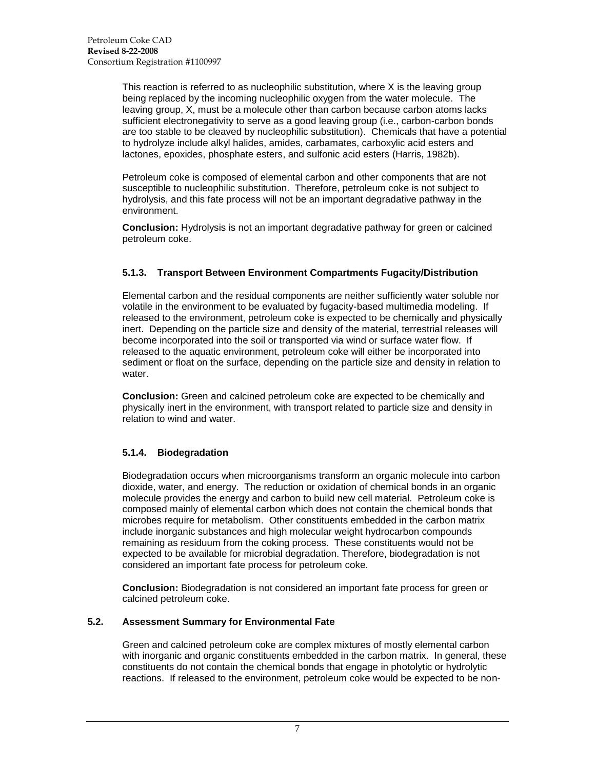This reaction is referred to as nucleophilic substitution, where X is the leaving group being replaced by the incoming nucleophilic oxygen from the water molecule. The leaving group, X, must be a molecule other than carbon because carbon atoms lacks sufficient electronegativity to serve as a good leaving group (i.e., carbon-carbon bonds are too stable to be cleaved by nucleophilic substitution). Chemicals that have a potential to hydrolyze include alkyl halides, amides, carbamates, carboxylic acid esters and lactones, epoxides, phosphate esters, and sulfonic acid esters (Harris, 1982b).

Petroleum coke is composed of elemental carbon and other components that are not susceptible to nucleophilic substitution. Therefore, petroleum coke is not subject to hydrolysis, and this fate process will not be an important degradative pathway in the environment.

**Conclusion:** Hydrolysis is not an important degradative pathway for green or calcined petroleum coke.

#### 5.1.3. Transport Between Environment Compartments Fugacity/Distribution

Elemental carbon and the residual components are neither sufficiently water soluble nor volatile in the environment to be evaluated by fugacity-based multimedia modeling. If released to the environment, petroleum coke is expected to be chemically and physically inert. Depending on the particle size and density of the material, terrestrial releases will become incorporated into the soil or transported via wind or surface water flow. If released to the aquatic environment, petroleum coke will either be incorporated into sediment or float on the surface, depending on the particle size and density in relation to water.

**Conclusion:** Green and calcined petroleum coke are expected to be chemically and physically inert in the environment, with transport related to particle size and density in relation to wind and water.

#### 5.1.4. Biodegradation

Biodegradation occurs when microorganisms transform an organic molecule into carbon dioxide, water, and energy. The reduction or oxidation of chemical bonds in an organic molecule provides the energy and carbon to build new cell material. Petroleum coke is composed mainly of elemental carbon which does not contain the chemical bonds that microbes require for metabolism. Other constituents embedded in the carbon matrix include inorganic substances and high molecular weight hydrocarbon compounds remaining as residuum from the coking process. These constituents would not be expected to be available for microbial degradation. Therefore, biodegradation is not considered an important fate process for petroleum coke.

**Conclusion:** Biodegradation is not considered an important fate process for green or calcined petroleum coke.

### 5.2. Assessment Summary for Environmental Fate

Green and calcined petroleum coke are complex mixtures of mostly elemental carbon with inorganic and organic constituents embedded in the carbon matrix. In general, these constituents do not contain the chemical bonds that engage in photolytic or hydrolytic reactions. If released to the environment, petroleum coke would be expected to be non-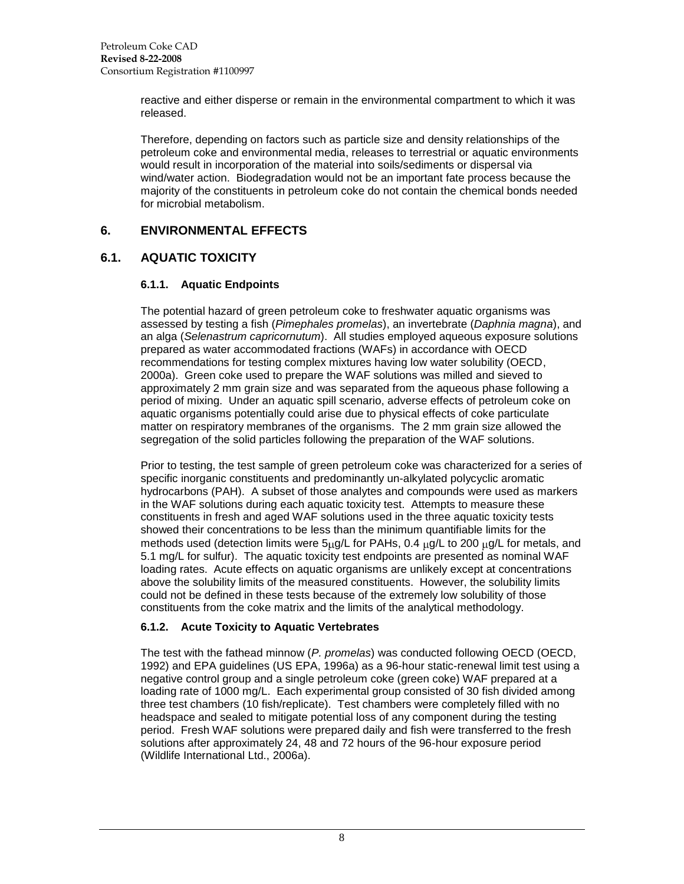reactive and either disperse or remain in the environmental compartment to which it was released.

Therefore, depending on factors such as particle size and density relationships of the petroleum coke and environmental media, releases to terrestrial or aquatic environments would result in incorporation of the material into soils/sediments or dispersal via wind/water action. Biodegradation would not be an important fate process because the majority of the constituents in petroleum coke do not contain the chemical bonds needed for microbial metabolism.

## 6. ENVIRONMENTAL EFFECTS

## 6.1. AQUATIC TOXICITY

### 6.1.1. Aquatic Endpoints

The potential hazard of green petroleum coke to freshwater aquatic organisms was assessed by testing a fish (*Pimephales promelas*), an invertebrate (*Daphnia magna*), and an alga (*Selenastrum capricornutum*). All studies employed aqueous exposure solutions prepared as water accommodated fractions (WAFs) in accordance with OECD recommendations for testing complex mixtures having low water solubility (OECD, 2000a). Green coke used to prepare the WAF solutions was milled and sieved to approximately 2 mm grain size and was separated from the aqueous phase following a period of mixing. Under an aquatic spill scenario, adverse effects of petroleum coke on aquatic organisms potentially could arise due to physical effects of coke particulate matter on respiratory membranes of the organisms. The 2 mm grain size allowed the segregation of the solid particles following the preparation of the WAF solutions.

Prior to testing, the test sample of green petroleum coke was characterized for a series of specific inorganic constituents and predominantly un-alkylated polycyclic aromatic hydrocarbons (PAH). A subset of those analytes and compounds were used as markers in the WAF solutions during each aquatic toxicity test. Attempts to measure these constituents in fresh and aged WAF solutions used in the three aquatic toxicity tests showed their concentrations to be less than the minimum quantifiable limits for the methods used (detection limits were 5 $\mu$g/L for PAHs, 0.4 $\mu$g/L to 200 $\mu$g/L for metals, and 5.1 mg/L for sulfur). The aquatic toxicity test endpoints are presented as nominal WAF loading rates. Acute effects on aquatic organisms are unlikely except at concentrations above the solubility limits of the measured constituents. However, the solubility limits could not be defined in these tests because of the extremely low solubility of those constituents from the coke matrix and the limits of the analytical methodology.

### 6.1.2. Acute Toxicity to Aquatic Vertebrates

The test with the fathead minnow (*P. promelas*) was conducted following OECD (OECD, 1992) and EPA guidelines (US EPA, 1996a) as a 96-hour static-renewal limit test using a negative control group and a single petroleum coke (green coke) WAF prepared at a loading rate of 1000 mg/L. Each experimental group consisted of 30 fish divided among three test chambers (10 fish/replicate). Test chambers were completely filled with no headspace and sealed to mitigate potential loss of any component during the testing period. Fresh WAF solutions were prepared daily and fish were transferred to the fresh solutions after approximately 24, 48 and 72 hours of the 96-hour exposure period (Wildlife International Ltd., 2006a).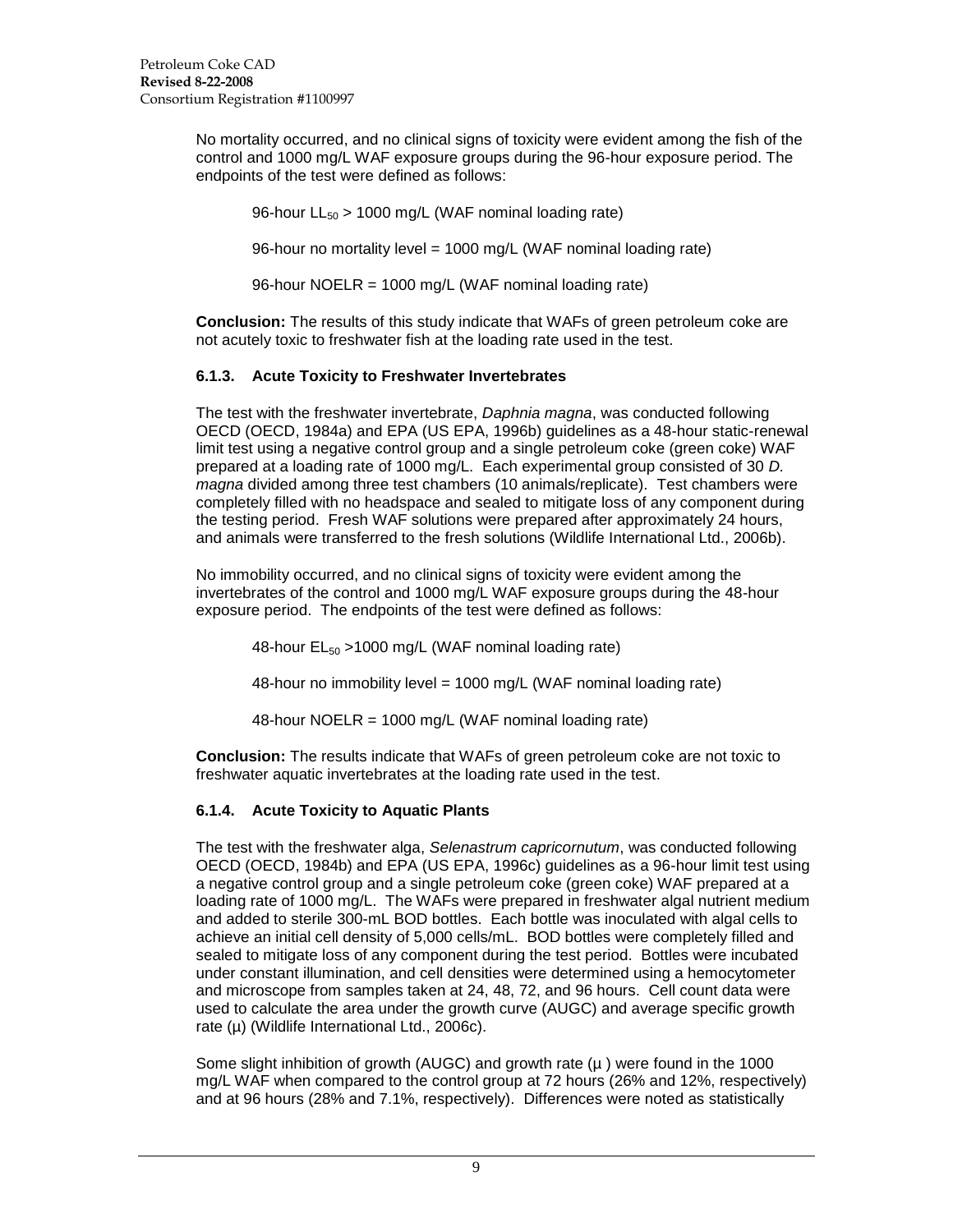No mortality occurred, and no clinical signs of toxicity were evident among the fish of the control and 1000 mg/L WAF exposure groups during the 96-hour exposure period. The endpoints of the test were defined as follows:

96-hour $LL_{50}$ > 1000 mg/L (WAF nominal loading rate)

96-hour no mortality level = 1000 mg/L (WAF nominal loading rate)

96-hour NOELR = 1000 mg/L (WAF nominal loading rate)

**Conclusion:** The results of this study indicate that WAFs of green petroleum coke are not acutely toxic to freshwater fish at the loading rate used in the test.

### 6.1.3. Acute Toxicity to Freshwater Invertebrates

The test with the freshwater invertebrate, *Daphnia magna*, was conducted following OECD (OECD, 1984a) and EPA (US EPA, 1996b) guidelines as a 48-hour static-renewal limit test using a negative control group and a single petroleum coke (green coke) WAF prepared at a loading rate of 1000 mg/L. Each experimental group consisted of 30 *D. magna* divided among three test chambers (10 animals/replicate). Test chambers were completely filled with no headspace and sealed to mitigate loss of any component during the testing period. Fresh WAF solutions were prepared after approximately 24 hours, and animals were transferred to the fresh solutions (Wildlife International Ltd., 2006b).

No immobility occurred, and no clinical signs of toxicity were evident among the invertebrates of the control and 1000 mg/L WAF exposure groups during the 48-hour exposure period. The endpoints of the test were defined as follows:

48-hour $EL_{50}$ >1000 mg/L (WAF nominal loading rate)

48-hour no immobility level = 1000 mg/L (WAF nominal loading rate)

48-hour NOELR = 1000 mg/L (WAF nominal loading rate)

**Conclusion:** The results indicate that WAFs of green petroleum coke are not toxic to freshwater aquatic invertebrates at the loading rate used in the test.

### 6.1.4. Acute Toxicity to Aquatic Plants

The test with the freshwater alga, *Selenastrum capricornutum*, was conducted following OECD (OECD, 1984b) and EPA (US EPA, 1996c) guidelines as a 96-hour limit test using a negative control group and a single petroleum coke (green coke) WAF prepared at a loading rate of 1000 mg/L. The WAFs were prepared in freshwater algal nutrient medium and added to sterile 300-mL BOD bottles. Each bottle was inoculated with algal cells to achieve an initial cell density of 5,000 cells/mL. BOD bottles were completely filled and sealed to mitigate loss of any component during the test period. Bottles were incubated under constant illumination, and cell densities were determined using a hemocytometer and microscope from samples taken at 24, 48, 72, and 96 hours. Cell count data were used to calculate the area under the growth curve (AUGC) and average specific growth rate ($\mu$) (Wildlife International Ltd., 2006c).

Some slight inhibition of growth (AUGC) and growth rate ($\mu$) were found in the 1000 mg/L WAF when compared to the control group at 72 hours (26% and 12%, respectively) and at 96 hours (28% and 7.1%, respectively). Differences were noted as statistically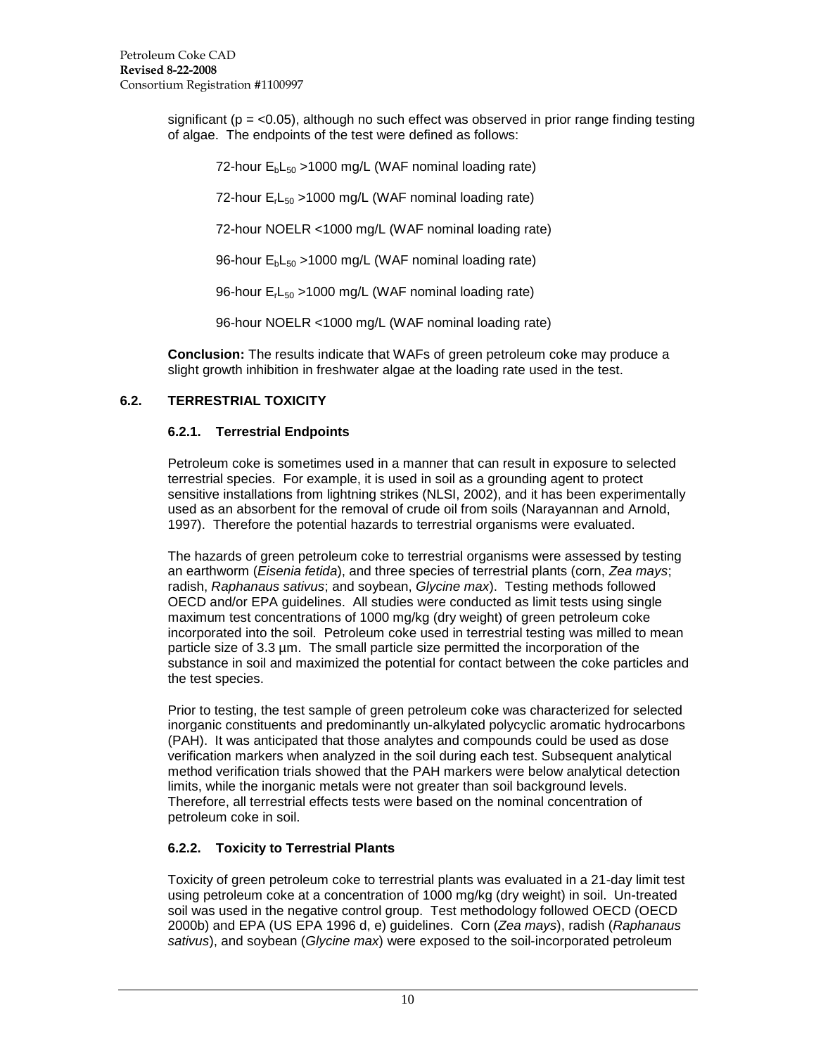significant ($p = <0.05$), although no such effect was observed in prior range finding testing of algae. The endpoints of the test were defined as follows:

72-hour $E_bL_{50}$ >1000 mg/L (WAF nominal loading rate)

72-hour $E_rL_{50}$ >1000 mg/L (WAF nominal loading rate)

72-hour NOELR <1000 mg/L (WAF nominal loading rate)

96-hour $E_bL_{50}$ >1000 mg/L (WAF nominal loading rate)

96-hour $E_rL_{50}$ >1000 mg/L (WAF nominal loading rate)

96-hour NOELR <1000 mg/L (WAF nominal loading rate)

**Conclusion:** The results indicate that WAFs of green petroleum coke may produce a slight growth inhibition in freshwater algae at the loading rate used in the test.

## 6.2. TERRESTRIAL TOXICITY

### 6.2.1. Terrestrial Endpoints

Petroleum coke is sometimes used in a manner that can result in exposure to selected terrestrial species. For example, it is used in soil as a grounding agent to protect sensitive installations from lightning strikes (NLSI, 2002), and it has been experimentally used as an absorbent for the removal of crude oil from soils (Narayannan and Arnold, 1997). Therefore the potential hazards to terrestrial organisms were evaluated.

The hazards of green petroleum coke to terrestrial organisms were assessed by testing an earthworm (*Eisenia fetida*), and three species of terrestrial plants (corn, *Zea mays*; radish, *Raphanaus sativus*; and soybean, *Glycine max*). Testing methods followed OECD and/or EPA guidelines. All studies were conducted as limit tests using single maximum test concentrations of 1000 mg/kg (dry weight) of green petroleum coke incorporated into the soil. Petroleum coke used in terrestrial testing was milled to mean particle size of 3.3 µm. The small particle size permitted the incorporation of the substance in soil and maximized the potential for contact between the coke particles and the test species.

Prior to testing, the test sample of green petroleum coke was characterized for selected inorganic constituents and predominantly un-alkylated polycyclic aromatic hydrocarbons (PAH). It was anticipated that those analytes and compounds could be used as dose verification markers when analyzed in the soil during each test. Subsequent analytical method verification trials showed that the PAH markers were below analytical detection limits, while the inorganic metals were not greater than soil background levels. Therefore, all terrestrial effects tests were based on the nominal concentration of petroleum coke in soil.

### 6.2.2. Toxicity to Terrestrial Plants

Toxicity of green petroleum coke to terrestrial plants was evaluated in a 21-day limit test using petroleum coke at a concentration of 1000 mg/kg (dry weight) in soil. Un-treated soil was used in the negative control group. Test methodology followed OECD (OECD 2000b) and EPA (US EPA 1996 d, e) guidelines. Corn (*Zea mays*), radish (*Raphanaus sativus*), and soybean (*Glycine max*) were exposed to the soil-incorporated petroleum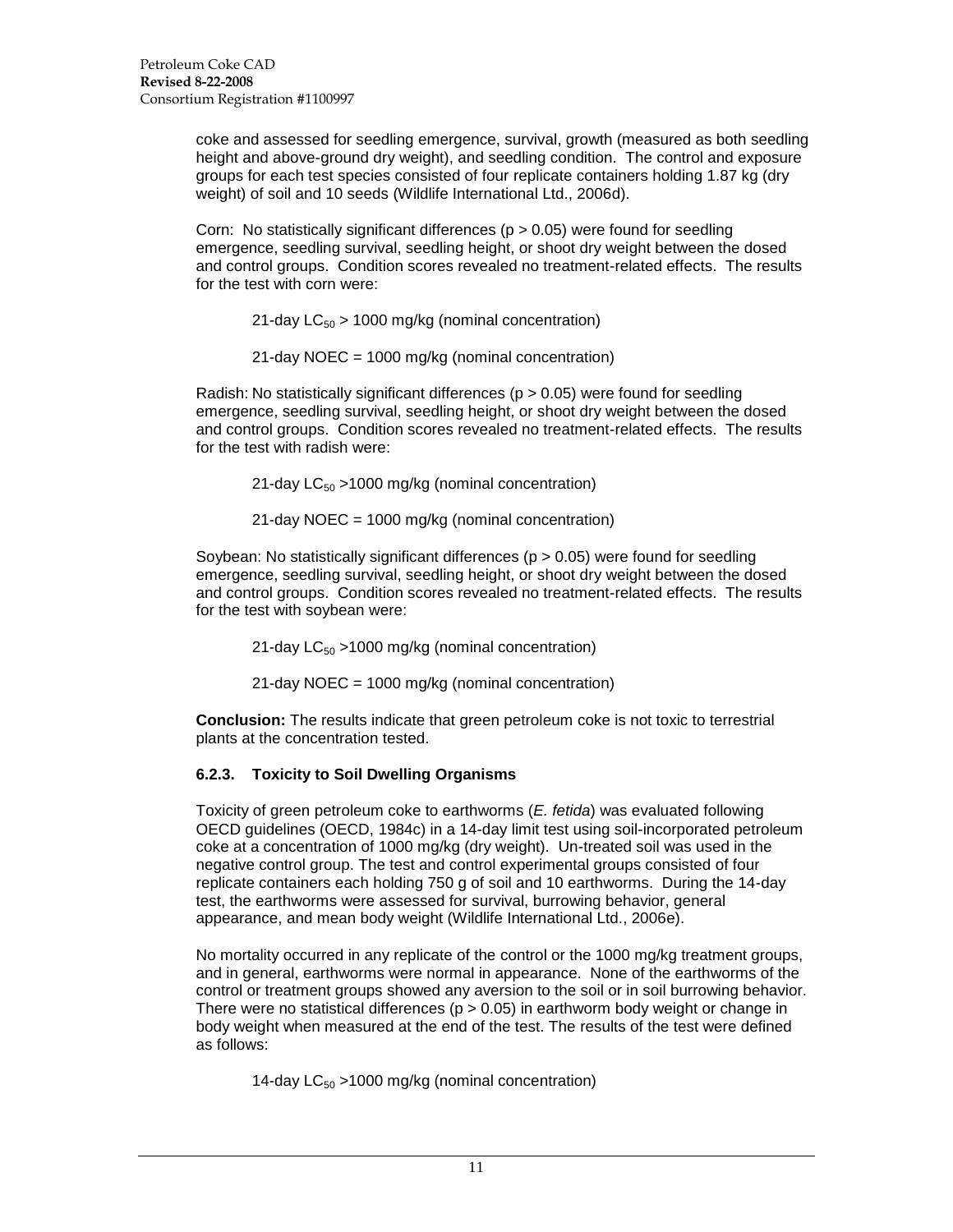coke and assessed for seedling emergence, survival, growth (measured as both seedling height and above-ground dry weight), and seedling condition. The control and exposure groups for each test species consisted of four replicate containers holding 1.87 kg (dry weight) of soil and 10 seeds (Wildlife International Ltd., 2006d).

Corn: No statistically significant differences ($p > 0.05$) were found for seedling emergence, seedling survival, seedling height, or shoot dry weight between the dosed and control groups. Condition scores revealed no treatment-related effects. The results for the test with corn were:

21-day $LC_{50}$ > 1000 mg/kg (nominal concentration)

21-day NOEC = 1000 mg/kg (nominal concentration)

Radish: No statistically significant differences ($p > 0.05$) were found for seedling emergence, seedling survival, seedling height, or shoot dry weight between the dosed and control groups. Condition scores revealed no treatment-related effects. The results for the test with radish were:

21-day $LC_{50}$ >1000 mg/kg (nominal concentration)

21-day NOEC = 1000 mg/kg (nominal concentration)

Soybean: No statistically significant differences ($p > 0.05$) were found for seedling emergence, seedling survival, seedling height, or shoot dry weight between the dosed and control groups. Condition scores revealed no treatment-related effects. The results for the test with soybean were:

21-day $LC_{50}$ >1000 mg/kg (nominal concentration)

21-day NOEC = 1000 mg/kg (nominal concentration)

**Conclusion:** The results indicate that green petroleum coke is not toxic to terrestrial plants at the concentration tested.

### 6.2.3. Toxicity to Soil Dwelling Organisms

Toxicity of green petroleum coke to earthworms (*E. fetida*) was evaluated following OECD guidelines (OECD, 1984c) in a 14-day limit test using soil-incorporated petroleum coke at a concentration of 1000 mg/kg (dry weight). Un-treated soil was used in the negative control group. The test and control experimental groups consisted of four replicate containers each holding 750 g of soil and 10 earthworms. During the 14-day test, the earthworms were assessed for survival, burrowing behavior, general appearance, and mean body weight (Wildlife International Ltd., 2006e).

No mortality occurred in any replicate of the control or the 1000 mg/kg treatment groups, and in general, earthworms were normal in appearance. None of the earthworms of the control or treatment groups showed any aversion to the soil or in soil burrowing behavior. There were no statistical differences ($p > 0.05$) in earthworm body weight or change in body weight when measured at the end of the test. The results of the test were defined as follows:

14-day $LC_{50}$ >1000 mg/kg (nominal concentration)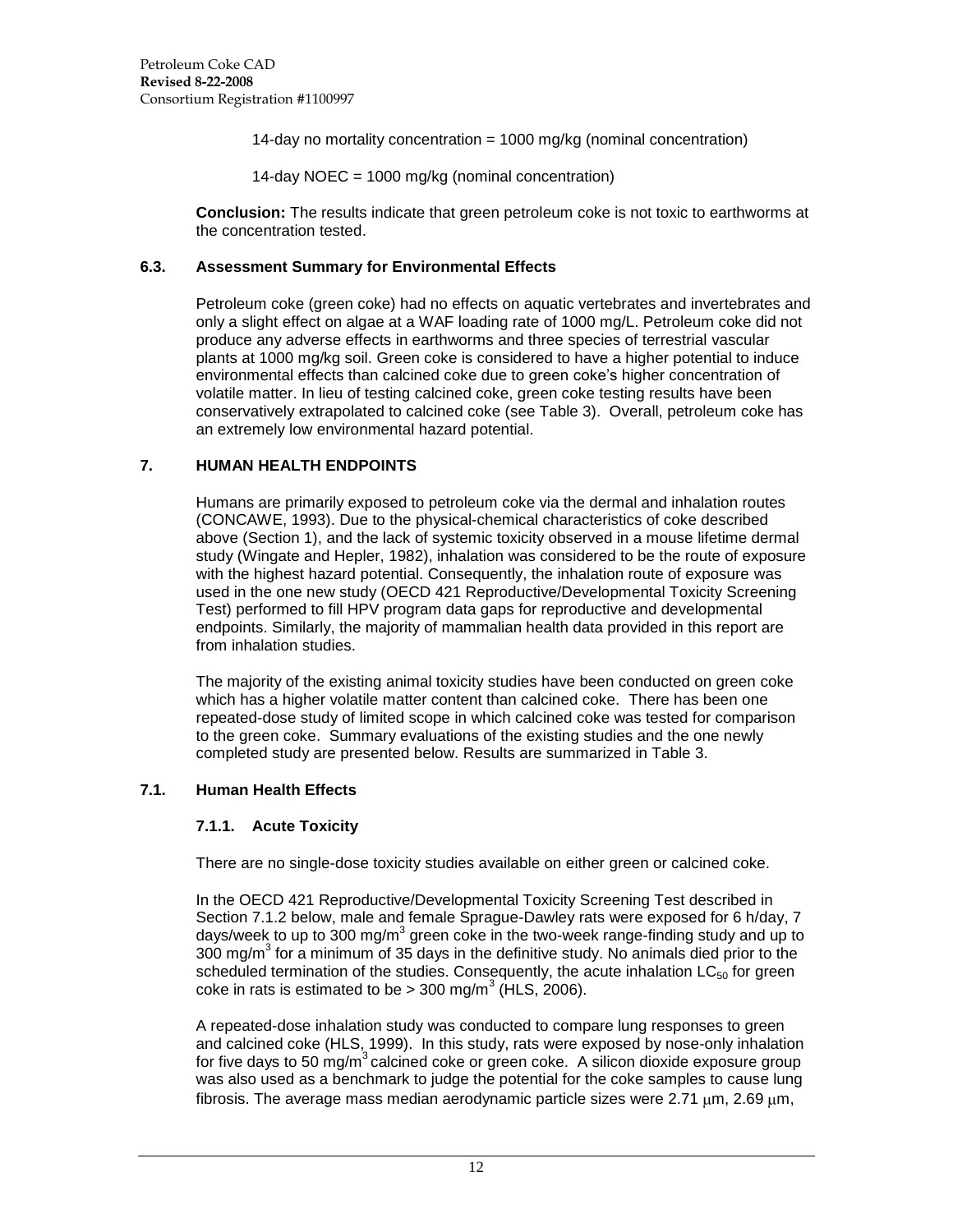14-day no mortality concentration = 1000 mg/kg (nominal concentration)

14-day NOEC = 1000 mg/kg (nominal concentration)

**Conclusion:** The results indicate that green petroleum coke is not toxic to earthworms at the concentration tested.

### 6.3. Assessment Summary for Environmental Effects

Petroleum coke (green coke) had no effects on aquatic vertebrates and invertebrates and only a slight effect on algae at a WAF loading rate of 1000 mg/L. Petroleum coke did not produce any adverse effects in earthworms and three species of terrestrial vascular plants at 1000 mg/kg soil. Green coke is considered to have a higher potential to induce environmental effects than calcined coke due to green coke's higher concentration of volatile matter. In lieu of testing calcined coke, green coke testing results have been conservatively extrapolated to calcined coke (see Table 3). Overall, petroleum coke has an extremely low environmental hazard potential.

## 7. HUMAN HEALTH ENDPOINTS

Humans are primarily exposed to petroleum coke via the dermal and inhalation routes (CONCAWE, 1993). Due to the physical-chemical characteristics of coke described above (Section 1), and the lack of systemic toxicity observed in a mouse lifetime dermal study (Wingate and Hepler, 1982), inhalation was considered to be the route of exposure with the highest hazard potential. Consequently, the inhalation route of exposure was used in the one new study (OECD 421 Reproductive/Developmental Toxicity Screening Test) performed to fill HPV program data gaps for reproductive and developmental endpoints. Similarly, the majority of mammalian health data provided in this report are from inhalation studies.

The majority of the existing animal toxicity studies have been conducted on green coke which has a higher volatile matter content than calcined coke. There has been one repeated-dose study of limited scope in which calcined coke was tested for comparison to the green coke. Summary evaluations of the existing studies and the one newly completed study are presented below. Results are summarized in Table 3.

### 7.1. Human Health Effects

#### 7.1.1. Acute Toxicity

There are no single-dose toxicity studies available on either green or calcined coke.

In the OECD 421 Reproductive/Developmental Toxicity Screening Test described in Section 7.1.2 below, male and female Sprague-Dawley rats were exposed for 6 h/day, 7 days/week to up to 300 mg/m$^3$ green coke in the two-week range-finding study and up to 300 mg/m$^3$ for a minimum of 35 days in the definitive study. No animals died prior to the scheduled termination of the studies. Consequently, the acute inhalation $LC_{50}$ for green coke in rats is estimated to be > 300 mg/m$^3$ (HLS, 2006).

A repeated-dose inhalation study was conducted to compare lung responses to green and calcined coke (HLS, 1999). In this study, rats were exposed by nose-only inhalation for five days to 50 mg/m$^3$ calcined coke or green coke. A silicon dioxide exposure group was also used as a benchmark to judge the potential for the coke samples to cause lung fibrosis. The average mass median aerodynamic particle sizes were 2.71 μm, 2.69 μm,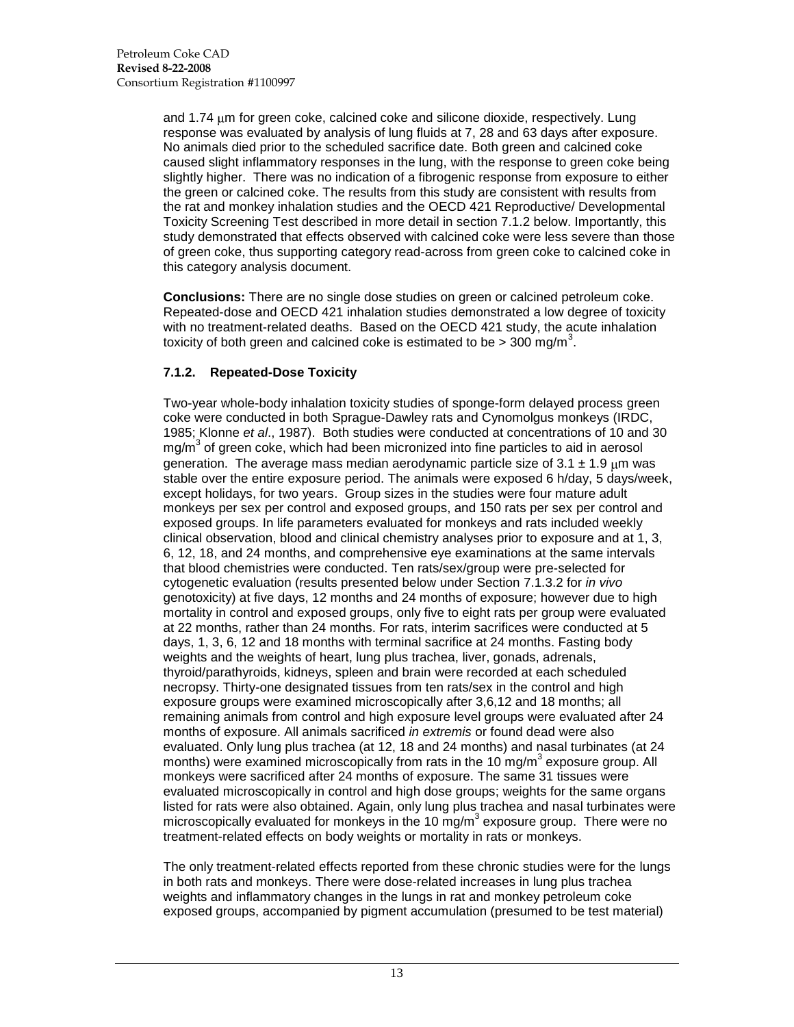and 1.74 μm for green coke, calcined coke and silicone dioxide, respectively. Lung response was evaluated by analysis of lung fluids at 7, 28 and 63 days after exposure. No animals died prior to the scheduled sacrifice date. Both green and calcined coke caused slight inflammatory responses in the lung, with the response to green coke being slightly higher. There was no indication of a fibrogenic response from exposure to either the green or calcined coke. The results from this study are consistent with results from the rat and monkey inhalation studies and the OECD 421 Reproductive/ Developmental Toxicity Screening Test described in more detail in section 7.1.2 below. Importantly, this study demonstrated that effects observed with calcined coke were less severe than those of green coke, thus supporting category read-across from green coke to calcined coke in this category analysis document.

**Conclusions:** There are no single dose studies on green or calcined petroleum coke. Repeated-dose and OECD 421 inhalation studies demonstrated a low degree of toxicity with no treatment-related deaths. Based on the OECD 421 study, the acute inhalation toxicity of both green and calcined coke is estimated to be > 300 mg/m$^3$.

### 7.1.2. Repeated-Dose Toxicity

Two-year whole-body inhalation toxicity studies of sponge-form delayed process green coke were conducted in both Sprague-Dawley rats and Cynomolgus monkeys (IRDC, 1985; Klonne *et al*., 1987). Both studies were conducted at concentrations of 10 and 30 mg/m$^3$ of green coke, which had been micronized into fine particles to aid in aerosol generation. The average mass median aerodynamic particle size of 3.1 ± 1.9 μm was stable over the entire exposure period. The animals were exposed 6 h/day, 5 days/week, except holidays, for two years. Group sizes in the studies were four mature adult monkeys per sex per control and exposed groups, and 150 rats per sex per control and exposed groups. In life parameters evaluated for monkeys and rats included weekly clinical observation, blood and clinical chemistry analyses prior to exposure and at 1, 3, 6, 12, 18, and 24 months, and comprehensive eye examinations at the same intervals that blood chemistries were conducted. Ten rats/sex/group were pre-selected for cytogenetic evaluation (results presented below under Section 7.1.3.2 for *in vivo* genotoxicity) at five days, 12 months and 24 months of exposure; however due to high mortality in control and exposed groups, only five to eight rats per group were evaluated at 22 months, rather than 24 months. For rats, interim sacrifices were conducted at 5 days, 1, 3, 6, 12 and 18 months with terminal sacrifice at 24 months. Fasting body weights and the weights of heart, lung plus trachea, liver, gonads, adrenals, thyroid/parathyroids, kidneys, spleen and brain were recorded at each scheduled necropsy. Thirty-one designated tissues from ten rats/sex in the control and high exposure groups were examined microscopically after 3,6,12 and 18 months; all remaining animals from control and high exposure level groups were evaluated after 24 months of exposure. All animals sacrificed *in extremis* or found dead were also evaluated. Only lung plus trachea (at 12, 18 and 24 months) and nasal turbinates (at 24 months) were examined microscopically from rats in the 10 mg/m$^3$ exposure group. All monkeys were sacrificed after 24 months of exposure. The same 31 tissues were evaluated microscopically in control and high dose groups; weights for the same organs listed for rats were also obtained. Again, only lung plus trachea and nasal turbinates were microscopically evaluated for monkeys in the 10 mg/m$^3$ exposure group. There were no treatment-related effects on body weights or mortality in rats or monkeys.

The only treatment-related effects reported from these chronic studies were for the lungs in both rats and monkeys. There were dose-related increases in lung plus trachea weights and inflammatory changes in the lungs in rat and monkey petroleum coke exposed groups, accompanied by pigment accumulation (presumed to be test material)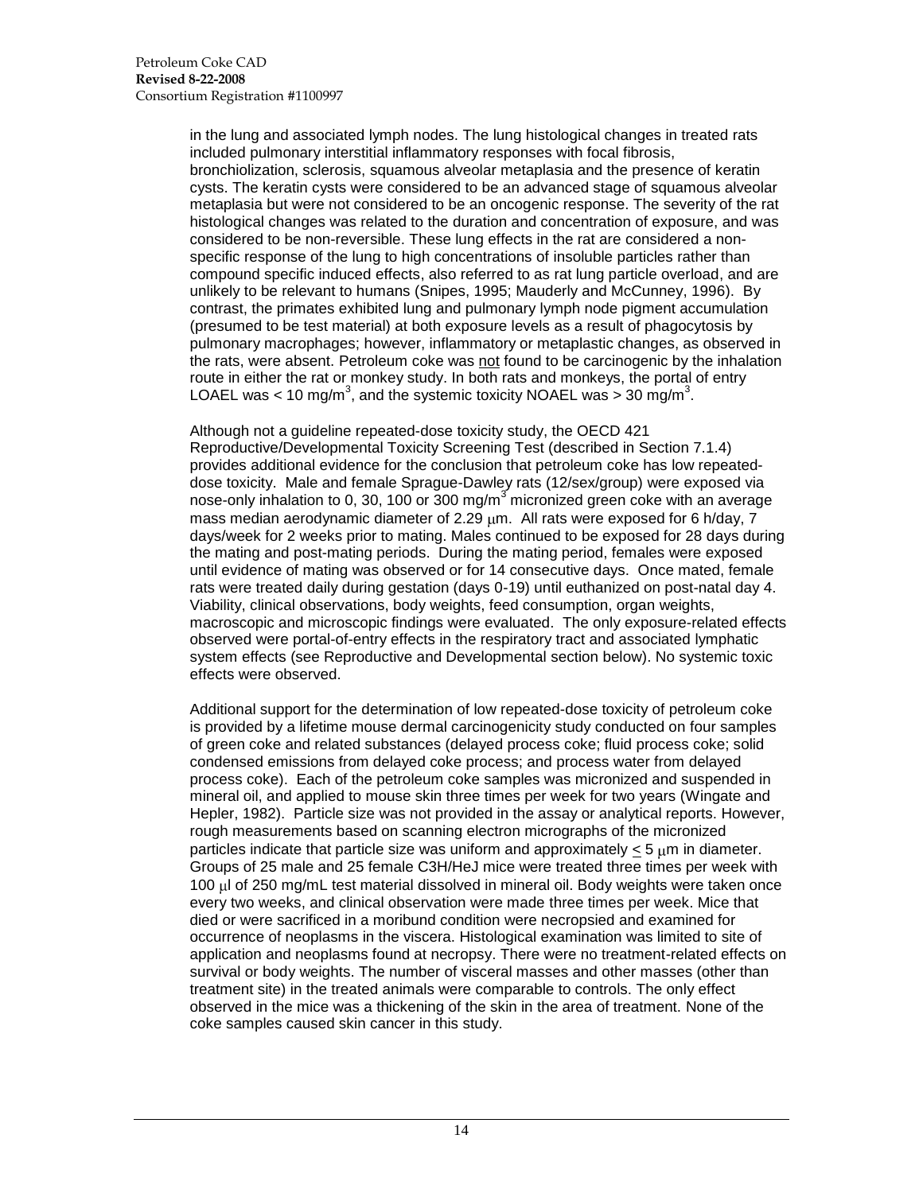in the lung and associated lymph nodes. The lung histological changes in treated rats included pulmonary interstitial inflammatory responses with focal fibrosis, bronchiolization, sclerosis, squamous alveolar metaplasia and the presence of keratin cysts. The keratin cysts were considered to be an advanced stage of squamous alveolar metaplasia but were not considered to be an oncogenic response. The severity of the rat histological changes was related to the duration and concentration of exposure, and was considered to be non-reversible. These lung effects in the rat are considered a non-specific response of the lung to high concentrations of insoluble particles rather than compound specific induced effects, also referred to as rat lung particle overload, and are unlikely to be relevant to humans (Snipes, 1995; Mauderly and McCunney, 1996). By contrast, the primates exhibited lung and pulmonary lymph node pigment accumulation (presumed to be test material) at both exposure levels as a result of phagocytosis by pulmonary macrophages; however, inflammatory or metaplastic changes, as observed in the rats, were absent. Petroleum coke was <u>not</u> found to be carcinogenic by the inhalation route in either the rat or monkey study. In both rats and monkeys, the portal of entry LOAEL was < 10 mg/m$^3$, and the systemic toxicity NOAEL was > 30 mg/m$^3$.

Although not a guideline repeated-dose toxicity study, the OECD 421 Reproductive/Developmental Toxicity Screening Test (described in Section 7.1.4) provides additional evidence for the conclusion that petroleum coke has low repeated-dose toxicity. Male and female Sprague-Dawley rats (12/sex/group) were exposed via nose-only inhalation to 0, 30, 100 or 300 mg/m$^3$ micronized green coke with an average mass median aerodynamic diameter of 2.29 μm. All rats were exposed for 6 h/day, 7 days/week for 2 weeks prior to mating. Males continued to be exposed for 28 days during the mating and post-mating periods. During the mating period, females were exposed until evidence of mating was observed or for 14 consecutive days. Once mated, female rats were treated daily during gestation (days 0-19) until euthanized on post-natal day 4. Viability, clinical observations, body weights, feed consumption, organ weights, macroscopic and microscopic findings were evaluated. The only exposure-related effects observed were portal-of-entry effects in the respiratory tract and associated lymphatic system effects (see Reproductive and Developmental section below). No systemic toxic effects were observed.

Additional support for the determination of low repeated-dose toxicity of petroleum coke is provided by a lifetime mouse dermal carcinogenicity study conducted on four samples of green coke and related substances (delayed process coke; fluid process coke; solid condensed emissions from delayed coke process; and process water from delayed process coke). Each of the petroleum coke samples was micronized and suspended in mineral oil, and applied to mouse skin three times per week for two years (Wingate and Hepler, 1982). Particle size was not provided in the assay or analytical reports. However, rough measurements based on scanning electron micrographs of the micronized particles indicate that particle size was uniform and approximately ≤ 5 μm in diameter. Groups of 25 male and 25 female C3H/HeJ mice were treated three times per week with 100 μl of 250 mg/mL test material dissolved in mineral oil. Body weights were taken once every two weeks, and clinical observation were made three times per week. Mice that died or were sacrificed in a moribund condition were necropsied and examined for occurrence of neoplasms in the viscera. Histological examination was limited to site of application and neoplasms found at necropsy. There were no treatment-related effects on survival or body weights. The number of visceral masses and other masses (other than treatment site) in the treated animals were comparable to controls. The only effect observed in the mice was a thickening of the skin in the area of treatment. None of the coke samples caused skin cancer in this study.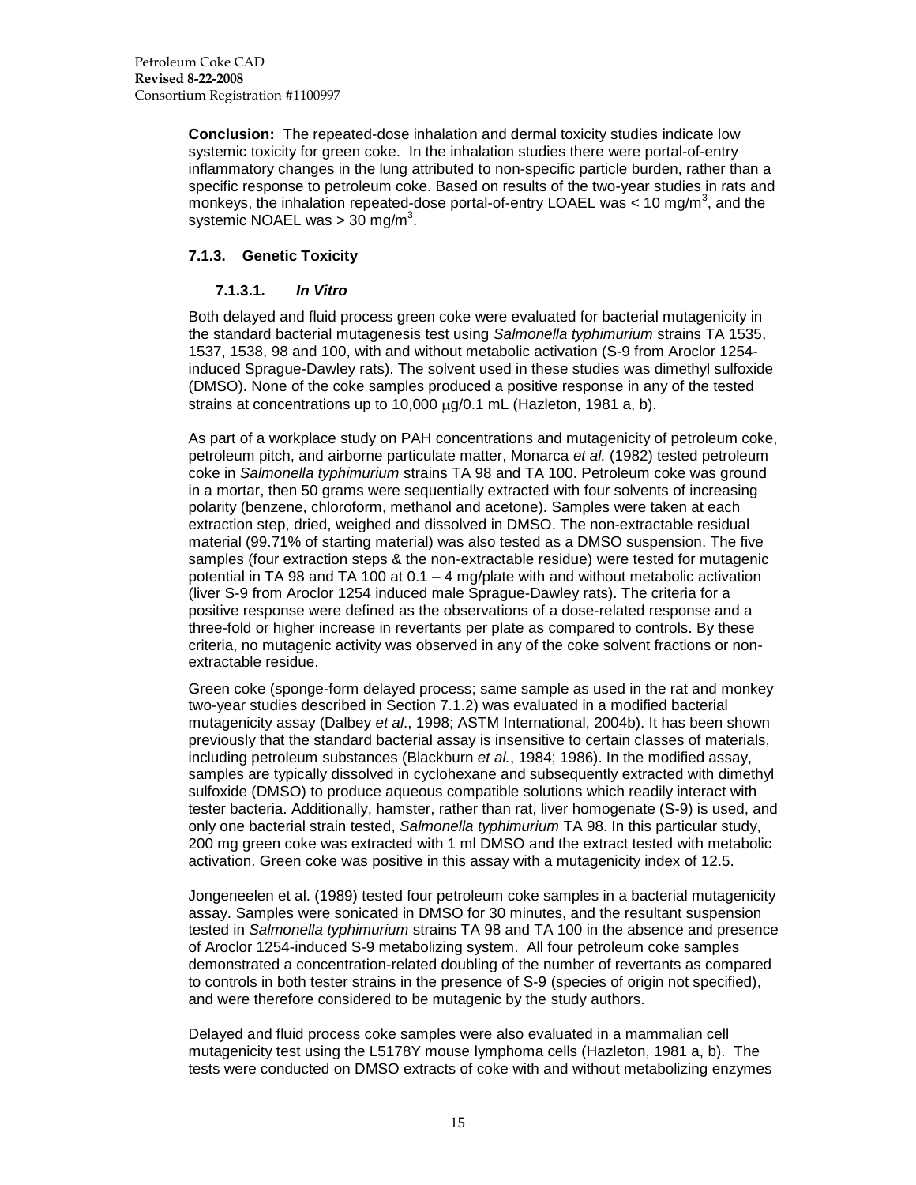**Conclusion:** The repeated-dose inhalation and dermal toxicity studies indicate low systemic toxicity for green coke. In the inhalation studies there were portal-of-entry inflammatory changes in the lung attributed to non-specific particle burden, rather than a specific response to petroleum coke. Based on results of the two-year studies in rats and monkeys, the inhalation repeated-dose portal-of-entry LOAEL was < 10 mg/m$^3$, and the systemic NOAEL was > 30 mg/m$^3$.

### 7.1.3. Genetic Toxicity

#### 7.1.3.1. *In Vitro*

Both delayed and fluid process green coke were evaluated for bacterial mutagenicity in the standard bacterial mutagenesis test using *Salmonella typhimurium* strains TA 1535, 1537, 1538, 98 and 100, with and without metabolic activation (S-9 from Aroclor 1254-induced Sprague-Dawley rats). The solvent used in these studies was dimethyl sulfoxide (DMSO). None of the coke samples produced a positive response in any of the tested strains at concentrations up to 10,000 μg/0.1 mL (Hazleton, 1981 a, b).

As part of a workplace study on PAH concentrations and mutagenicity of petroleum coke, petroleum pitch, and airborne particulate matter, Monarca *et al.* (1982) tested petroleum coke in *Salmonella typhimurium* strains TA 98 and TA 100. Petroleum coke was ground in a mortar, then 50 grams were sequentially extracted with four solvents of increasing polarity (benzene, chloroform, methanol and acetone). Samples were taken at each extraction step, dried, weighed and dissolved in DMSO. The non-extractable residual material (99.71% of starting material) was also tested as a DMSO suspension. The five samples (four extraction steps & the non-extractable residue) were tested for mutagenic potential in TA 98 and TA 100 at 0.1 – 4 mg/plate with and without metabolic activation (liver S-9 from Aroclor 1254 induced male Sprague-Dawley rats). The criteria for a positive response were defined as the observations of a dose-related response and a three-fold or higher increase in revertants per plate as compared to controls. By these criteria, no mutagenic activity was observed in any of the coke solvent fractions or non-extractable residue.

Green coke (sponge-form delayed process; same sample as used in the rat and monkey two-year studies described in Section 7.1.2) was evaluated in a modified bacterial mutagenicity assay (Dalbey *et al*., 1998; ASTM International, 2004b). It has been shown previously that the standard bacterial assay is insensitive to certain classes of materials, including petroleum substances (Blackburn *et al.*, 1984; 1986). In the modified assay, samples are typically dissolved in cyclohexane and subsequently extracted with dimethyl sulfoxide (DMSO) to produce aqueous compatible solutions which readily interact with tester bacteria. Additionally, hamster, rather than rat, liver homogenate (S-9) is used, and only one bacterial strain tested, *Salmonella typhimurium* TA 98. In this particular study, 200 mg green coke was extracted with 1 ml DMSO and the extract tested with metabolic activation. Green coke was positive in this assay with a mutagenicity index of 12.5.

Jongeneelen et al. (1989) tested four petroleum coke samples in a bacterial mutagenicity assay. Samples were sonicated in DMSO for 30 minutes, and the resultant suspension tested in *Salmonella typhimurium* strains TA 98 and TA 100 in the absence and presence of Aroclor 1254-induced S-9 metabolizing system. All four petroleum coke samples demonstrated a concentration-related doubling of the number of revertants as compared to controls in both tester strains in the presence of S-9 (species of origin not specified), and were therefore considered to be mutagenic by the study authors.

Delayed and fluid process coke samples were also evaluated in a mammalian cell mutagenicity test using the L5178Y mouse lymphoma cells (Hazleton, 1981 a, b). The tests were conducted on DMSO extracts of coke with and without metabolizing enzymes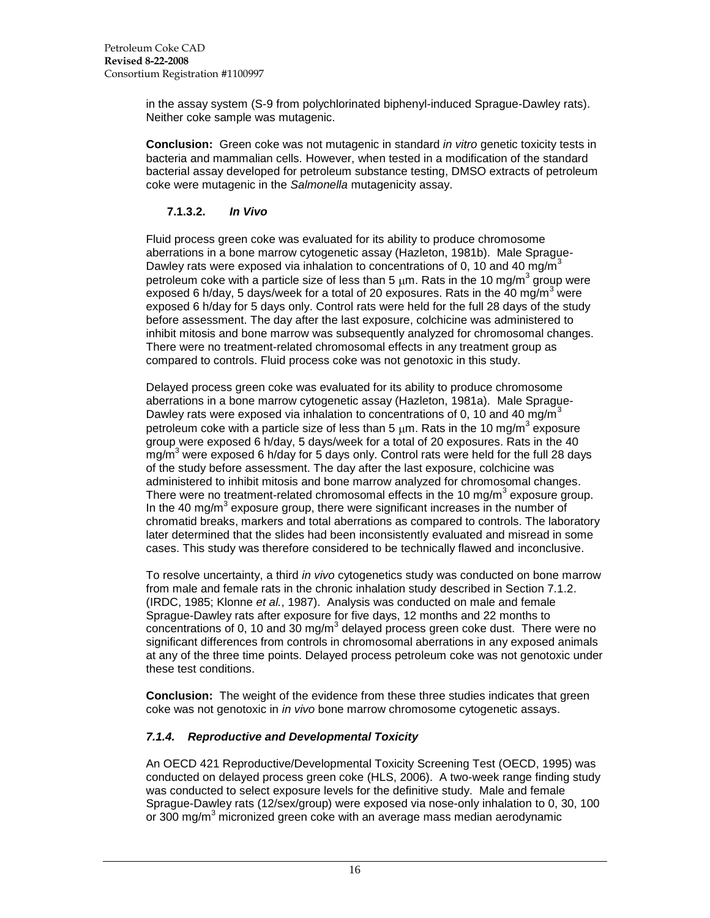in the assay system (S-9 from polychlorinated biphenyl-induced Sprague-Dawley rats). Neither coke sample was mutagenic.

**Conclusion:** Green coke was not mutagenic in standard *in vitro* genetic toxicity tests in bacteria and mammalian cells. However, when tested in a modification of the standard bacterial assay developed for petroleum substance testing, DMSO extracts of petroleum coke were mutagenic in the *Salmonella* mutagenicity assay.

#### 7.1.3.2. *In Vivo*

Fluid process green coke was evaluated for its ability to produce chromosome aberrations in a bone marrow cytogenetic assay (Hazleton, 1981b). Male Sprague-Dawley rats were exposed via inhalation to concentrations of 0, 10 and 40 mg/m$^3$ petroleum coke with a particle size of less than 5 μm. Rats in the 10 mg/m$^3$ group were exposed 6 h/day, 5 days/week for a total of 20 exposures. Rats in the 40 mg/m$^3$ were exposed 6 h/day for 5 days only. Control rats were held for the full 28 days of the study before assessment. The day after the last exposure, colchicine was administered to inhibit mitosis and bone marrow was subsequently analyzed for chromosomal changes. There were no treatment-related chromosomal effects in any treatment group as compared to controls. Fluid process coke was not genotoxic in this study.

Delayed process green coke was evaluated for its ability to produce chromosome aberrations in a bone marrow cytogenetic assay (Hazleton, 1981a). Male Sprague-Dawley rats were exposed via inhalation to concentrations of 0, 10 and 40 mg/m$^3$ petroleum coke with a particle size of less than 5 μm. Rats in the 10 mg/m$^3$ exposure group were exposed 6 h/day, 5 days/week for a total of 20 exposures. Rats in the 40 mg/m$^3$ were exposed 6 h/day for 5 days only. Control rats were held for the full 28 days of the study before assessment. The day after the last exposure, colchicine was administered to inhibit mitosis and bone marrow analyzed for chromosomal changes. There were no treatment-related chromosomal effects in the 10 mg/m$^3$ exposure group. In the 40 mg/m$^3$ exposure group, there were significant increases in the number of chromatid breaks, markers and total aberrations as compared to controls. The laboratory later determined that the slides had been inconsistently evaluated and misread in some cases. This study was therefore considered to be technically flawed and inconclusive.

To resolve uncertainty, a third *in vivo* cytogenetics study was conducted on bone marrow from male and female rats in the chronic inhalation study described in Section 7.1.2. (IRDC, 1985; Klonne *et al.*, 1987). Analysis was conducted on male and female Sprague-Dawley rats after exposure for five days, 12 months and 22 months to concentrations of 0, 10 and 30 mg/m$^3$ delayed process green coke dust. There were no significant differences from controls in chromosomal aberrations in any exposed animals at any of the three time points. Delayed process petroleum coke was not genotoxic under these test conditions.

**Conclusion:** The weight of the evidence from these three studies indicates that green coke was not genotoxic in *in vivo* bone marrow chromosome cytogenetic assays.

### *7.1.4. Reproductive and Developmental Toxicity*

An OECD 421 Reproductive/Developmental Toxicity Screening Test (OECD, 1995) was conducted on delayed process green coke (HLS, 2006). A two-week range finding study was conducted to select exposure levels for the definitive study. Male and female Sprague-Dawley rats (12/sex/group) were exposed via nose-only inhalation to 0, 30, 100 or 300 mg/m$^3$ micronized green coke with an average mass median aerodynamic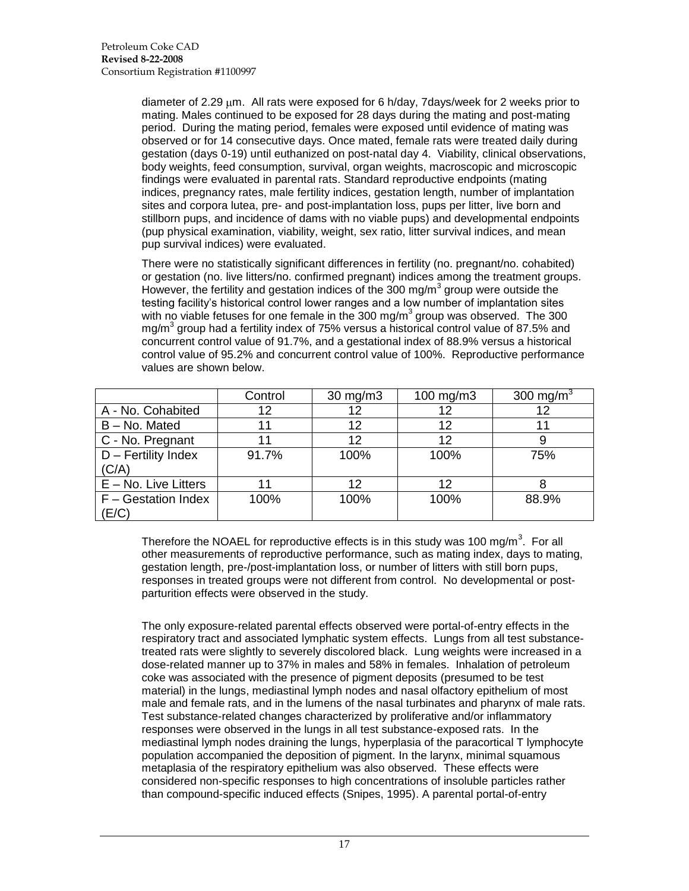diameter of 2.29 μm. All rats were exposed for 6 h/day, 7days/week for 2 weeks prior to mating. Males continued to be exposed for 28 days during the mating and post-mating period. During the mating period, females were exposed until evidence of mating was observed or for 14 consecutive days. Once mated, female rats were treated daily during gestation (days 0-19) until euthanized on post-natal day 4. Viability, clinical observations, body weights, feed consumption, survival, organ weights, macroscopic and microscopic findings were evaluated in parental rats. Standard reproductive endpoints (mating indices, pregnancy rates, male fertility indices, gestation length, number of implantation sites and corpora lutea, pre- and post-implantation loss, pups per litter, live born and stillborn pups, and incidence of dams with no viable pups) and developmental endpoints (pup physical examination, viability, weight, sex ratio, litter survival indices, and mean pup survival indices) were evaluated.

There were no statistically significant differences in fertility (no. pregnant/no. cohabited) or gestation (no. live litters/no. confirmed pregnant) indices among the treatment groups. However, the fertility and gestation indices of the 300 mg/m$^3$ group were outside the testing facility's historical control lower ranges and a low number of implantation sites with no viable fetuses for one female in the 300 mg/m$^3$ group was observed. The 300 mg/m$^3$ group had a fertility index of 75% versus a historical control value of 87.5% and concurrent control value of 91.7%, and a gestational index of 88.9% versus a historical control value of 95.2% and concurrent control value of 100%. Reproductive performance values are shown below.

| | Control | 30 mg/m3 | 100 mg/m3 | 300 mg/m$^3$ |
|---|---|---|---|---|
| A - No. Cohabited | 12 | 12 | 12 | 12 |
| B – No. Mated | 11 | 12 | 12 | 11 |
| C - No. Pregnant | 11 | 12 | 12 | 9 |
| D – Fertility Index (C/A) | 91.7% | 100% | 100% | 75% |
| E – No. Live Litters | 11 | 12 | 12 | 8 |
| F – Gestation Index (E/C) | 100% | 100% | 100% | 88.9% |

Therefore the NOAEL for reproductive effects is in this study was 100 mg/m$^3$. For all other measurements of reproductive performance, such as mating index, days to mating, gestation length, pre-/post-implantation loss, or number of litters with still born pups, responses in treated groups were not different from control. No developmental or post-parturition effects were observed in the study.

The only exposure-related parental effects observed were portal-of-entry effects in the respiratory tract and associated lymphatic system effects. Lungs from all test substance-treated rats were slightly to severely discolored black. Lung weights were increased in a dose-related manner up to 37% in males and 58% in females. Inhalation of petroleum coke was associated with the presence of pigment deposits (presumed to be test material) in the lungs, mediastinal lymph nodes and nasal olfactory epithelium of most male and female rats, and in the lumens of the nasal turbinates and pharynx of male rats. Test substance-related changes characterized by proliferative and/or inflammatory responses were observed in the lungs in all test substance-exposed rats. In the mediastinal lymph nodes draining the lungs, hyperplasia of the paracortical T lymphocyte population accompanied the deposition of pigment. In the larynx, minimal squamous metaplasia of the respiratory epithelium was also observed. These effects were considered non-specific responses to high concentrations of insoluble particles rather than compound-specific induced effects (Snipes, 1995). A parental portal-of-entry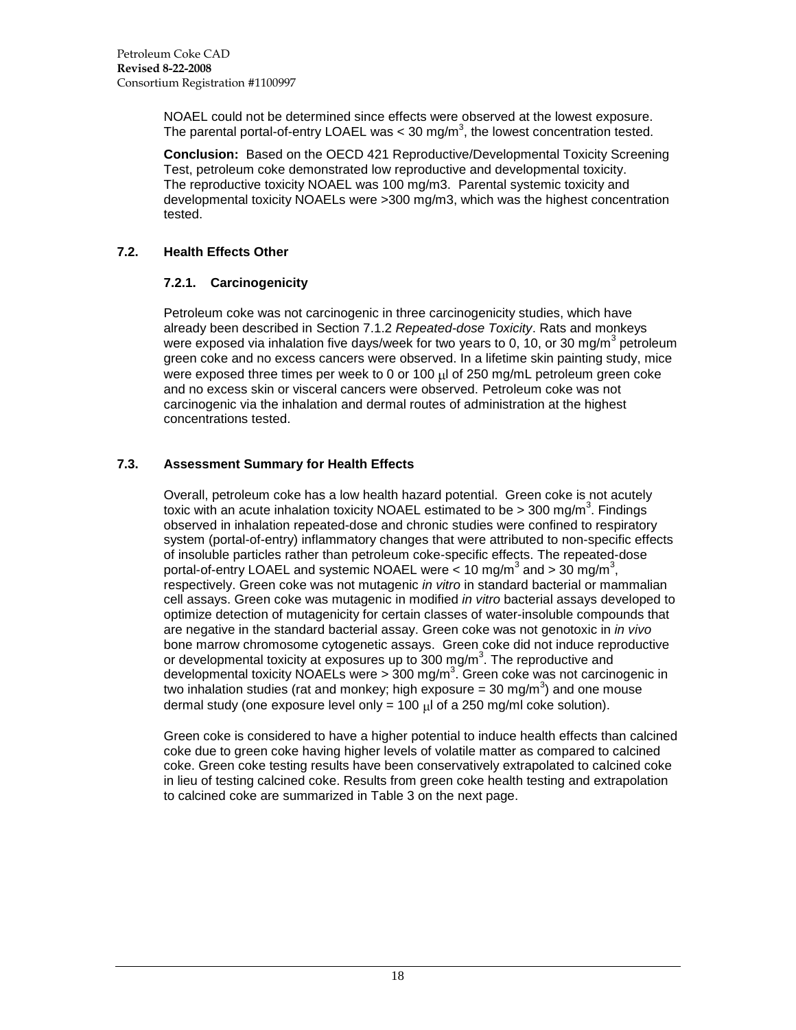NOAEL could not be determined since effects were observed at the lowest exposure. The parental portal-of-entry LOAEL was < 30 mg/m$^3$, the lowest concentration tested.

**Conclusion:** Based on the OECD 421 Reproductive/Developmental Toxicity Screening Test, petroleum coke demonstrated low reproductive and developmental toxicity. The reproductive toxicity NOAEL was 100 mg/m3. Parental systemic toxicity and developmental toxicity NOAELs were >300 mg/m3, which was the highest concentration tested.

## 7.2. Health Effects Other

### 7.2.1. Carcinogenicity

Petroleum coke was not carcinogenic in three carcinogenicity studies, which have already been described in Section 7.1.2 *Repeated-dose Toxicity*. Rats and monkeys were exposed via inhalation five days/week for two years to 0, 10, or 30 mg/m$^3$ petroleum green coke and no excess cancers were observed. In a lifetime skin painting study, mice were exposed three times per week to 0 or 100 μl of 250 mg/mL petroleum green coke and no excess skin or visceral cancers were observed. Petroleum coke was not carcinogenic via the inhalation and dermal routes of administration at the highest concentrations tested.

## 7.3. Assessment Summary for Health Effects

Overall, petroleum coke has a low health hazard potential. Green coke is not acutely toxic with an acute inhalation toxicity NOAEL estimated to be > 300 mg/m$^3$. Findings observed in inhalation repeated-dose and chronic studies were confined to respiratory system (portal-of-entry) inflammatory changes that were attributed to non-specific effects of insoluble particles rather than petroleum coke-specific effects. The repeated-dose portal-of-entry LOAEL and systemic NOAEL were < 10 mg/m$^3$ and > 30 mg/m$^3$, respectively. Green coke was not mutagenic *in vitro* in standard bacterial or mammalian cell assays. Green coke was mutagenic in modified *in vitro* bacterial assays developed to optimize detection of mutagenicity for certain classes of water-insoluble compounds that are negative in the standard bacterial assay. Green coke was not genotoxic in *in vivo* bone marrow chromosome cytogenetic assays. Green coke did not induce reproductive or developmental toxicity at exposures up to 300 mg/m$^3$. The reproductive and developmental toxicity NOAELs were > 300 mg/m$^3$. Green coke was not carcinogenic in two inhalation studies (rat and monkey; high exposure = 30 mg/m$^3$) and one mouse dermal study (one exposure level only = 100 μl of a 250 mg/ml coke solution).

Green coke is considered to have a higher potential to induce health effects than calcined coke due to green coke having higher levels of volatile matter as compared to calcined coke. Green coke testing results have been conservatively extrapolated to calcined coke in lieu of testing calcined coke. Results from green coke health testing and extrapolation to calcined coke are summarized in Table 3 on the next page.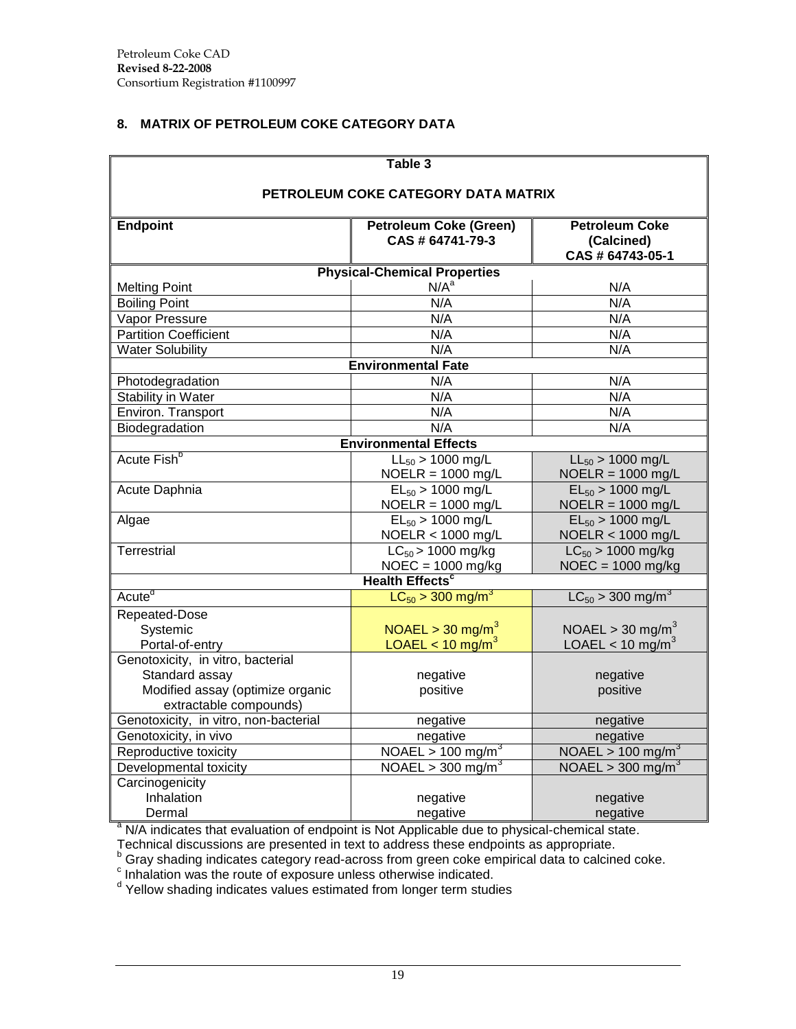## 8. MATRIX OF PETROLEUM COKE CATEGORY DATA

**Table 3**

**PETROLEUM COKE CATEGORY DATA MATRIX**

| Endpoint | Petroleum Coke (Green) CAS # 64741-79-3 | Petroleum Coke (Calcined) CAS # 64743-05-1 |
|---|---|---|
| **Physical-Chemical Properties** | | |
| Melting Point | N/A[a] | N/A |
| Boiling Point | N/A | N/A |
| Vapor Pressure | N/A | N/A |
| Partition Coefficient | N/A | N/A |
| Water Solubility | N/A | N/A |
| **Environmental Fate** | | |
| Photodegradation | N/A | N/A |
| Stability in Water | N/A | N/A |
| Environ. Transport | N/A | N/A |
| Biodegradation | N/A | N/A |
| **Environmental Effects** | | |
| Acute Fish[b] | $LL_{50}$ > 1000 mg/L<br>NOELR = 1000 mg/L | $LL_{50}$ > 1000 mg/L<br>NOELR = 1000 mg/L |
| Acute Daphnia | $EL_{50}$ > 1000 mg/L<br>NOELR = 1000 mg/L | $EL_{50}$ > 1000 mg/L<br>NOELR = 1000 mg/L |
| Algae | $EL_{50}$ > 1000 mg/L<br>NOELR < 1000 mg/L | $EL_{50}$ > 1000 mg/L<br>NOELR < 1000 mg/L |
| Terrestrial | $LC_{50}$ > 1000 mg/kg<br>NOEC = 1000 mg/kg | $LC_{50}$ > 1000 mg/kg<br>NOEC = 1000 mg/kg |
| **Health Effects[c]** | | |
| Acute[d] | $LC_{50}$ > 300 mg/m$^3$ | $LC_{50}$ > 300 mg/m$^3$ |
| Repeated-Dose<br>Systemic<br>Portal-of-entry | <br>NOAEL > 30 mg/m$^3$<br>LOAEL < 10 mg/m$^3$ | <br>NOAEL > 30 mg/m$^3$<br>LOAEL < 10 mg/m$^3$ |
| Genotoxicity, in vitro, bacterial<br>Standard assay<br>Modified assay (optimize organic extractable compounds) | <br>negative<br>positive | <br>negative<br>positive |
| Genotoxicity, in vitro, non-bacterial | negative | negative |
| Genotoxicity, in vivo | negative | negative |
| Reproductive toxicity | NOAEL > 100 mg/m$^3$ | NOAEL > 100 mg/m$^3$ |
| Developmental toxicity | NOAEL > 300 mg/m$^3$ | NOAEL > 300 mg/m$^3$ |
| Carcinogenicity<br>Inhalation<br>Dermal | <br>negative<br>negative | <br>negative<br>negative |

[a] N/A indicates that evaluation of endpoint is Not Applicable due to physical-chemical state. Technical discussions are presented in text to address these endpoints as appropriate.
[b] Gray shading indicates category read-across from green coke empirical data to calcined coke.
[c] Inhalation was the route of exposure unless otherwise indicated.
[d] Yellow shading indicates values estimated from longer term studies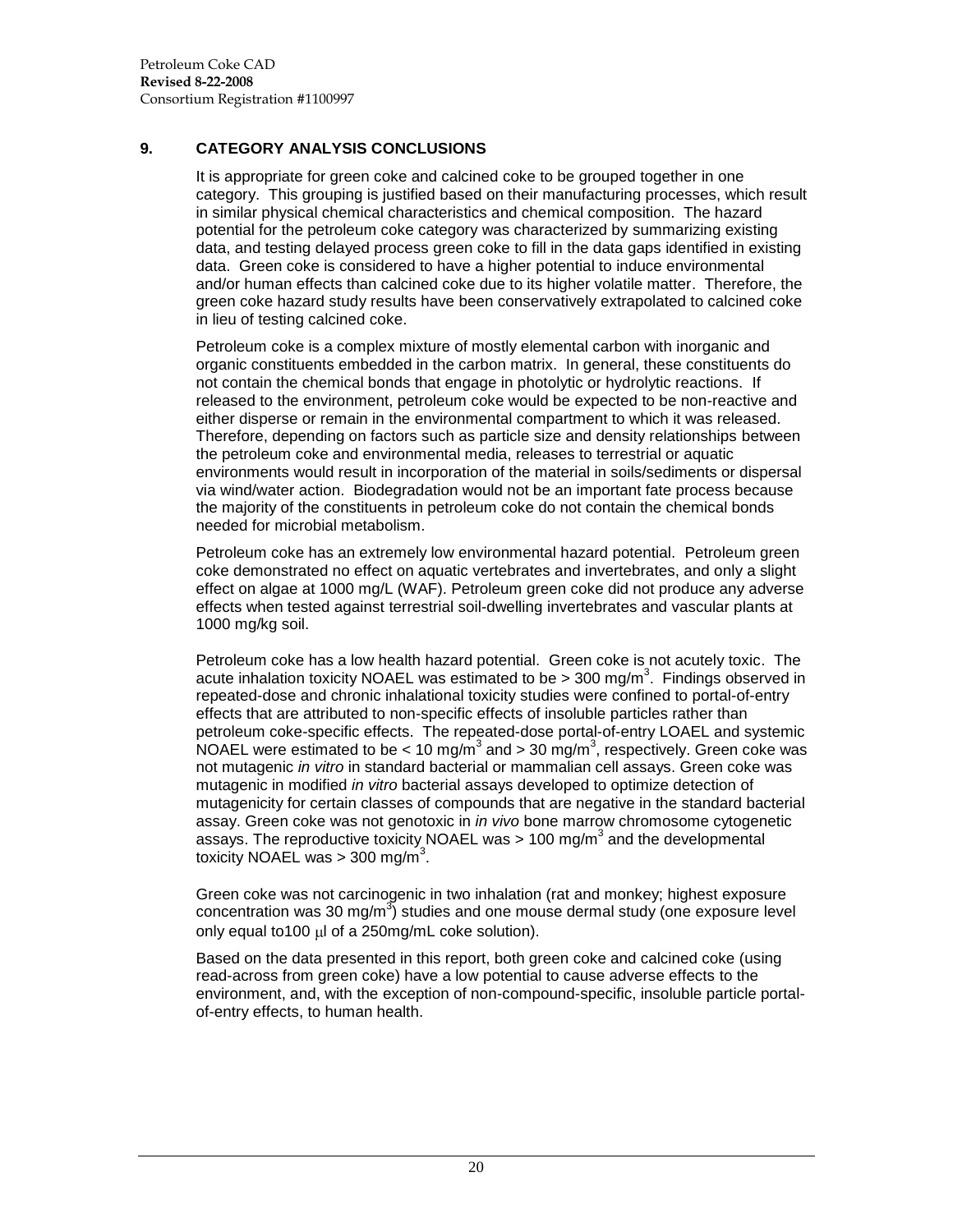## 9. CATEGORY ANALYSIS CONCLUSIONS

It is appropriate for green coke and calcined coke to be grouped together in one category. This grouping is justified based on their manufacturing processes, which result in similar physical chemical characteristics and chemical composition. The hazard potential for the petroleum coke category was characterized by summarizing existing data, and testing delayed process green coke to fill in the data gaps identified in existing data. Green coke is considered to have a higher potential to induce environmental and/or human effects than calcined coke due to its higher volatile matter. Therefore, the green coke hazard study results have been conservatively extrapolated to calcined coke in lieu of testing calcined coke.

Petroleum coke is a complex mixture of mostly elemental carbon with inorganic and organic constituents embedded in the carbon matrix. In general, these constituents do not contain the chemical bonds that engage in photolytic or hydrolytic reactions. If released to the environment, petroleum coke would be expected to be non-reactive and either disperse or remain in the environmental compartment to which it was released. Therefore, depending on factors such as particle size and density relationships between the petroleum coke and environmental media, releases to terrestrial or aquatic environments would result in incorporation of the material in soils/sediments or dispersal via wind/water action. Biodegradation would not be an important fate process because the majority of the constituents in petroleum coke do not contain the chemical bonds needed for microbial metabolism.

Petroleum coke has an extremely low environmental hazard potential. Petroleum green coke demonstrated no effect on aquatic vertebrates and invertebrates, and only a slight effect on algae at 1000 mg/L (WAF). Petroleum green coke did not produce any adverse effects when tested against terrestrial soil-dwelling invertebrates and vascular plants at 1000 mg/kg soil.

Petroleum coke has a low health hazard potential. Green coke is not acutely toxic. The acute inhalation toxicity NOAEL was estimated to be > 300 mg/m$^3$. Findings observed in repeated-dose and chronic inhalational toxicity studies were confined to portal-of-entry effects that are attributed to non-specific effects of insoluble particles rather than petroleum coke-specific effects. The repeated-dose portal-of-entry LOAEL and systemic NOAEL were estimated to be < 10 mg/m$^3$ and > 30 mg/m$^3$, respectively. Green coke was not mutagenic *in vitro* in standard bacterial or mammalian cell assays. Green coke was mutagenic in modified *in vitro* bacterial assays developed to optimize detection of mutagenicity for certain classes of compounds that are negative in the standard bacterial assay. Green coke was not genotoxic in *in vivo* bone marrow chromosome cytogenetic assays. The reproductive toxicity NOAEL was > 100 mg/m$^3$ and the developmental toxicity NOAEL was > 300 mg/m$^3$.

Green coke was not carcinogenic in two inhalation (rat and monkey; highest exposure concentration was 30 mg/m$^3$) studies and one mouse dermal study (one exposure level only equal to100 μl of a 250mg/mL coke solution).

Based on the data presented in this report, both green coke and calcined coke (using read-across from green coke) have a low potential to cause adverse effects to the environment, and, with the exception of non-compound-specific, insoluble particle portal-of-entry effects, to human health.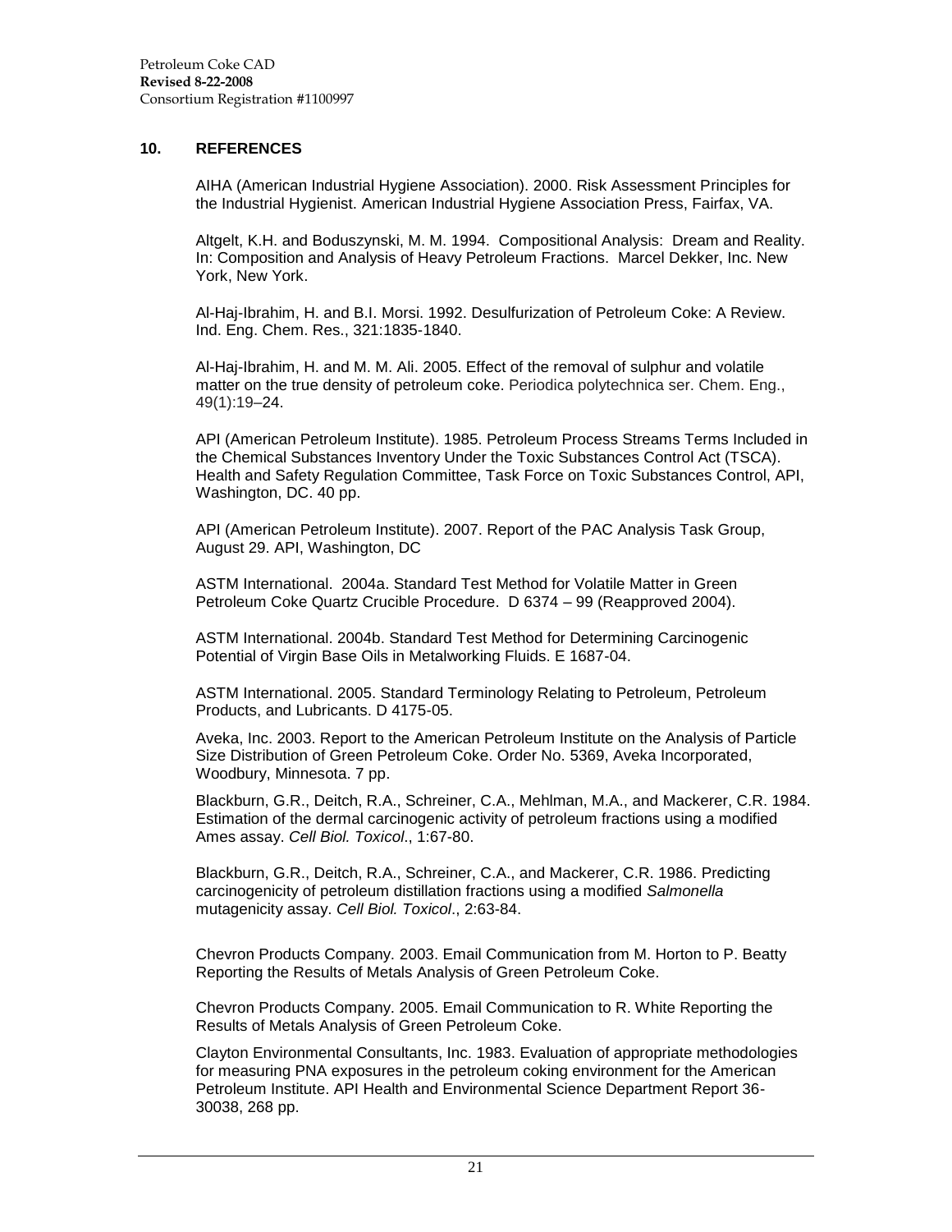## 10. REFERENCES

AIHA (American Industrial Hygiene Association). 2000. Risk Assessment Principles for the Industrial Hygienist. American Industrial Hygiene Association Press, Fairfax, VA.

Altgelt, K.H. and Boduszynski, M. M. 1994. Compositional Analysis: Dream and Reality. In: Composition and Analysis of Heavy Petroleum Fractions. Marcel Dekker, Inc. New York, New York.

Al-Haj-Ibrahim, H. and B.I. Morsi. 1992. Desulfurization of Petroleum Coke: A Review. Ind. Eng. Chem. Res., 321:1835-1840.

Al-Haj-Ibrahim, H. and M. M. Ali. 2005. Effect of the removal of sulphur and volatile matter on the true density of petroleum coke. Periodica polytechnica ser. Chem. Eng., 49(1):19–24.

API (American Petroleum Institute). 1985. Petroleum Process Streams Terms Included in the Chemical Substances Inventory Under the Toxic Substances Control Act (TSCA). Health and Safety Regulation Committee, Task Force on Toxic Substances Control, API, Washington, DC. 40 pp.

API (American Petroleum Institute). 2007. Report of the PAC Analysis Task Group, August 29. API, Washington, DC

ASTM International. 2004a. Standard Test Method for Volatile Matter in Green Petroleum Coke Quartz Crucible Procedure. D 6374 – 99 (Reapproved 2004).

ASTM International. 2004b. Standard Test Method for Determining Carcinogenic Potential of Virgin Base Oils in Metalworking Fluids. E 1687-04.

ASTM International. 2005. Standard Terminology Relating to Petroleum, Petroleum Products, and Lubricants. D 4175-05.

Aveka, Inc. 2003. Report to the American Petroleum Institute on the Analysis of Particle Size Distribution of Green Petroleum Coke. Order No. 5369, Aveka Incorporated, Woodbury, Minnesota. 7 pp.

Blackburn, G.R., Deitch, R.A., Schreiner, C.A., Mehlman, M.A., and Mackerer, C.R. 1984. Estimation of the dermal carcinogenic activity of petroleum fractions using a modified Ames assay. *Cell Biol. Toxicol*., 1:67-80.

Blackburn, G.R., Deitch, R.A., Schreiner, C.A., and Mackerer, C.R. 1986. Predicting carcinogenicity of petroleum distillation fractions using a modified *Salmonella* mutagenicity assay. *Cell Biol. Toxicol*., 2:63-84.

Chevron Products Company. 2003. Email Communication from M. Horton to P. Beatty Reporting the Results of Metals Analysis of Green Petroleum Coke.

Chevron Products Company. 2005. Email Communication to R. White Reporting the Results of Metals Analysis of Green Petroleum Coke.

Clayton Environmental Consultants, Inc. 1983. Evaluation of appropriate methodologies for measuring PNA exposures in the petroleum coking environment for the American Petroleum Institute. API Health and Environmental Science Department Report 36-30038, 268 pp.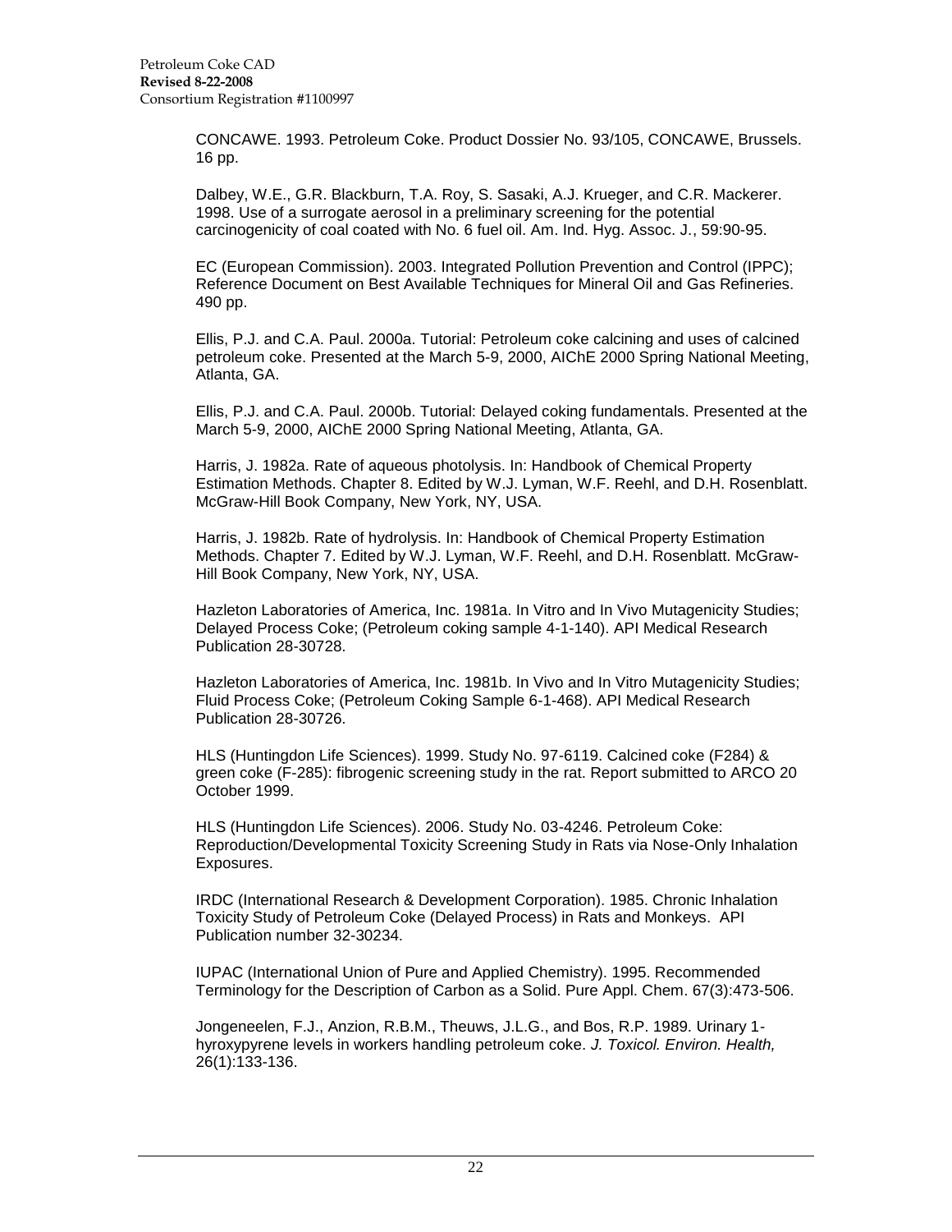CONCAWE. 1993. Petroleum Coke. Product Dossier No. 93/105, CONCAWE, Brussels. 16 pp.

Dalbey, W.E., G.R. Blackburn, T.A. Roy, S. Sasaki, A.J. Krueger, and C.R. Mackerer. 1998. Use of a surrogate aerosol in a preliminary screening for the potential carcinogenicity of coal coated with No. 6 fuel oil. Am. Ind. Hyg. Assoc. J., 59:90-95.

EC (European Commission). 2003. Integrated Pollution Prevention and Control (IPPC); Reference Document on Best Available Techniques for Mineral Oil and Gas Refineries. 490 pp.

Ellis, P.J. and C.A. Paul. 2000a. Tutorial: Petroleum coke calcining and uses of calcined petroleum coke. Presented at the March 5-9, 2000, AIChE 2000 Spring National Meeting, Atlanta, GA.

Ellis, P.J. and C.A. Paul. 2000b. Tutorial: Delayed coking fundamentals. Presented at the March 5-9, 2000, AIChE 2000 Spring National Meeting, Atlanta, GA.

Harris, J. 1982a. Rate of aqueous photolysis. In: Handbook of Chemical Property Estimation Methods. Chapter 8. Edited by W.J. Lyman, W.F. Reehl, and D.H. Rosenblatt. McGraw-Hill Book Company, New York, NY, USA.

Harris, J. 1982b. Rate of hydrolysis. In: Handbook of Chemical Property Estimation Methods. Chapter 7. Edited by W.J. Lyman, W.F. Reehl, and D.H. Rosenblatt. McGraw-Hill Book Company, New York, NY, USA.

Hazleton Laboratories of America, Inc. 1981a. In Vitro and In Vivo Mutagenicity Studies; Delayed Process Coke; (Petroleum coking sample 4-1-140). API Medical Research Publication 28-30728.

Hazleton Laboratories of America, Inc. 1981b. In Vivo and In Vitro Mutagenicity Studies; Fluid Process Coke; (Petroleum Coking Sample 6-1-468). API Medical Research Publication 28-30726.

HLS (Huntingdon Life Sciences). 1999. Study No. 97-6119. Calcined coke (F284) & green coke (F-285): fibrogenic screening study in the rat. Report submitted to ARCO 20 October 1999.

HLS (Huntingdon Life Sciences). 2006. Study No. 03-4246. Petroleum Coke: Reproduction/Developmental Toxicity Screening Study in Rats via Nose-Only Inhalation Exposures.

IRDC (International Research & Development Corporation). 1985. Chronic Inhalation Toxicity Study of Petroleum Coke (Delayed Process) in Rats and Monkeys. API Publication number 32-30234.

IUPAC (International Union of Pure and Applied Chemistry). 1995. Recommended Terminology for the Description of Carbon as a Solid. Pure Appl. Chem. 67(3):473-506.

Jongeneelen, F.J., Anzion, R.B.M., Theuws, J.L.G., and Bos, R.P. 1989. Urinary 1-hyroxypyrene levels in workers handling petroleum coke. *J. Toxicol. Environ. Health,* 26(1):133-136.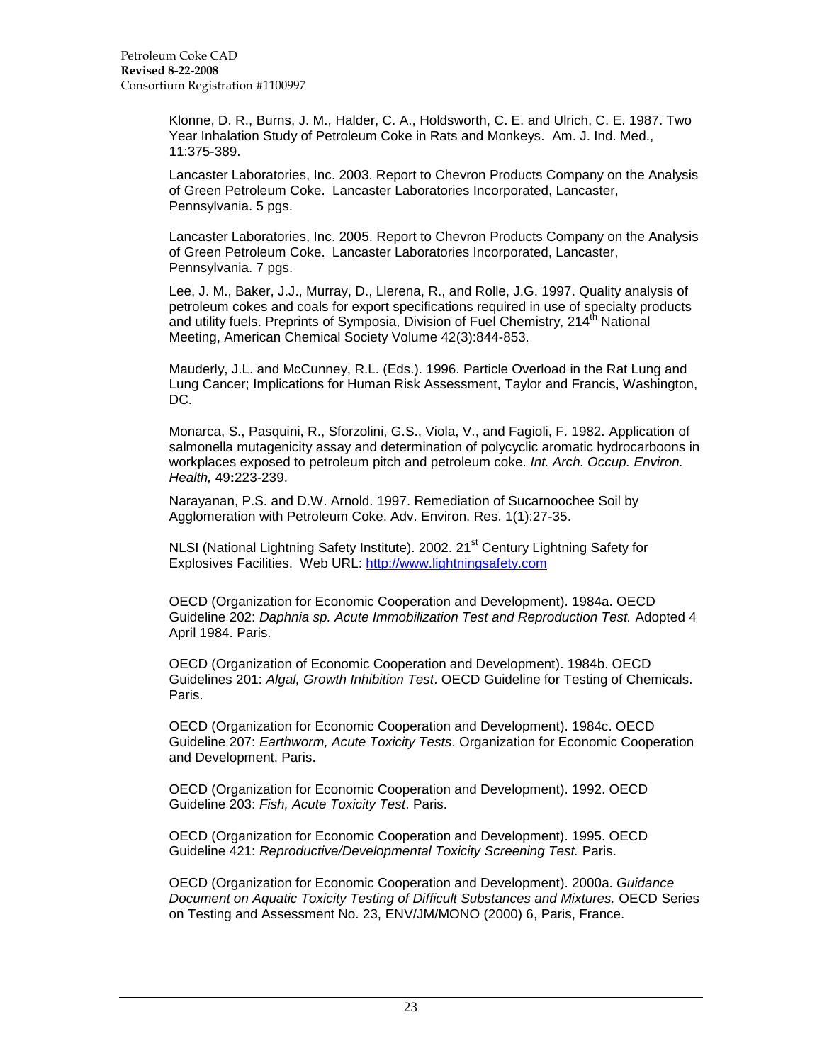Klonne, D. R., Burns, J. M., Halder, C. A., Holdsworth, C. E. and Ulrich, C. E. 1987. Two Year Inhalation Study of Petroleum Coke in Rats and Monkeys. Am. J. Ind. Med., 11:375-389.

Lancaster Laboratories, Inc. 2003. Report to Chevron Products Company on the Analysis of Green Petroleum Coke. Lancaster Laboratories Incorporated, Lancaster, Pennsylvania. 5 pgs.

Lancaster Laboratories, Inc. 2005. Report to Chevron Products Company on the Analysis of Green Petroleum Coke. Lancaster Laboratories Incorporated, Lancaster, Pennsylvania. 7 pgs.

Lee, J. M., Baker, J.J., Murray, D., Llerena, R., and Rolle, J.G. 1997. Quality analysis of petroleum cokes and coals for export specifications required in use of specialty products and utility fuels. Preprints of Symposia, Division of Fuel Chemistry, 214th National Meeting, American Chemical Society Volume 42(3):844-853.

Mauderly, J.L. and McCunney, R.L. (Eds.). 1996. Particle Overload in the Rat Lung and Lung Cancer; Implications for Human Risk Assessment, Taylor and Francis, Washington, DC.

Monarca, S., Pasquini, R., Sforzolini, G.S., Viola, V., and Fagioli, F. 1982. Application of salmonella mutagenicity assay and determination of polycyclic aromatic hydrocarboons in workplaces exposed to petroleum pitch and petroleum coke. *Int. Arch. Occup. Environ. Health,* 49**:**223-239.

Narayanan, P.S. and D.W. Arnold. 1997. Remediation of Sucarnoochee Soil by Agglomeration with Petroleum Coke. Adv. Environ. Res. 1(1):27-35.

NLSI (National Lightning Safety Institute). 2002. 21st Century Lightning Safety for Explosives Facilities. Web URL: http://www.lightningsafety.com

OECD (Organization for Economic Cooperation and Development). 1984a. OECD Guideline 202: *Daphnia sp. Acute Immobilization Test and Reproduction Test.* Adopted 4 April 1984. Paris.

OECD (Organization of Economic Cooperation and Development). 1984b. OECD Guidelines 201: *Algal, Growth Inhibition Test*. OECD Guideline for Testing of Chemicals. Paris.

OECD (Organization for Economic Cooperation and Development). 1984c. OECD Guideline 207: *Earthworm, Acute Toxicity Tests*. Organization for Economic Cooperation and Development. Paris.

OECD (Organization for Economic Cooperation and Development). 1992. OECD Guideline 203: *Fish, Acute Toxicity Test*. Paris.

OECD (Organization for Economic Cooperation and Development). 1995. OECD Guideline 421: *Reproductive/Developmental Toxicity Screening Test.* Paris.

OECD (Organization for Economic Cooperation and Development). 2000a. *Guidance Document on Aquatic Toxicity Testing of Difficult Substances and Mixtures.* OECD Series on Testing and Assessment No. 23, ENV/JM/MONO (2000) 6, Paris, France.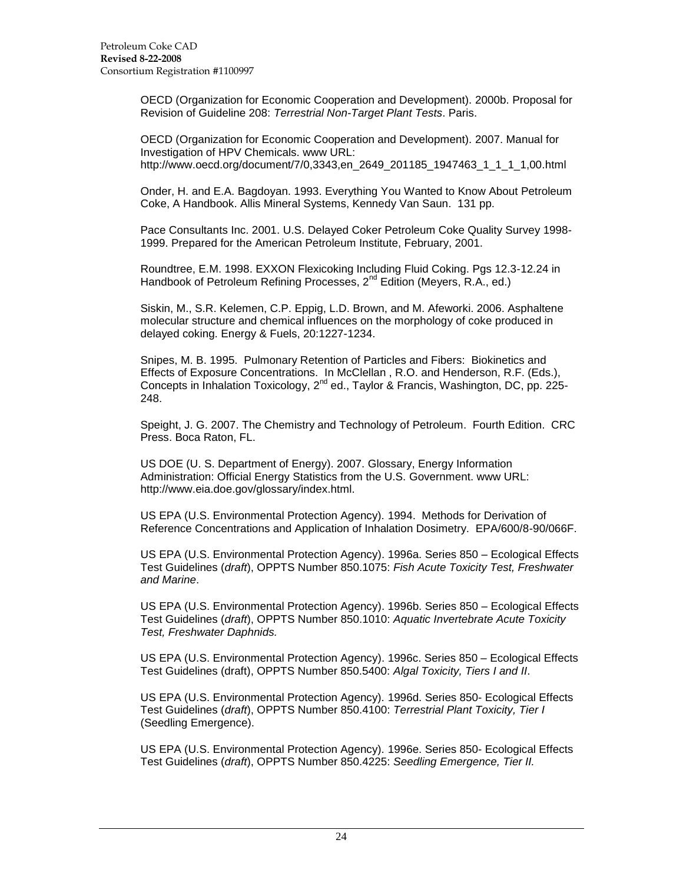OECD (Organization for Economic Cooperation and Development). 2000b. Proposal for Revision of Guideline 208: *Terrestrial Non-Target Plant Tests*. Paris.

OECD (Organization for Economic Cooperation and Development). 2007. Manual for Investigation of HPV Chemicals. www URL: http://www.oecd.org/document/7/0,3343,en_2649_201185_1947463_1_1_1_1,00.html

Onder, H. and E.A. Bagdoyan. 1993. Everything You Wanted to Know About Petroleum Coke, A Handbook. Allis Mineral Systems, Kennedy Van Saun. 131 pp.

Pace Consultants Inc. 2001. U.S. Delayed Coker Petroleum Coke Quality Survey 1998-1999. Prepared for the American Petroleum Institute, February, 2001.

Roundtree, E.M. 1998. EXXON Flexicoking Including Fluid Coking. Pgs 12.3-12.24 in Handbook of Petroleum Refining Processes, 2nd Edition (Meyers, R.A., ed.)

Siskin, M., S.R. Kelemen, C.P. Eppig, L.D. Brown, and M. Afeworki. 2006. Asphaltene molecular structure and chemical influences on the morphology of coke produced in delayed coking. Energy & Fuels, 20:1227-1234.

Snipes, M. B. 1995. Pulmonary Retention of Particles and Fibers: Biokinetics and Effects of Exposure Concentrations. In McClellan , R.O. and Henderson, R.F. (Eds.), Concepts in Inhalation Toxicology, 2nd ed., Taylor & Francis, Washington, DC, pp. 225-248.

Speight, J. G. 2007. The Chemistry and Technology of Petroleum. Fourth Edition. CRC Press. Boca Raton, FL.

US DOE (U. S. Department of Energy). 2007. Glossary, Energy Information Administration: Official Energy Statistics from the U.S. Government. www URL: http://www.eia.doe.gov/glossary/index.html.

US EPA (U.S. Environmental Protection Agency). 1994. Methods for Derivation of Reference Concentrations and Application of Inhalation Dosimetry. EPA/600/8-90/066F.

US EPA (U.S. Environmental Protection Agency). 1996a. Series 850 – Ecological Effects Test Guidelines (*draft*), OPPTS Number 850.1075: *Fish Acute Toxicity Test, Freshwater and Marine*.

US EPA (U.S. Environmental Protection Agency). 1996b. Series 850 – Ecological Effects Test Guidelines (*draft*), OPPTS Number 850.1010: *Aquatic Invertebrate Acute Toxicity Test, Freshwater Daphnids.*

US EPA (U.S. Environmental Protection Agency). 1996c. Series 850 – Ecological Effects Test Guidelines (draft), OPPTS Number 850.5400: *Algal Toxicity, Tiers I and II*.

US EPA (U.S. Environmental Protection Agency). 1996d. Series 850- Ecological Effects Test Guidelines (*draft*), OPPTS Number 850.4100: *Terrestrial Plant Toxicity, Tier I* (Seedling Emergence).

US EPA (U.S. Environmental Protection Agency). 1996e. Series 850- Ecological Effects Test Guidelines (*draft*), OPPTS Number 850.4225: *Seedling Emergence, Tier II.*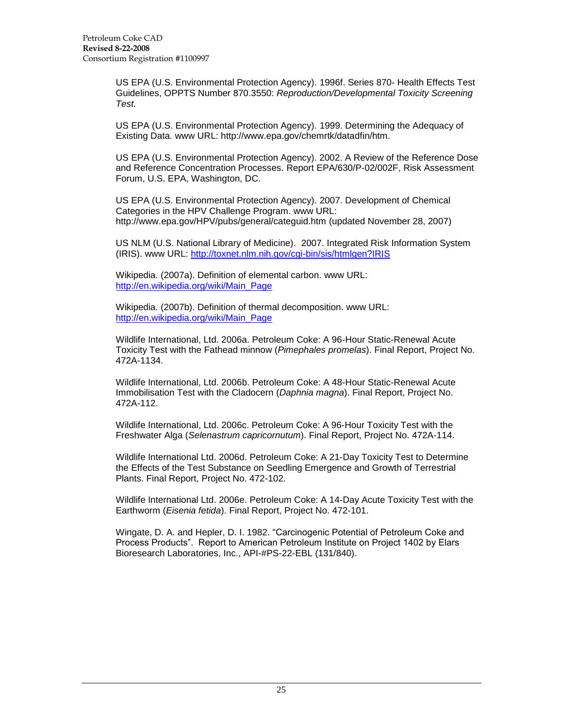US EPA (U.S. Environmental Protection Agency). 1996f. Series 870- Health Effects Test Guidelines, OPPTS Number 870.3550: *Reproduction/Developmental Toxicity Screening Test.*

US EPA (U.S. Environmental Protection Agency). 1999. Determining the Adequacy of Existing Data. www URL: http://www.epa.gov/chemrtk/datadfin/htm.

US EPA (U.S. Environmental Protection Agency). 2002. A Review of the Reference Dose and Reference Concentration Processes. Report EPA/630/P-02/002F, Risk Assessment Forum, U.S. EPA, Washington, DC.

US EPA (U.S. Environmental Protection Agency). 2007. Development of Chemical Categories in the HPV Challenge Program. www URL: http://www.epa.gov/HPV/pubs/general/categuid.htm (updated November 28, 2007)

US NLM (U.S. National Library of Medicine). 2007. Integrated Risk Information System (IRIS). www URL: http://toxnet.nlm.nih.gov/cgi-bin/sis/htmlgen?IRIS

Wikipedia. (2007a). Definition of elemental carbon. www URL: http://en.wikipedia.org/wiki/Main_Page

Wikipedia. (2007b). Definition of thermal decomposition. www URL: http://en.wikipedia.org/wiki/Main_Page

Wildlife International, Ltd. 2006a. Petroleum Coke: A 96-Hour Static-Renewal Acute Toxicity Test with the Fathead minnow (*Pimephales promelas*). Final Report, Project No. 472A-1134.

Wildlife International, Ltd. 2006b. Petroleum Coke: A 48-Hour Static-Renewal Acute Immobilisation Test with the Cladocern (*Daphnia magna*). Final Report, Project No. 472A-112.

Wildlife International, Ltd. 2006c. Petroleum Coke: A 96-Hour Toxicity Test with the Freshwater Alga (*Selenastrum capricornutum*). Final Report, Project No. 472A-114.

Wildlife International Ltd. 2006d. Petroleum Coke: A 21-Day Toxicity Test to Determine the Effects of the Test Substance on Seedling Emergence and Growth of Terrestrial Plants. Final Report, Project No. 472-102.

Wildlife International Ltd. 2006e. Petroleum Coke: A 14-Day Acute Toxicity Test with the Earthworm (*Eisenia fetida*). Final Report, Project No. 472-101.

Wingate, D. A. and Hepler, D. I. 1982. "Carcinogenic Potential of Petroleum Coke and Process Products". Report to American Petroleum Institute on Project 1402 by Elars Bioresearch Laboratories, Inc., API-#PS-22-EBL (131/840).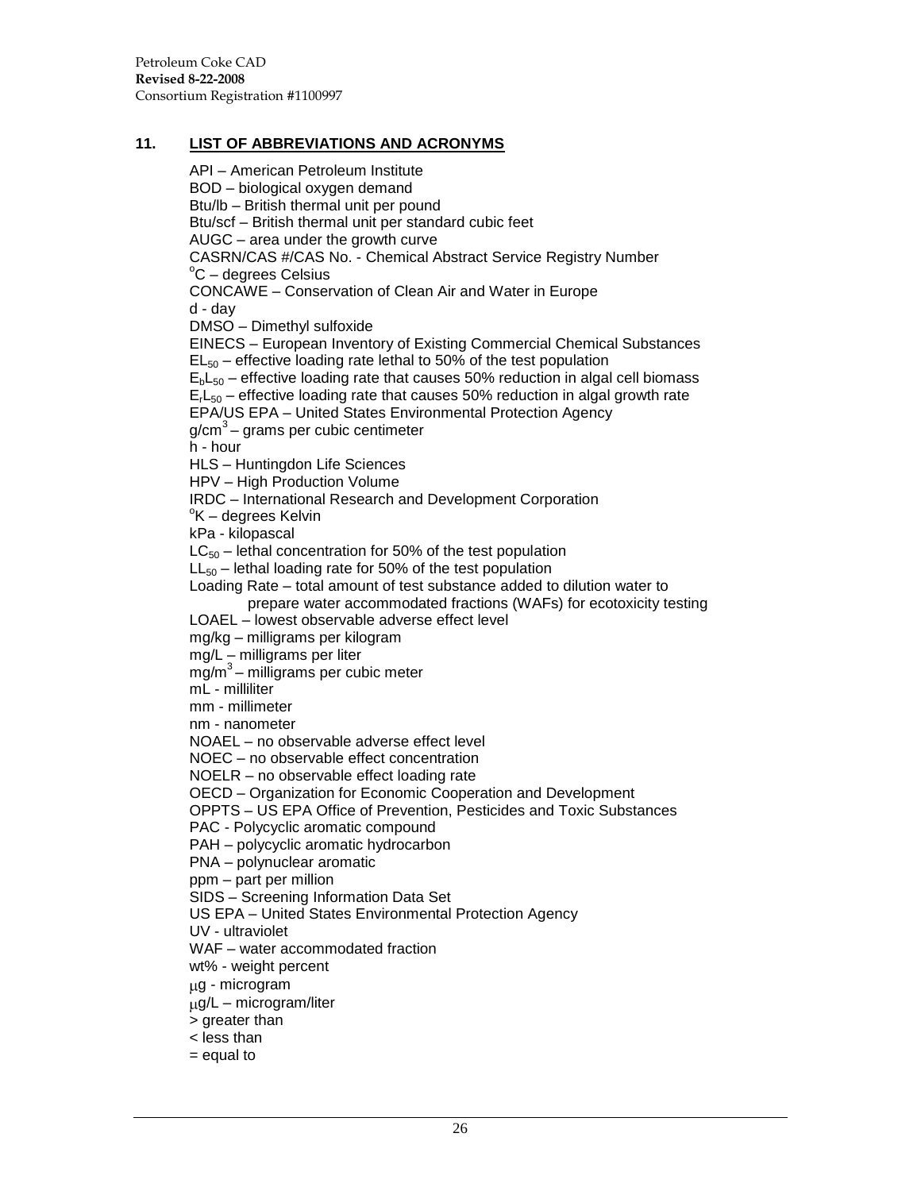## 11. LIST OF ABBREVIATIONS AND ACRONYMS

API – American Petroleum Institute
BOD – biological oxygen demand
Btu/lb – British thermal unit per pound
Btu/scf – British thermal unit per standard cubic feet
AUGC – area under the growth curve
CASRN/CAS #/CAS No. - Chemical Abstract Service Registry Number
$^oC$ – degrees Celsius
CONCAWE – Conservation of Clean Air and Water in Europe
d - day
DMSO – Dimethyl sulfoxide
EINECS – European Inventory of Existing Commercial Chemical Substances
$EL_{50}$ – effective loading rate lethal to 50% of the test population
$E_bL_{50}$ – effective loading rate that causes 50% reduction in algal cell biomass
$E_rL_{50}$ – effective loading rate that causes 50% reduction in algal growth rate
EPA/US EPA – United States Environmental Protection Agency
$g/cm^3$ – grams per cubic centimeter
h - hour
HLS – Huntingdon Life Sciences
HPV – High Production Volume
IRDC – International Research and Development Corporation
$^oK$ – degrees Kelvin
kPa - kilopascal
$LC_{50}$ – lethal concentration for 50% of the test population
$LL_{50}$ – lethal loading rate for 50% of the test population
Loading Rate – total amount of test substance added to dilution water to prepare water accommodated fractions (WAFs) for ecotoxicity testing
LOAEL – lowest observable adverse effect level
mg/kg – milligrams per kilogram
mg/L – milligrams per liter
$mg/m^3$ – milligrams per cubic meter
mL - milliliter
mm - millimeter
nm - nanometer
NOAEL – no observable adverse effect level
NOEC – no observable effect concentration
NOELR – no observable effect loading rate
OECD – Organization for Economic Cooperation and Development
OPPTS – US EPA Office of Prevention, Pesticides and Toxic Substances
PAC - Polycyclic aromatic compound
PAH – polycyclic aromatic hydrocarbon
PNA – polynuclear aromatic
ppm – part per million
SIDS – Screening Information Data Set
US EPA – United States Environmental Protection Agency
UV - ultraviolet
WAF – water accommodated fraction
wt% - weight percent
μg - microgram
μg/L – microgram/liter
> greater than
< less than
= equal to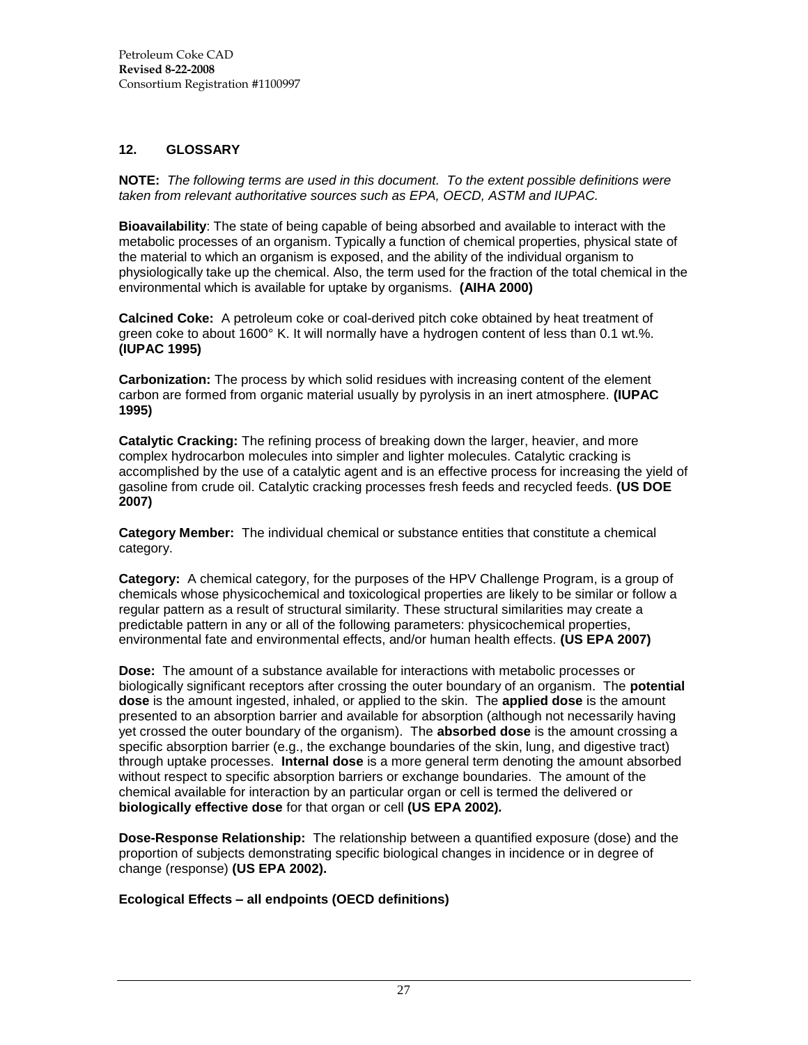## 12. GLOSSARY

**NOTE:** *The following terms are used in this document. To the extent possible definitions were taken from relevant authoritative sources such as EPA, OECD, ASTM and IUPAC.*

**Bioavailability**: The state of being capable of being absorbed and available to interact with the metabolic processes of an organism. Typically a function of chemical properties, physical state of the material to which an organism is exposed, and the ability of the individual organism to physiologically take up the chemical. Also, the term used for the fraction of the total chemical in the environmental which is available for uptake by organisms. **(AIHA 2000)**

**Calcined Coke:** A petroleum coke or coal-derived pitch coke obtained by heat treatment of green coke to about 1600° K. It will normally have a hydrogen content of less than 0.1 wt.%. **(IUPAC 1995)**

**Carbonization:** The process by which solid residues with increasing content of the element carbon are formed from organic material usually by pyrolysis in an inert atmosphere. **(IUPAC 1995)**

**Catalytic Cracking:** The refining process of breaking down the larger, heavier, and more complex hydrocarbon molecules into simpler and lighter molecules. Catalytic cracking is accomplished by the use of a catalytic agent and is an effective process for increasing the yield of gasoline from crude oil. Catalytic cracking processes fresh feeds and recycled feeds. **(US DOE 2007)**

**Category Member:** The individual chemical or substance entities that constitute a chemical category.

**Category:** A chemical category, for the purposes of the HPV Challenge Program, is a group of chemicals whose physicochemical and toxicological properties are likely to be similar or follow a regular pattern as a result of structural similarity. These structural similarities may create a predictable pattern in any or all of the following parameters: physicochemical properties, environmental fate and environmental effects, and/or human health effects. **(US EPA 2007)**

**Dose:** The amount of a substance available for interactions with metabolic processes or biologically significant receptors after crossing the outer boundary of an organism. The **potential dose** is the amount ingested, inhaled, or applied to the skin. The **applied dose** is the amount presented to an absorption barrier and available for absorption (although not necessarily having yet crossed the outer boundary of the organism). The **absorbed dose** is the amount crossing a specific absorption barrier (e.g., the exchange boundaries of the skin, lung, and digestive tract) through uptake processes. **Internal dose** is a more general term denoting the amount absorbed without respect to specific absorption barriers or exchange boundaries. The amount of the chemical available for interaction by an particular organ or cell is termed the delivered or **biologically effective dose** for that organ or cell **(US EPA 2002).**

**Dose-Response Relationship:** The relationship between a quantified exposure (dose) and the proportion of subjects demonstrating specific biological changes in incidence or in degree of change (response) **(US EPA 2002).**

**Ecological Effects – all endpoints (OECD definitions)**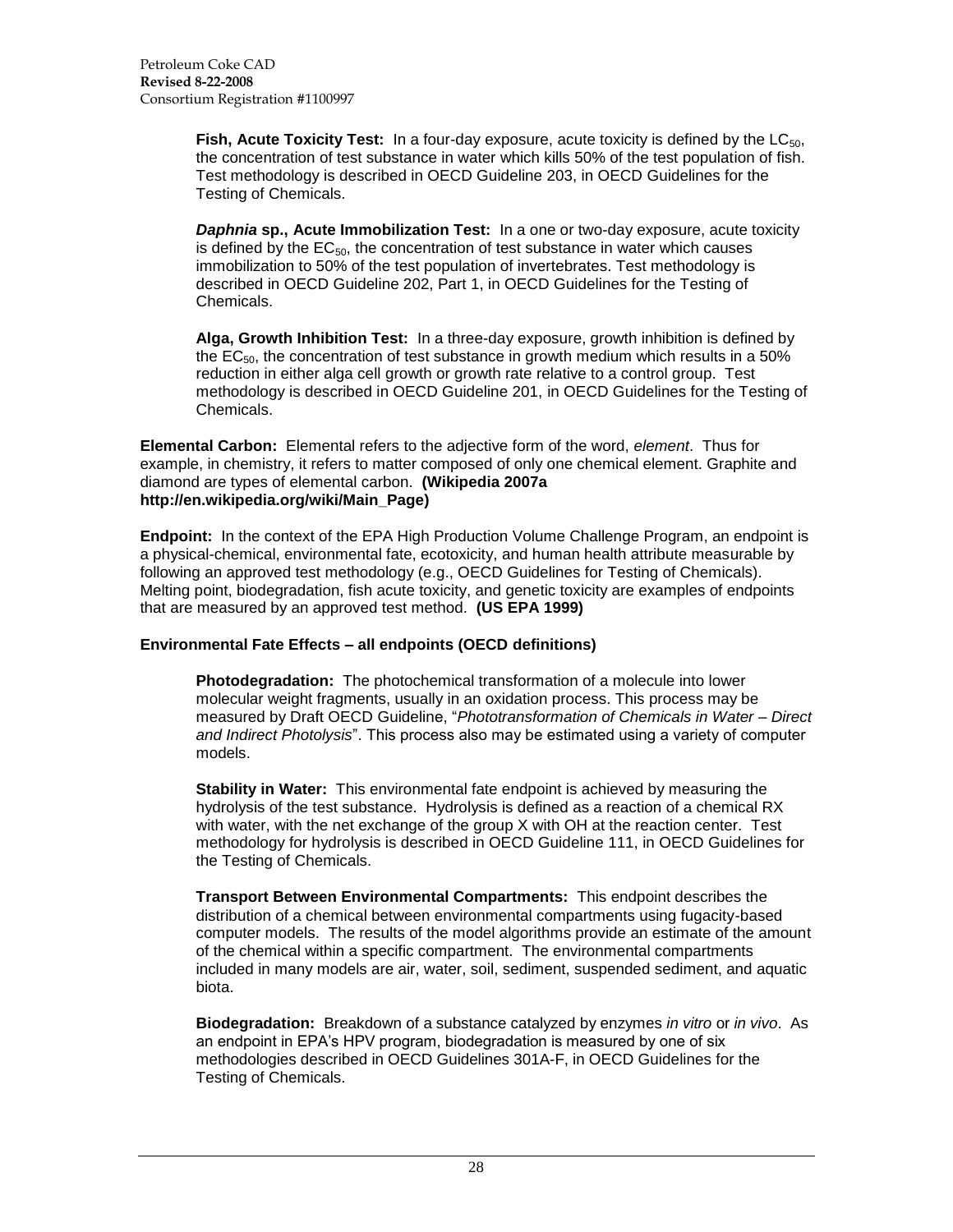**Fish, Acute Toxicity Test:** In a four-day exposure, acute toxicity is defined by the $LC_{50}$, the concentration of test substance in water which kills 50% of the test population of fish. Test methodology is described in OECD Guideline 203, in OECD Guidelines for the Testing of Chemicals.

***Daphnia*** **sp., Acute Immobilization Test:** In a one or two-day exposure, acute toxicity is defined by the $EC_{50}$, the concentration of test substance in water which causes immobilization to 50% of the test population of invertebrates. Test methodology is described in OECD Guideline 202, Part 1, in OECD Guidelines for the Testing of Chemicals.

**Alga, Growth Inhibition Test:** In a three-day exposure, growth inhibition is defined by the $EC_{50}$, the concentration of test substance in growth medium which results in a 50% reduction in either alga cell growth or growth rate relative to a control group. Test methodology is described in OECD Guideline 201, in OECD Guidelines for the Testing of Chemicals.

**Elemental Carbon:** Elemental refers to the adjective form of the word, *element*. Thus for example, in chemistry, it refers to matter composed of only one chemical element. Graphite and diamond are types of elemental carbon. **(Wikipedia 2007a http://en.wikipedia.org/wiki/Main_Page)**

**Endpoint:** In the context of the EPA High Production Volume Challenge Program, an endpoint is a physical-chemical, environmental fate, ecotoxicity, and human health attribute measurable by following an approved test methodology (e.g., OECD Guidelines for Testing of Chemicals). Melting point, biodegradation, fish acute toxicity, and genetic toxicity are examples of endpoints that are measured by an approved test method. **(US EPA 1999)**

**Environmental Fate Effects – all endpoints (OECD definitions)**

**Photodegradation:** The photochemical transformation of a molecule into lower molecular weight fragments, usually in an oxidation process. This process may be measured by Draft OECD Guideline, "*Phototransformation of Chemicals in Water – Direct and Indirect Photolysis*". This process also may be estimated using a variety of computer models.

**Stability in Water:** This environmental fate endpoint is achieved by measuring the hydrolysis of the test substance. Hydrolysis is defined as a reaction of a chemical RX with water, with the net exchange of the group X with OH at the reaction center. Test methodology for hydrolysis is described in OECD Guideline 111, in OECD Guidelines for the Testing of Chemicals.

**Transport Between Environmental Compartments:** This endpoint describes the distribution of a chemical between environmental compartments using fugacity-based computer models. The results of the model algorithms provide an estimate of the amount of the chemical within a specific compartment. The environmental compartments included in many models are air, water, soil, sediment, suspended sediment, and aquatic biota.

**Biodegradation:** Breakdown of a substance catalyzed by enzymes *in vitro* or *in vivo*. As an endpoint in EPA's HPV program, biodegradation is measured by one of six methodologies described in OECD Guidelines 301A-F, in OECD Guidelines for the Testing of Chemicals.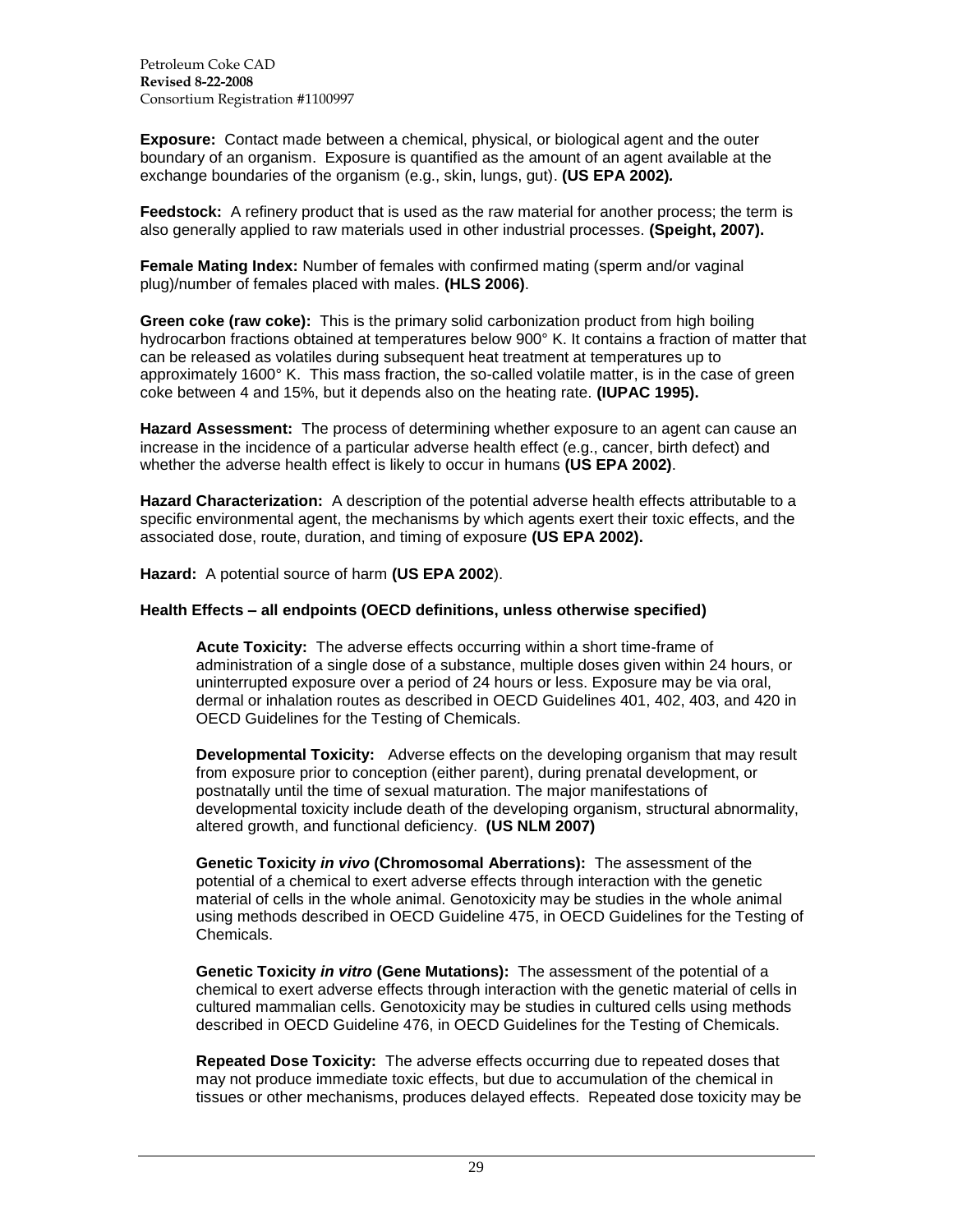**Exposure:** Contact made between a chemical, physical, or biological agent and the outer boundary of an organism. Exposure is quantified as the amount of an agent available at the exchange boundaries of the organism (e.g., skin, lungs, gut). **(US EPA 2002).**

**Feedstock:** A refinery product that is used as the raw material for another process; the term is also generally applied to raw materials used in other industrial processes. **(Speight, 2007).**

**Female Mating Index:** Number of females with confirmed mating (sperm and/or vaginal plug)/number of females placed with males. **(HLS 2006)**.

**Green coke (raw coke):** This is the primary solid carbonization product from high boiling hydrocarbon fractions obtained at temperatures below 900° K. It contains a fraction of matter that can be released as volatiles during subsequent heat treatment at temperatures up to approximately 1600° K. This mass fraction, the so-called volatile matter, is in the case of green coke between 4 and 15%, but it depends also on the heating rate. **(IUPAC 1995).**

**Hazard Assessment:** The process of determining whether exposure to an agent can cause an increase in the incidence of a particular adverse health effect (e.g., cancer, birth defect) and whether the adverse health effect is likely to occur in humans **(US EPA 2002)**.

**Hazard Characterization:** A description of the potential adverse health effects attributable to a specific environmental agent, the mechanisms by which agents exert their toxic effects, and the associated dose, route, duration, and timing of exposure **(US EPA 2002).**

**Hazard:** A potential source of harm **(US EPA 2002**).

**Health Effects – all endpoints (OECD definitions, unless otherwise specified)**

> **Acute Toxicity:** The adverse effects occurring within a short time-frame of administration of a single dose of a substance, multiple doses given within 24 hours, or uninterrupted exposure over a period of 24 hours or less. Exposure may be via oral, dermal or inhalation routes as described in OECD Guidelines 401, 402, 403, and 420 in OECD Guidelines for the Testing of Chemicals.
>
> **Developmental Toxicity:** Adverse effects on the developing organism that may result from exposure prior to conception (either parent), during prenatal development, or postnatally until the time of sexual maturation. The major manifestations of developmental toxicity include death of the developing organism, structural abnormality, altered growth, and functional deficiency. **(US NLM 2007)**
>
> **Genetic Toxicity *in vivo* (Chromosomal Aberrations):** The assessment of the potential of a chemical to exert adverse effects through interaction with the genetic material of cells in the whole animal. Genotoxicity may be studies in the whole animal using methods described in OECD Guideline 475, in OECD Guidelines for the Testing of Chemicals.
>
> **Genetic Toxicity *in vitro* (Gene Mutations):** The assessment of the potential of a chemical to exert adverse effects through interaction with the genetic material of cells in cultured mammalian cells. Genotoxicity may be studies in cultured cells using methods described in OECD Guideline 476, in OECD Guidelines for the Testing of Chemicals.
>
> **Repeated Dose Toxicity:** The adverse effects occurring due to repeated doses that may not produce immediate toxic effects, but due to accumulation of the chemical in tissues or other mechanisms, produces delayed effects. Repeated dose toxicity may be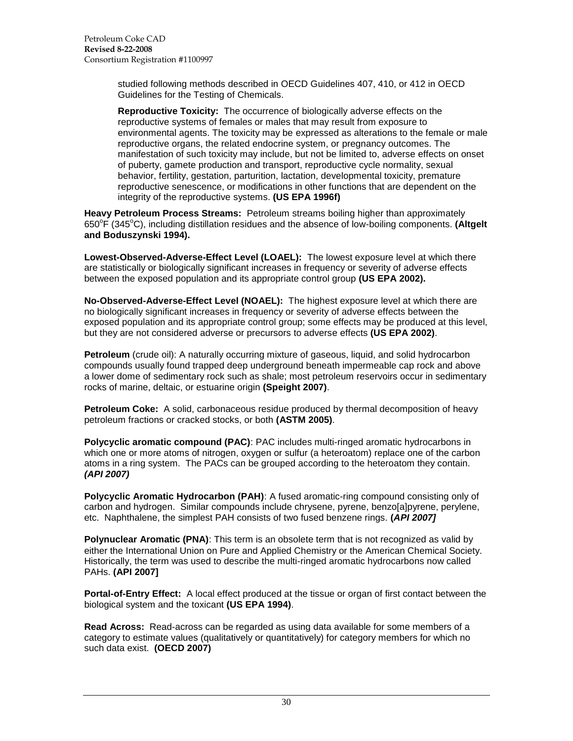studied following methods described in OECD Guidelines 407, 410, or 412 in OECD Guidelines for the Testing of Chemicals.

**Reproductive Toxicity:** The occurrence of biologically adverse effects on the reproductive systems of females or males that may result from exposure to environmental agents. The toxicity may be expressed as alterations to the female or male reproductive organs, the related endocrine system, or pregnancy outcomes. The manifestation of such toxicity may include, but not be limited to, adverse effects on onset of puberty, gamete production and transport, reproductive cycle normality, sexual behavior, fertility, gestation, parturition, lactation, developmental toxicity, premature reproductive senescence, or modifications in other functions that are dependent on the integrity of the reproductive systems. **(US EPA 1996f)**

**Heavy Petroleum Process Streams:** Petroleum streams boiling higher than approximately 650°F (345°C), including distillation residues and the absence of low-boiling components. **(Altgelt and Boduszynski 1994).**

**Lowest-Observed-Adverse-Effect Level (LOAEL):** The lowest exposure level at which there are statistically or biologically significant increases in frequency or severity of adverse effects between the exposed population and its appropriate control group **(US EPA 2002).**

**No-Observed-Adverse-Effect Level (NOAEL):** The highest exposure level at which there are no biologically significant increases in frequency or severity of adverse effects between the exposed population and its appropriate control group; some effects may be produced at this level, but they are not considered adverse or precursors to adverse effects **(US EPA 2002)**.

**Petroleum** (crude oil): A naturally occurring mixture of gaseous, liquid, and solid hydrocarbon compounds usually found trapped deep underground beneath impermeable cap rock and above a lower dome of sedimentary rock such as shale; most petroleum reservoirs occur in sedimentary rocks of marine, deltaic, or estuarine origin **(Speight 2007)**.

**Petroleum Coke:** A solid, carbonaceous residue produced by thermal decomposition of heavy petroleum fractions or cracked stocks, or both **(ASTM 2005)**.

**Polycyclic aromatic compound (PAC)**: PAC includes multi-ringed aromatic hydrocarbons in which one or more atoms of nitrogen, oxygen or sulfur (a heteroatom) replace one of the carbon atoms in a ring system. The PACs can be grouped according to the heteroatom they contain. ***(API 2007)***

**Polycyclic Aromatic Hydrocarbon (PAH)**: A fused aromatic-ring compound consisting only of carbon and hydrogen. Similar compounds include chrysene, pyrene, benzo[a]pyrene, perylene, etc. Naphthalene, the simplest PAH consists of two fused benzene rings. **(*API 2007]***

**Polynuclear Aromatic (PNA)**: This term is an obsolete term that is not recognized as valid by either the International Union on Pure and Applied Chemistry or the American Chemical Society. Historically, the term was used to describe the multi-ringed aromatic hydrocarbons now called PAHs. **(API 2007]**

**Portal-of-Entry Effect:** A local effect produced at the tissue or organ of first contact between the biological system and the toxicant **(US EPA 1994)**.

**Read Across:** Read-across can be regarded as using data available for some members of a category to estimate values (qualitatively or quantitatively) for category members for which no such data exist. **(OECD 2007)**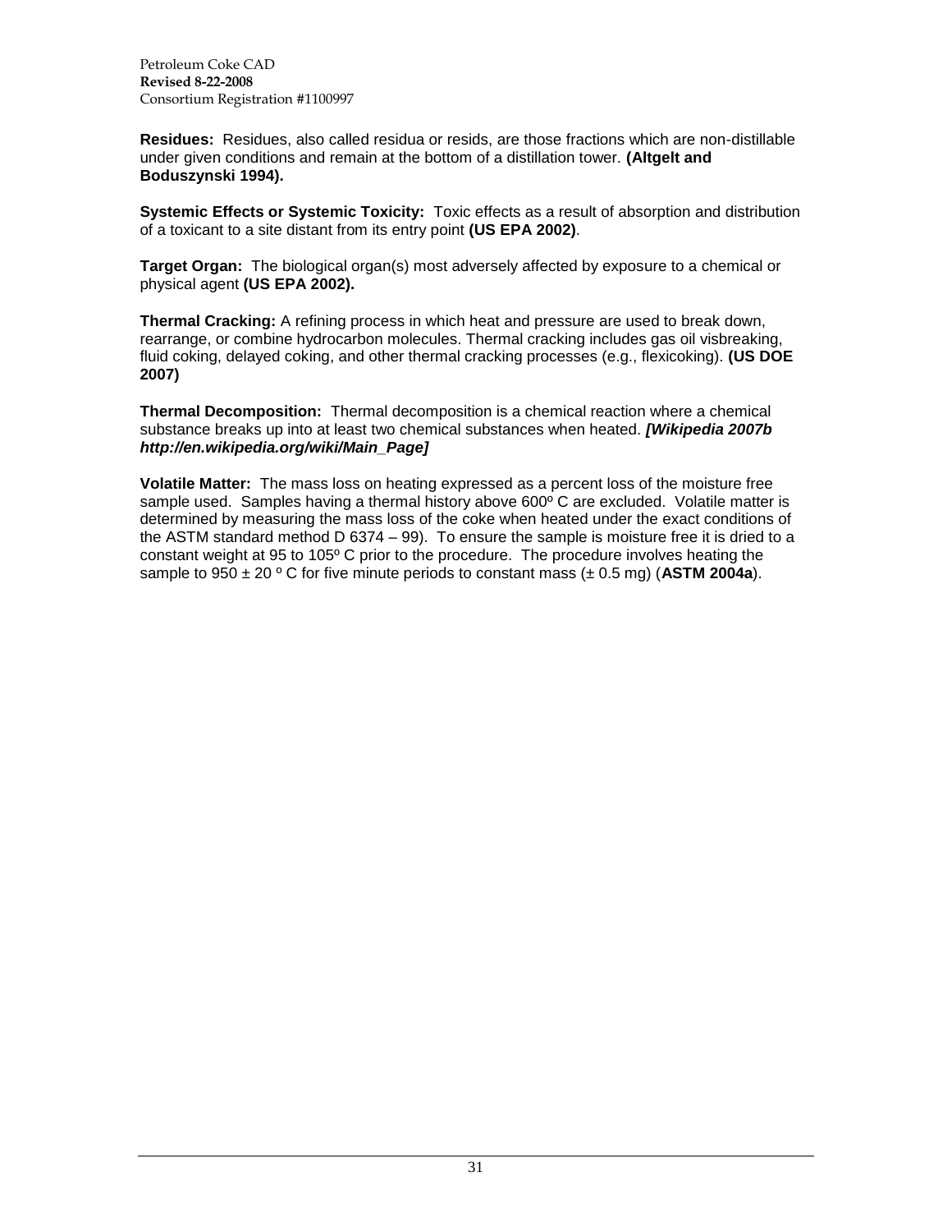**Residues:** Residues, also called residua or resids, are those fractions which are non-distillable under given conditions and remain at the bottom of a distillation tower. **(Altgelt and Boduszynski 1994).**

**Systemic Effects or Systemic Toxicity:** Toxic effects as a result of absorption and distribution of a toxicant to a site distant from its entry point **(US EPA 2002)**.

**Target Organ:** The biological organ(s) most adversely affected by exposure to a chemical or physical agent **(US EPA 2002).**

**Thermal Cracking:** A refining process in which heat and pressure are used to break down, rearrange, or combine hydrocarbon molecules. Thermal cracking includes gas oil visbreaking, fluid coking, delayed coking, and other thermal cracking processes (e.g., flexicoking). **(US DOE 2007)**

**Thermal Decomposition:** Thermal decomposition is a chemical reaction where a chemical substance breaks up into at least two chemical substances when heated. ***[Wikipedia 2007b http://en.wikipedia.org/wiki/Main_Page]***

**Volatile Matter:** The mass loss on heating expressed as a percent loss of the moisture free sample used. Samples having a thermal history above 600º C are excluded. Volatile matter is determined by measuring the mass loss of the coke when heated under the exact conditions of the ASTM standard method D 6374 – 99). To ensure the sample is moisture free it is dried to a constant weight at 95 to 105º C prior to the procedure. The procedure involves heating the sample to 950 ± 20 º C for five minute periods to constant mass (± 0.5 mg) (**ASTM 2004a**).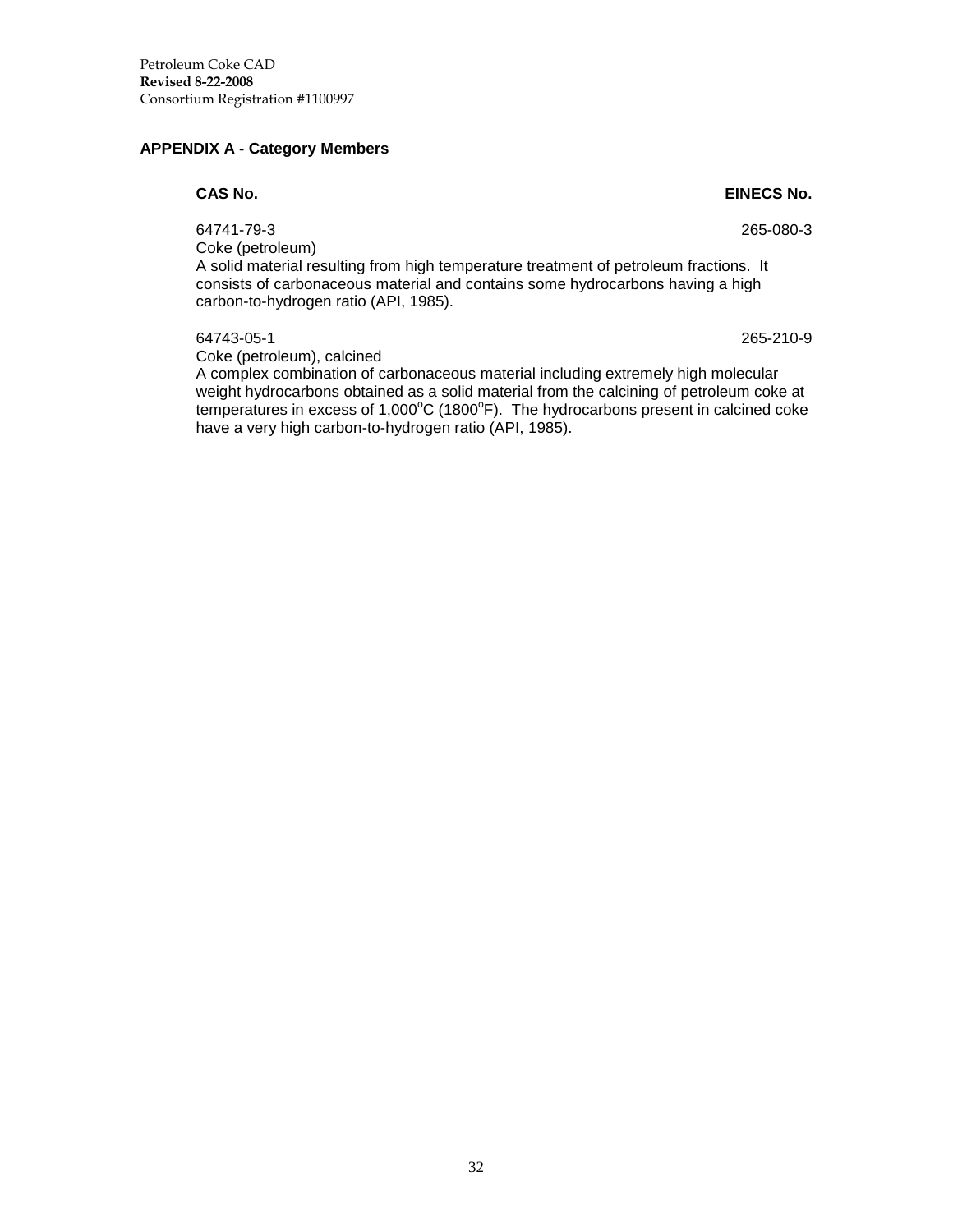## APPENDIX A - Category Members

| CAS No. | EINECS No. |
|---|---|
| 64741-79-3 | 265-080-3 |

Coke (petroleum)
A solid material resulting from high temperature treatment of petroleum fractions. It consists of carbonaceous material and contains some hydrocarbons having a high carbon-to-hydrogen ratio (API, 1985).

| CAS No. | EINECS No. |
|---|---|
| 64743-05-1 | 265-210-9 |

Coke (petroleum), calcined
A complex combination of carbonaceous material including extremely high molecular weight hydrocarbons obtained as a solid material from the calcining of petroleum coke at temperatures in excess of 1,000$^{o}$C (1800$^{o}$F). The hydrocarbons present in calcined coke have a very high carbon-to-hydrogen ratio (API, 1985).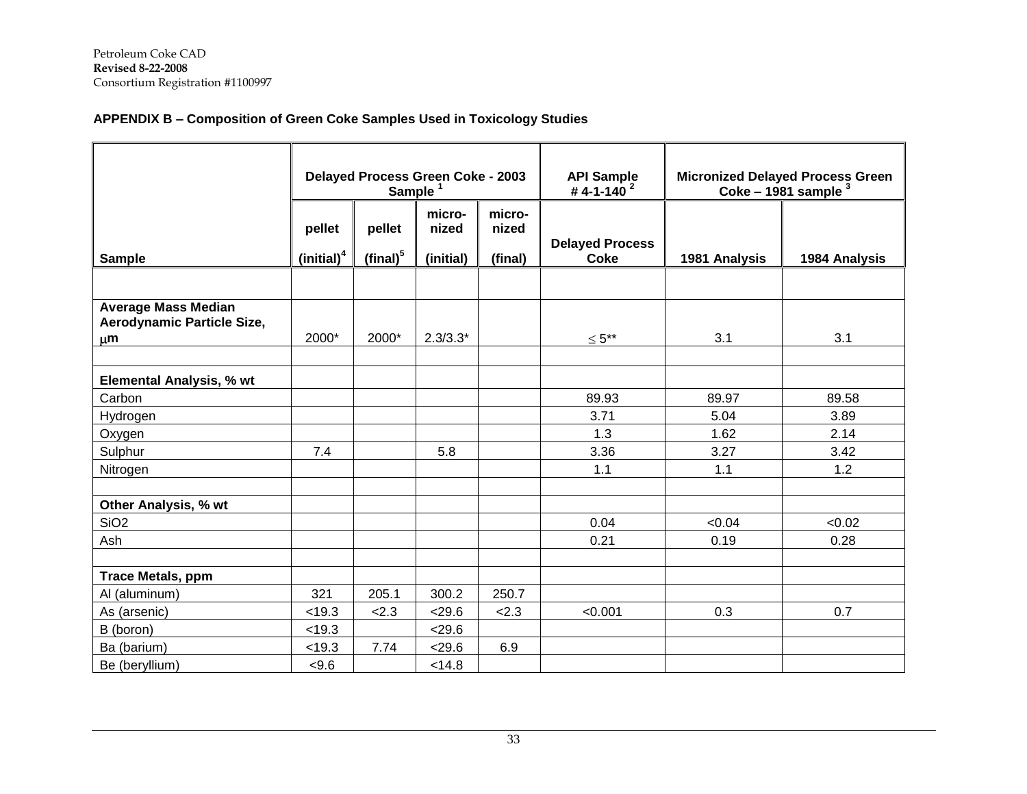## APPENDIX B – Composition of Green Coke Samples Used in Toxicology Studies

| | Delayed Process Green Coke - 2003 Sample [1] | | | | API Sample # 4-1-140 [2] | Micronized Delayed Process Green Coke – 1981 sample [3] | |
|---|---|---|---|---|---|---|---|
| **Sample** | **pellet (initial)[4]** | **pellet (final)[5]** | **micro-nized (initial)** | **micro-nized (final)** | **Delayed Process Coke** | **1981 Analysis** | **1984 Analysis** |
| | | | | | | | |
| **Average Mass Median Aerodynamic Particle Size, μm** | 2000* | 2000* | 2.3/3.3* | | ≤ 5** | 3.1 | 3.1 |
| | | | | | | | |
| **Elemental Analysis, % wt** | | | | | | | |
| Carbon | | | | | 89.93 | 89.97 | 89.58 |
| Hydrogen | | | | | 3.71 | 5.04 | 3.89 |
| Oxygen | | | | | 1.3 | 1.62 | 2.14 |
| Sulphur | 7.4 | | 5.8 | | 3.36 | 3.27 | 3.42 |
| Nitrogen | | | | | 1.1 | 1.1 | 1.2 |
| | | | | | | | |
| **Other Analysis, % wt** | | | | | | | |
| $SiO_2$ | | | | | 0.04 | <0.04 | <0.02 |
| Ash | | | | | 0.21 | 0.19 | 0.28 |
| | | | | | | | |
| **Trace Metals, ppm** | | | | | | | |
| Al (aluminum) | 321 | 205.1 | 300.2 | 250.7 | | | |
| As (arsenic) | <19.3 | <2.3 | <29.6 | <2.3 | <0.001 | 0.3 | 0.7 |
| B (boron) | <19.3 | | <29.6 | | | | |
| Ba (barium) | <19.3 | 7.74 | <29.6 | 6.9 | | | |
| Be (beryllium) | <9.6 | | <14.8 | | | | |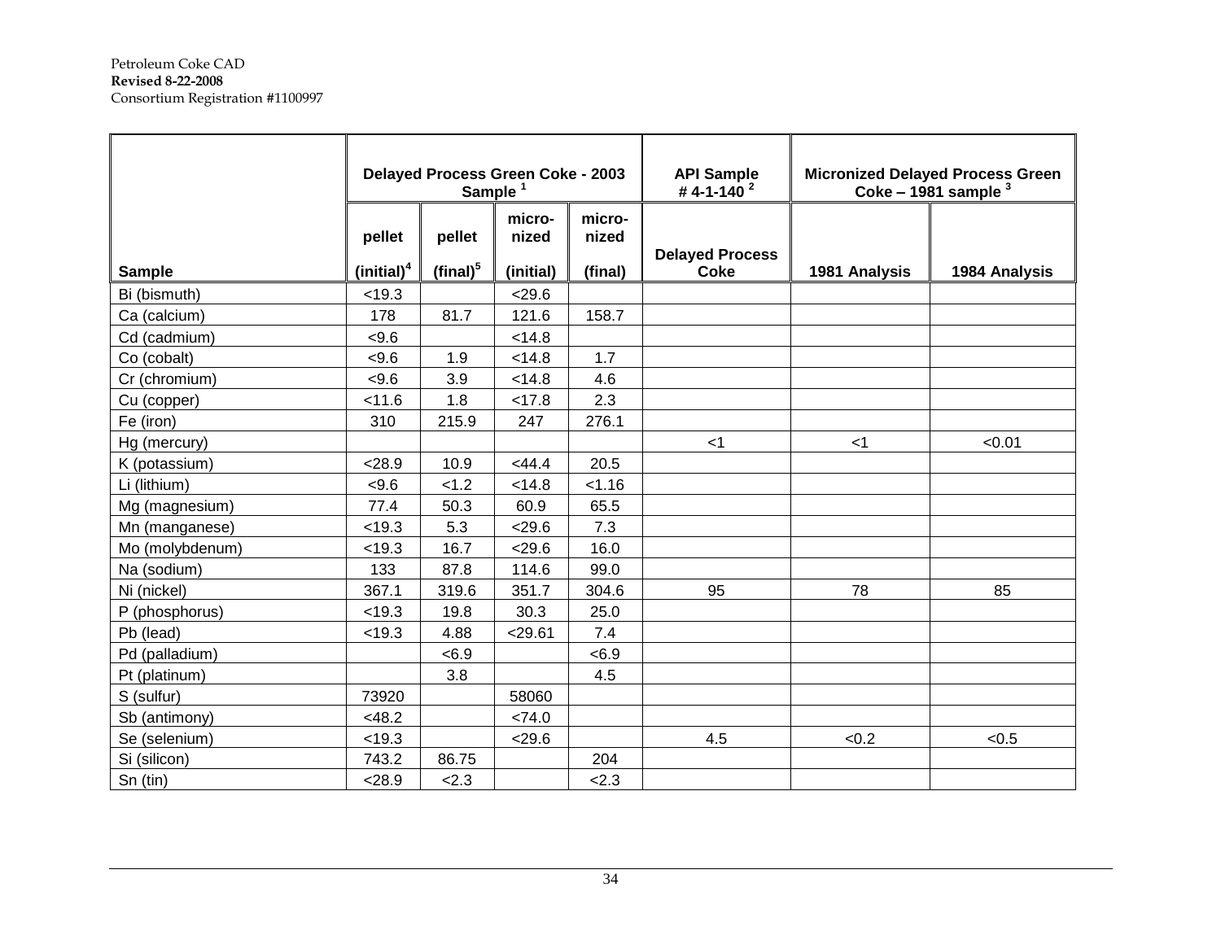| Sample | Delayed Process Green Coke - 2003 Sample [1] | | | | API Sample # 4-1-140 [2] | Micronized Delayed Process Green Coke – 1981 sample [3] | |
|---|---|---|---|---|---|---|---|
| | pellet (initial)[4] | pellet (final)[5] | micro-nized (initial) | micro-nized (final) | Delayed Process Coke | 1981 Analysis | 1984 Analysis |
| Bi (bismuth) | <19.3 | | <29.6 | | | | |
| Ca (calcium) | 178 | 81.7 | 121.6 | 158.7 | | | |
| Cd (cadmium) | <9.6 | | <14.8 | | | | |
| Co (cobalt) | <9.6 | 1.9 | <14.8 | 1.7 | | | |
| Cr (chromium) | <9.6 | 3.9 | <14.8 | 4.6 | | | |
| Cu (copper) | <11.6 | 1.8 | <17.8 | 2.3 | | | |
| Fe (iron) | 310 | 215.9 | 247 | 276.1 | | | |
| Hg (mercury) | | | | | <1 | <1 | <0.01 |
| K (potassium) | <28.9 | 10.9 | <44.4 | 20.5 | | | |
| Li (lithium) | <9.6 | <1.2 | <14.8 | <1.16 | | | |
| Mg (magnesium) | 77.4 | 50.3 | 60.9 | 65.5 | | | |
| Mn (manganese) | <19.3 | 5.3 | <29.6 | 7.3 | | | |
| Mo (molybdenum) | <19.3 | 16.7 | <29.6 | 16.0 | | | |
| Na (sodium) | 133 | 87.8 | 114.6 | 99.0 | | | |
| Ni (nickel) | 367.1 | 319.6 | 351.7 | 304.6 | 95 | 78 | 85 |
| P (phosphorus) | <19.3 | 19.8 | 30.3 | 25.0 | | | |
| Pb (lead) | <19.3 | 4.88 | <29.61 | 7.4 | | | |
| Pd (palladium) | | <6.9 | | <6.9 | | | |
| Pt (platinum) | | 3.8 | | 4.5 | | | |
| S (sulfur) | 73920 | | 58060 | | | | |
| Sb (antimony) | <48.2 | | <74.0 | | | | |
| Se (selenium) | <19.3 | | <29.6 | | 4.5 | <0.2 | <0.5 |
| Si (silicon) | 743.2 | 86.75 | | 204 | | | |
| Sn (tin) | <28.9 | <2.3 | | <2.3 | | | |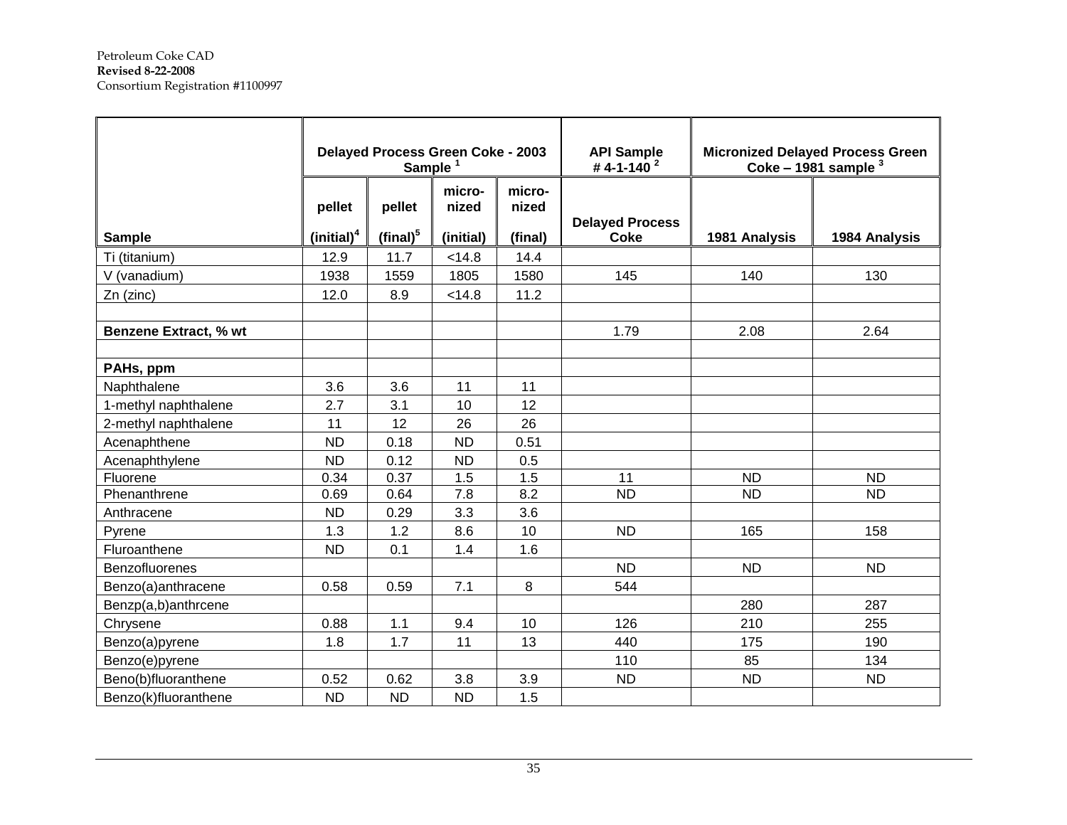| Sample | Delayed Process Green Coke - 2003 Sample [1] | | | | API Sample # 4-1-140 [2] | Micronized Delayed Process Green Coke – 1981 sample [3] | |
|---|---|---|---|---|---|---|---|
| | pellet (initial)[4] | pellet (final)[5] | micro-nized (initial) | micro-nized (final) | Delayed Process Coke | 1981 Analysis | 1984 Analysis |
| Ti (titanium) | 12.9 | 11.7 | <14.8 | 14.4 | | | |
| V (vanadium) | 1938 | 1559 | 1805 | 1580 | 145 | 140 | 130 |
| Zn (zinc) | 12.0 | 8.9 | <14.8 | 11.2 | | | |
| | | | | | | | |
| **Benzene Extract, % wt** | | | | | 1.79 | 2.08 | 2.64 |
| | | | | | | | |
| **PAHs, ppm** | | | | | | | |
| Naphthalene | 3.6 | 3.6 | 11 | 11 | | | |
| 1-methyl naphthalene | 2.7 | 3.1 | 10 | 12 | | | |
| 2-methyl naphthalene | 11 | 12 | 26 | 26 | | | |
| Acenaphthene | ND | 0.18 | ND | 0.51 | | | |
| Acenaphthylene | ND | 0.12 | ND | 0.5 | | | |
| Fluorene | 0.34 | 0.37 | 1.5 | 1.5 | 11 | ND | ND |
| Phenanthrene | 0.69 | 0.64 | 7.8 | 8.2 | ND | ND | ND |
| Anthracene | ND | 0.29 | 3.3 | 3.6 | | | |
| Pyrene | 1.3 | 1.2 | 8.6 | 10 | ND | 165 | 158 |
| Fluroanthene | ND | 0.1 | 1.4 | 1.6 | | | |
| Benzofluorenes | | | | | ND | ND | ND |
| Benzo(a)anthracene | 0.58 | 0.59 | 7.1 | 8 | 544 | | |
| Benzp(a,b)anthrcene | | | | | | 280 | 287 |
| Chrysene | 0.88 | 1.1 | 9.4 | 10 | 126 | 210 | 255 |
| Benzo(a)pyrene | 1.8 | 1.7 | 11 | 13 | 440 | 175 | 190 |
| Benzo(e)pyrene | | | | | 110 | 85 | 134 |
| Beno(b)fluoranthene | 0.52 | 0.62 | 3.8 | 3.9 | ND | ND | ND |
| Benzo(k)fluoranthene | ND | ND | ND | 1.5 | | | |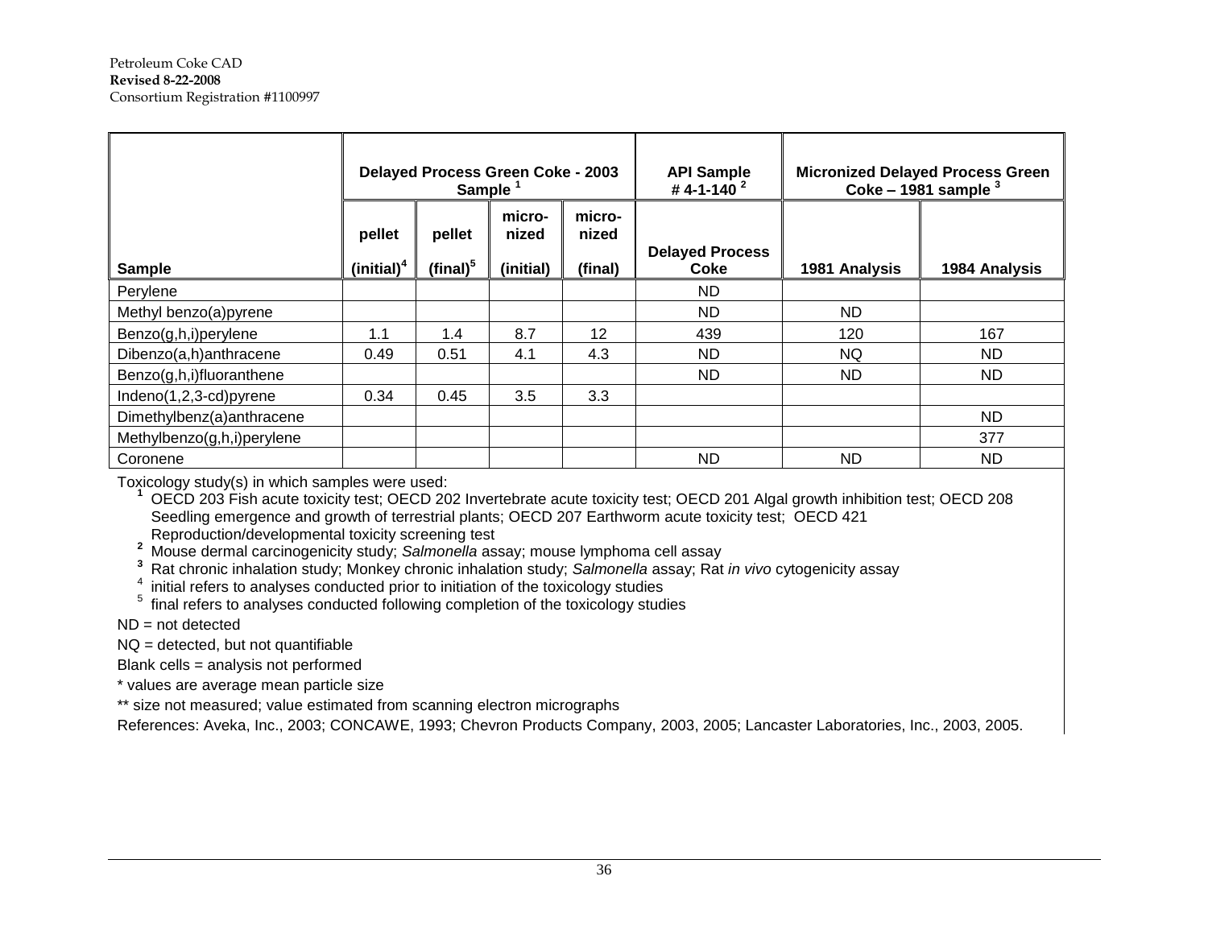| Sample | Delayed Process Green Coke - 2003 Sample [1] | | | | API Sample # 4-1-140 [2] | Micronized Delayed Process Green Coke – 1981 sample [3] | |
|---|---|---|---|---|---|---|---|
| | pellet (initial)[4] | pellet (final)[5] | micro-nized (initial) | micro-nized (final) | Delayed Process Coke | 1981 Analysis | 1984 Analysis |
| Perylene | | | | | ND | | |
| Methyl benzo(a)pyrene | | | | | ND | ND | |
| Benzo(g,h,i)perylene | 1.1 | 1.4 | 8.7 | 12 | 439 | 120 | 167 |
| Dibenzo(a,h)anthracene | 0.49 | 0.51 | 4.1 | 4.3 | ND | NQ | ND |
| Benzo(g,h,i)fluoranthene | | | | | ND | ND | ND |
| Indeno(1,2,3-cd)pyrene | 0.34 | 0.45 | 3.5 | 3.3 | | | |
| Dimethylbenz(a)anthracene | | | | | | | ND |
| Methylbenzo(g,h,i)perylene | | | | | | | 377 |
| Coronene | | | | | ND | ND | ND |

Toxicology study(s) in which samples were used:

[1] OECD 203 Fish acute toxicity test; OECD 202 Invertebrate acute toxicity test; OECD 201 Algal growth inhibition test; OECD 208 Seedling emergence and growth of terrestrial plants; OECD 207 Earthworm acute toxicity test; OECD 421 Reproduction/developmental toxicity screening test

[2] Mouse dermal carcinogenicity study; *Salmonella* assay; mouse lymphoma cell assay

[3] Rat chronic inhalation study; Monkey chronic inhalation study; *Salmonella* assay; Rat *in vivo* cytogenicity assay

[4] initial refers to analyses conducted prior to initiation of the toxicology studies

[5] final refers to analyses conducted following completion of the toxicology studies

ND = not detected

NQ = detected, but not quantifiable

Blank cells = analysis not performed

* values are average mean particle size

** size not measured; value estimated from scanning electron micrographs

References: Aveka, Inc., 2003; CONCAWE, 1993; Chevron Products Company, 2003, 2005; Lancaster Laboratories, Inc., 2003, 2005.